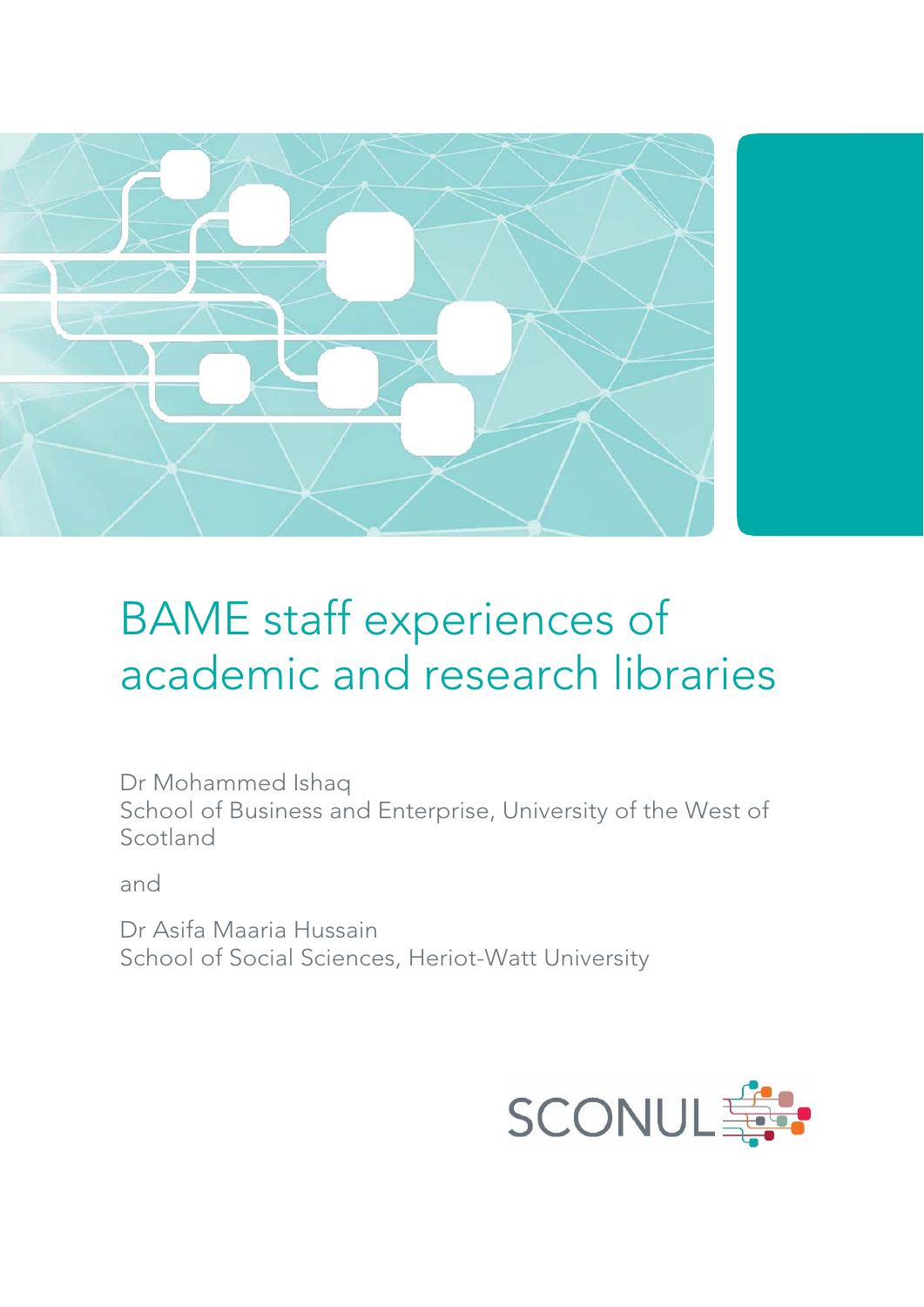# BAME staff experiences of academic and research libraries

Dr Mohammed Ishaq
School of Business and Enterprise, University of the West of Scotland

and

Dr Asifa Maaria Hussain
School of Social Sciences, Heriot-Watt University

SCONUL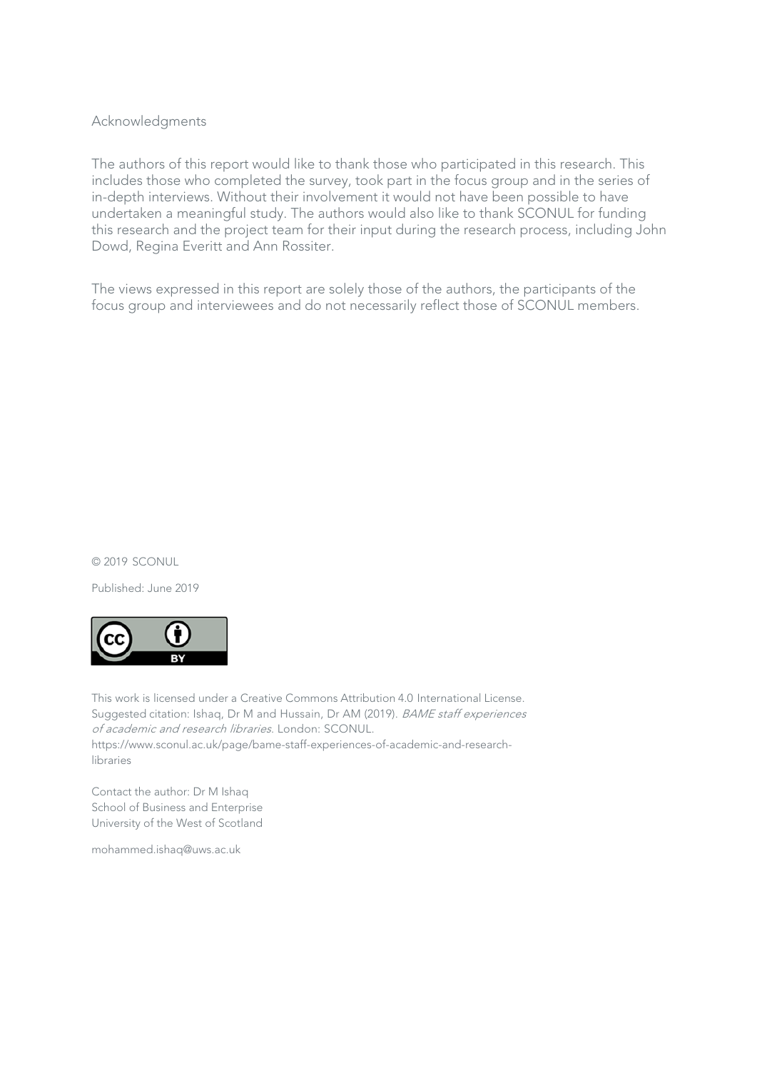## Acknowledgments

The authors of this report would like to thank those who participated in this research. This includes those who completed the survey, took part in the focus group and in the series of in-depth interviews. Without their involvement it would not have been possible to have undertaken a meaningful study. The authors would also like to thank SCONUL for funding this research and the project team for their input during the research process, including John Dowd, Regina Everitt and Ann Rossiter.

The views expressed in this report are solely those of the authors, the participants of the focus group and interviewees and do not necessarily reflect those of SCONUL members.

© 2019 SCONUL

Published: June 2019

This work is licensed under a Creative Commons Attribution 4.0 International License.
Suggested citation: Ishaq, Dr M and Hussain, Dr AM (2019). *BAME staff experiences of academic and research libraries*. London: SCONUL.
https://www.sconul.ac.uk/page/bame-staff-experiences-of-academic-and-research-libraries

Contact the author: Dr M Ishaq
School of Business and Enterprise
University of the West of Scotland

mohammed.ishaq@uws.ac.uk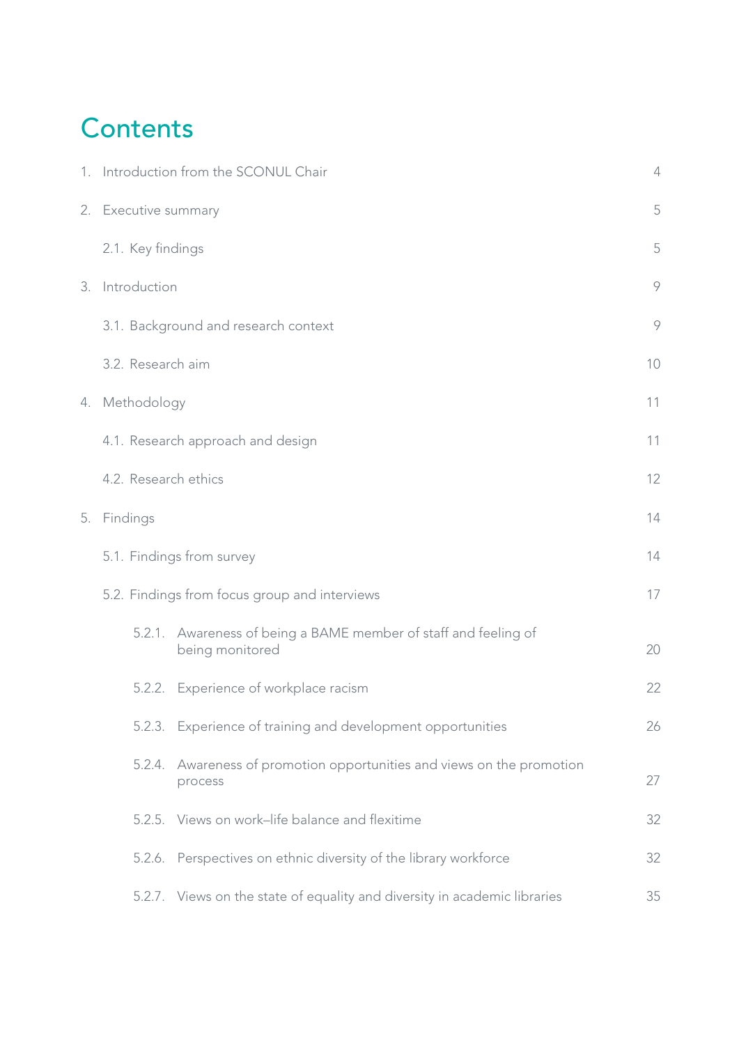# Contents

| | |
|---|---|
| 1. Introduction from the SCONUL Chair | 4 |
| 2. Executive summary | 5 |
| 2.1. Key findings | 5 |
| 3. Introduction | 9 |
| 3.1. Background and research context | 9 |
| 3.2. Research aim | 10 |
| 4. Methodology | 11 |
| 4.1. Research approach and design | 11 |
| 4.2. Research ethics | 12 |
| 5. Findings | 14 |
| 5.1. Findings from survey | 14 |
| 5.2. Findings from focus group and interviews | 17 |
| 5.2.1. Awareness of being a BAME member of staff and feeling of being monitored | 20 |
| 5.2.2. Experience of workplace racism | 22 |
| 5.2.3. Experience of training and development opportunities | 26 |
| 5.2.4. Awareness of promotion opportunities and views on the promotion process | 27 |
| 5.2.5. Views on work–life balance and flexitime | 32 |
| 5.2.6. Perspectives on ethnic diversity of the library workforce | 32 |
| 5.2.7. Views on the state of equality and diversity in academic libraries | 35 |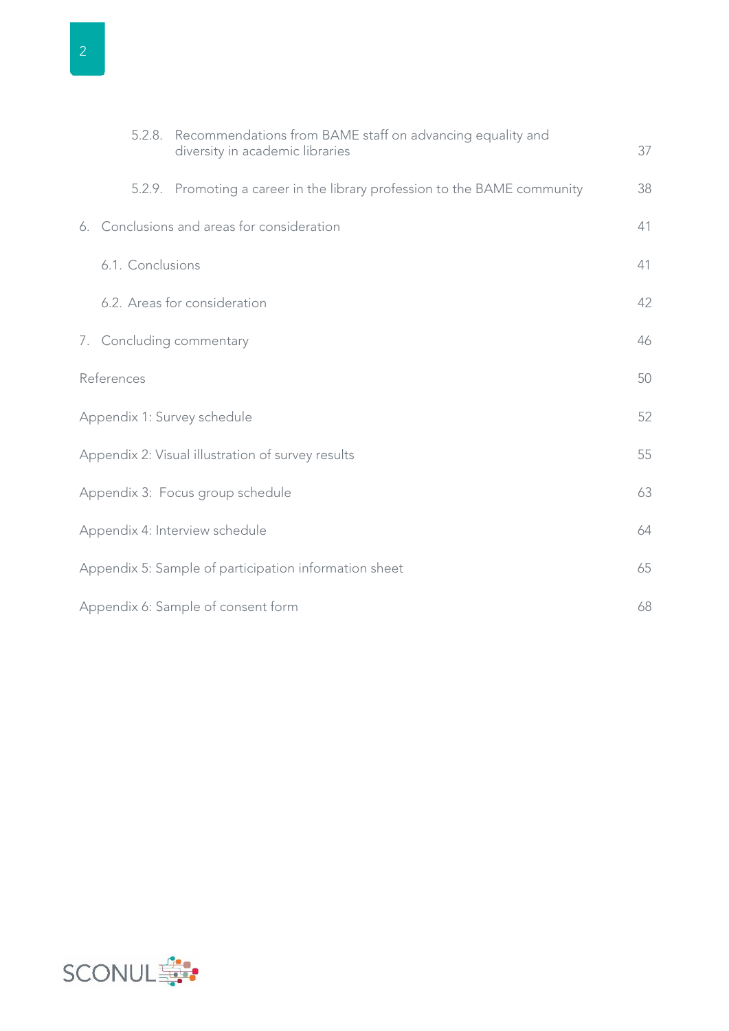| | |
|---|---|
| 5.2.8. Recommendations from BAME staff on advancing equality and diversity in academic libraries | 37 |
| 5.2.9. Promoting a career in the library profession to the BAME community | 38 |
| 6. Conclusions and areas for consideration | 41 |
| 6.1. Conclusions | 41 |
| 6.2. Areas for consideration | 42 |
| 7. Concluding commentary | 46 |
| References | 50 |
| Appendix 1: Survey schedule | 52 |
| Appendix 2: Visual illustration of survey results | 55 |
| Appendix 3: Focus group schedule | 63 |
| Appendix 4: Interview schedule | 64 |
| Appendix 5: Sample of participation information sheet | 65 |
| Appendix 6: Sample of consent form | 68 |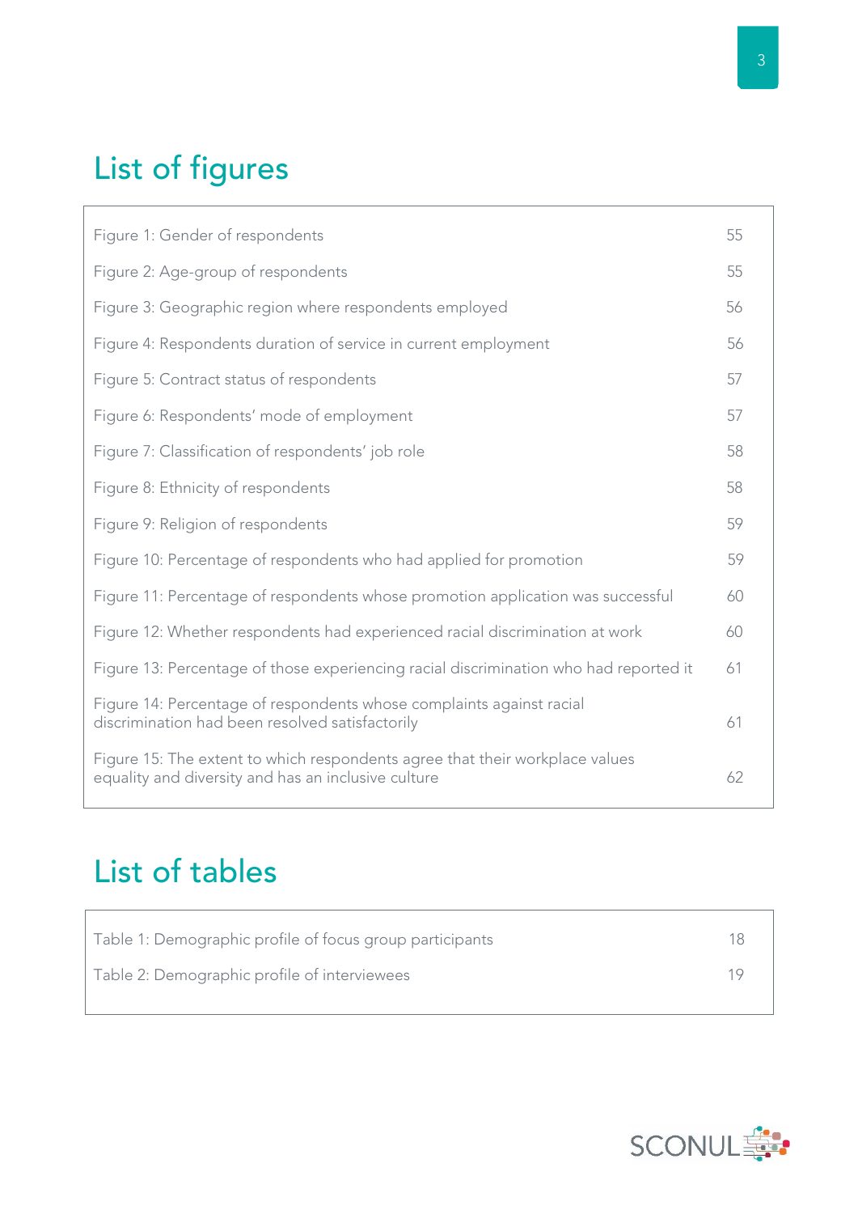## List of figures

| | |
|---|---|
| Figure 1: Gender of respondents | 55 |
| Figure 2: Age-group of respondents | 55 |
| Figure 3: Geographic region where respondents employed | 56 |
| Figure 4: Respondents duration of service in current employment | 56 |
| Figure 5: Contract status of respondents | 57 |
| Figure 6: Respondents' mode of employment | 57 |
| Figure 7: Classification of respondents' job role | 58 |
| Figure 8: Ethnicity of respondents | 58 |
| Figure 9: Religion of respondents | 59 |
| Figure 10: Percentage of respondents who had applied for promotion | 59 |
| Figure 11: Percentage of respondents whose promotion application was successful | 60 |
| Figure 12: Whether respondents had experienced racial discrimination at work | 60 |
| Figure 13: Percentage of those experiencing racial discrimination who had reported it | 61 |
| Figure 14: Percentage of respondents whose complaints against racial discrimination had been resolved satisfactorily | 61 |
| Figure 15: The extent to which respondents agree that their workplace values equality and diversity and has an inclusive culture | 62 |

## List of tables

| | |
|---|---|
| Table 1: Demographic profile of focus group participants | 18 |
| Table 2: Demographic profile of interviewees | 19 |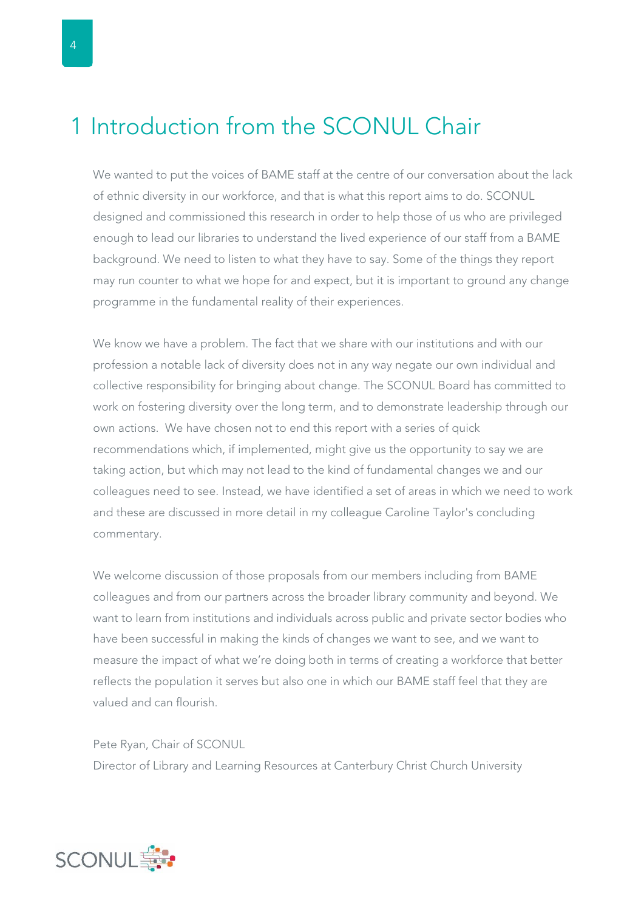# 1 Introduction from the SCONUL Chair

We wanted to put the voices of BAME staff at the centre of our conversation about the lack of ethnic diversity in our workforce, and that is what this report aims to do. SCONUL designed and commissioned this research in order to help those of us who are privileged enough to lead our libraries to understand the lived experience of our staff from a BAME background. We need to listen to what they have to say. Some of the things they report may run counter to what we hope for and expect, but it is important to ground any change programme in the fundamental reality of their experiences.

We know we have a problem. The fact that we share with our institutions and with our profession a notable lack of diversity does not in any way negate our own individual and collective responsibility for bringing about change. The SCONUL Board has committed to work on fostering diversity over the long term, and to demonstrate leadership through our own actions. We have chosen not to end this report with a series of quick recommendations which, if implemented, might give us the opportunity to say we are taking action, but which may not lead to the kind of fundamental changes we and our colleagues need to see. Instead, we have identified a set of areas in which we need to work and these are discussed in more detail in my colleague Caroline Taylor's concluding commentary.

We welcome discussion of those proposals from our members including from BAME colleagues and from our partners across the broader library community and beyond. We want to learn from institutions and individuals across public and private sector bodies who have been successful in making the kinds of changes we want to see, and we want to measure the impact of what we're doing both in terms of creating a workforce that better reflects the population it serves but also one in which our BAME staff feel that they are valued and can flourish.

Pete Ryan, Chair of SCONUL
Director of Library and Learning Resources at Canterbury Christ Church University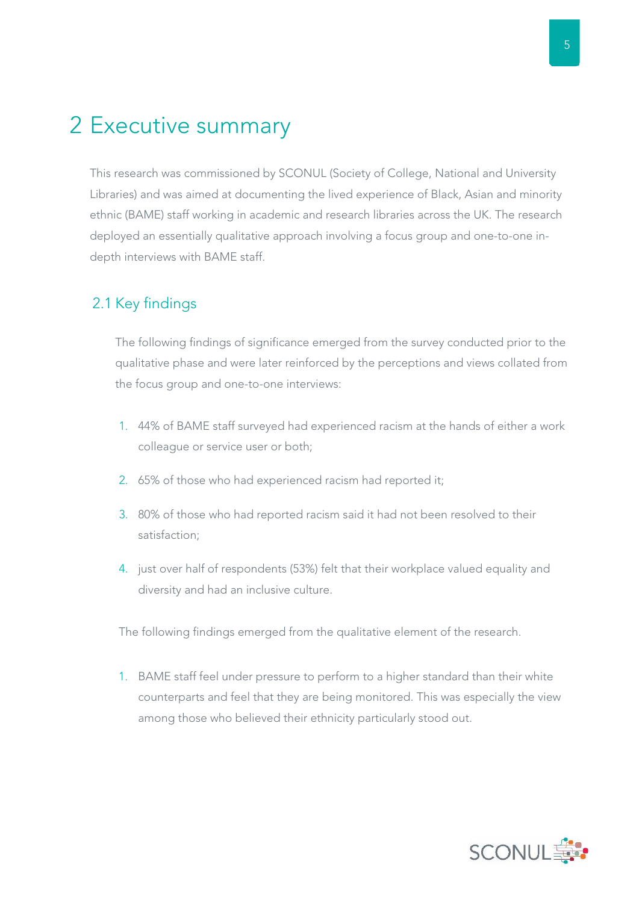# 2 Executive summary

This research was commissioned by SCONUL (Society of College, National and University Libraries) and was aimed at documenting the lived experience of Black, Asian and minority ethnic (BAME) staff working in academic and research libraries across the UK. The research deployed an essentially qualitative approach involving a focus group and one-to-one in-depth interviews with BAME staff.

## 2.1 Key findings

The following findings of significance emerged from the survey conducted prior to the qualitative phase and were later reinforced by the perceptions and views collated from the focus group and one-to-one interviews:

1. 44% of BAME staff surveyed had experienced racism at the hands of either a work colleague or service user or both;
2. 65% of those who had experienced racism had reported it;
3. 80% of those who had reported racism said it had not been resolved to their satisfaction;
4. just over half of respondents (53%) felt that their workplace valued equality and diversity and had an inclusive culture.

The following findings emerged from the qualitative element of the research.

1. BAME staff feel under pressure to perform to a higher standard than their white counterparts and feel that they are being monitored. This was especially the view among those who believed their ethnicity particularly stood out.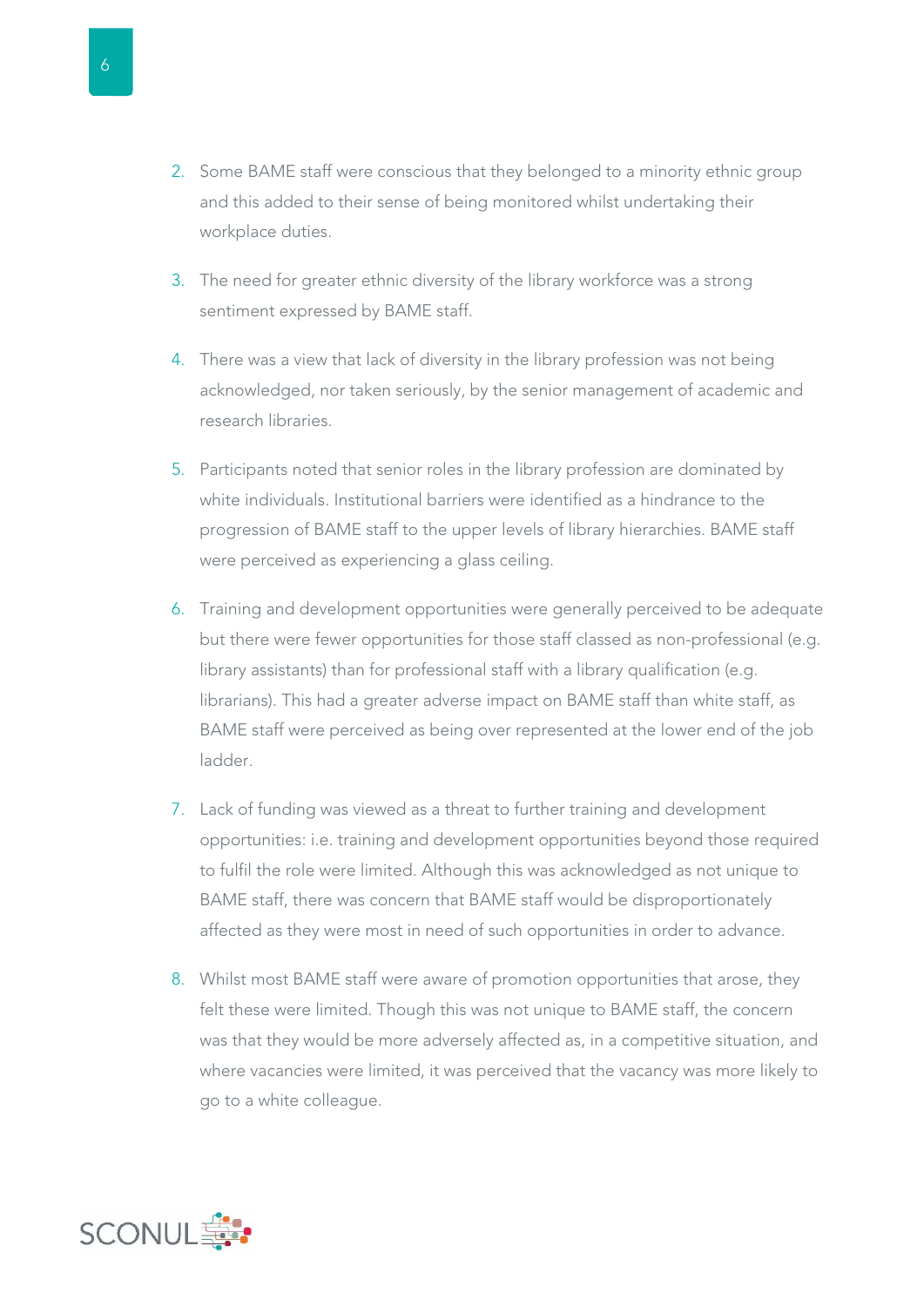2. Some BAME staff were conscious that they belonged to a minority ethnic group and this added to their sense of being monitored whilst undertaking their workplace duties.

3. The need for greater ethnic diversity of the library workforce was a strong sentiment expressed by BAME staff.

4. There was a view that lack of diversity in the library profession was not being acknowledged, nor taken seriously, by the senior management of academic and research libraries.

5. Participants noted that senior roles in the library profession are dominated by white individuals. Institutional barriers were identified as a hindrance to the progression of BAME staff to the upper levels of library hierarchies. BAME staff were perceived as experiencing a glass ceiling.

6. Training and development opportunities were generally perceived to be adequate but there were fewer opportunities for those staff classed as non-professional (e.g. library assistants) than for professional staff with a library qualification (e.g. librarians). This had a greater adverse impact on BAME staff than white staff, as BAME staff were perceived as being over represented at the lower end of the job ladder.

7. Lack of funding was viewed as a threat to further training and development opportunities: i.e. training and development opportunities beyond those required to fulfil the role were limited. Although this was acknowledged as not unique to BAME staff, there was concern that BAME staff would be disproportionately affected as they were most in need of such opportunities in order to advance.

8. Whilst most BAME staff were aware of promotion opportunities that arose, they felt these were limited. Though this was not unique to BAME staff, the concern was that they would be more adversely affected as, in a competitive situation, and where vacancies were limited, it was perceived that the vacancy was more likely to go to a white colleague.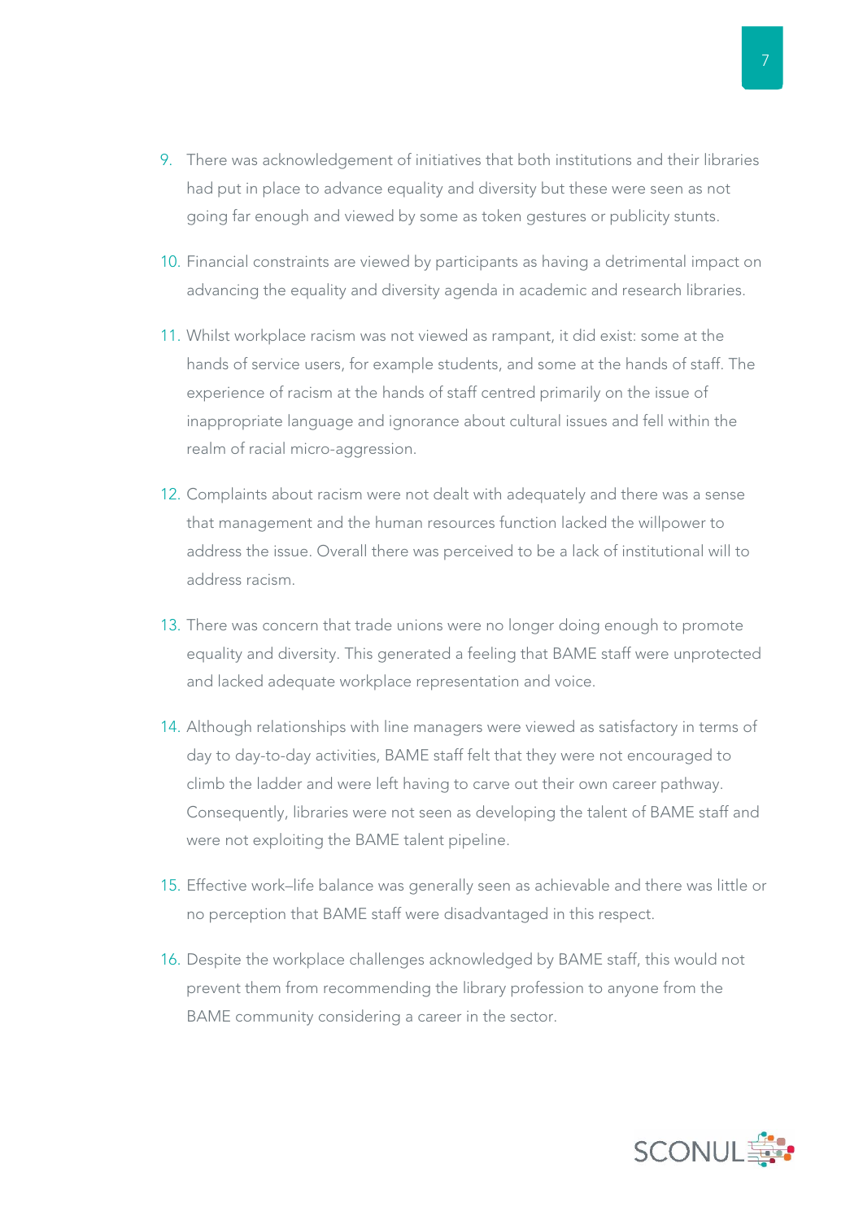9. There was acknowledgement of initiatives that both institutions and their libraries had put in place to advance equality and diversity but these were seen as not going far enough and viewed by some as token gestures or publicity stunts.

10. Financial constraints are viewed by participants as having a detrimental impact on advancing the equality and diversity agenda in academic and research libraries.

11. Whilst workplace racism was not viewed as rampant, it did exist: some at the hands of service users, for example students, and some at the hands of staff. The experience of racism at the hands of staff centred primarily on the issue of inappropriate language and ignorance about cultural issues and fell within the realm of racial micro-aggression.

12. Complaints about racism were not dealt with adequately and there was a sense that management and the human resources function lacked the willpower to address the issue. Overall there was perceived to be a lack of institutional will to address racism.

13. There was concern that trade unions were no longer doing enough to promote equality and diversity. This generated a feeling that BAME staff were unprotected and lacked adequate workplace representation and voice.

14. Although relationships with line managers were viewed as satisfactory in terms of day to day-to-day activities, BAME staff felt that they were not encouraged to climb the ladder and were left having to carve out their own career pathway. Consequently, libraries were not seen as developing the talent of BAME staff and were not exploiting the BAME talent pipeline.

15. Effective work–life balance was generally seen as achievable and there was little or no perception that BAME staff were disadvantaged in this respect.

16. Despite the workplace challenges acknowledged by BAME staff, this would not prevent them from recommending the library profession to anyone from the BAME community considering a career in the sector.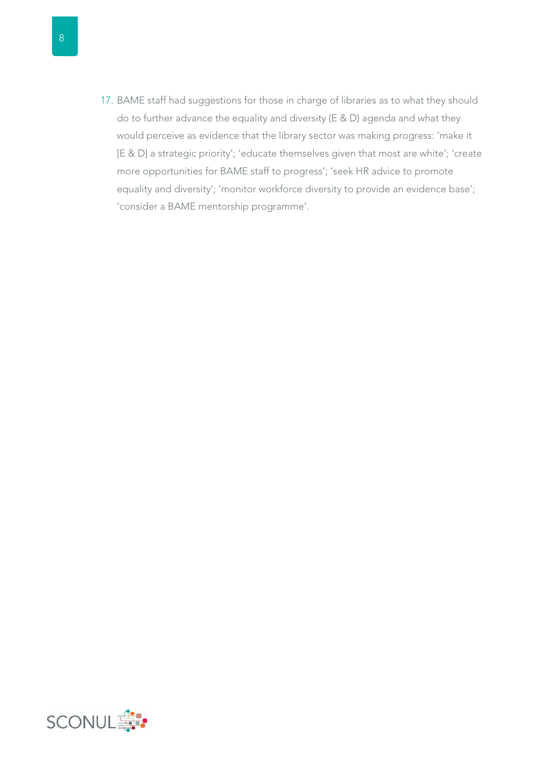17. BAME staff had suggestions for those in charge of libraries as to what they should do to further advance the equality and diversity (E & D) agenda and what they would perceive as evidence that the library sector was making progress: 'make it [E & D] a strategic priority'; 'educate themselves given that most are white'; 'create more opportunities for BAME staff to progress'; 'seek HR advice to promote equality and diversity'; 'monitor workforce diversity to provide an evidence base'; 'consider a BAME mentorship programme'.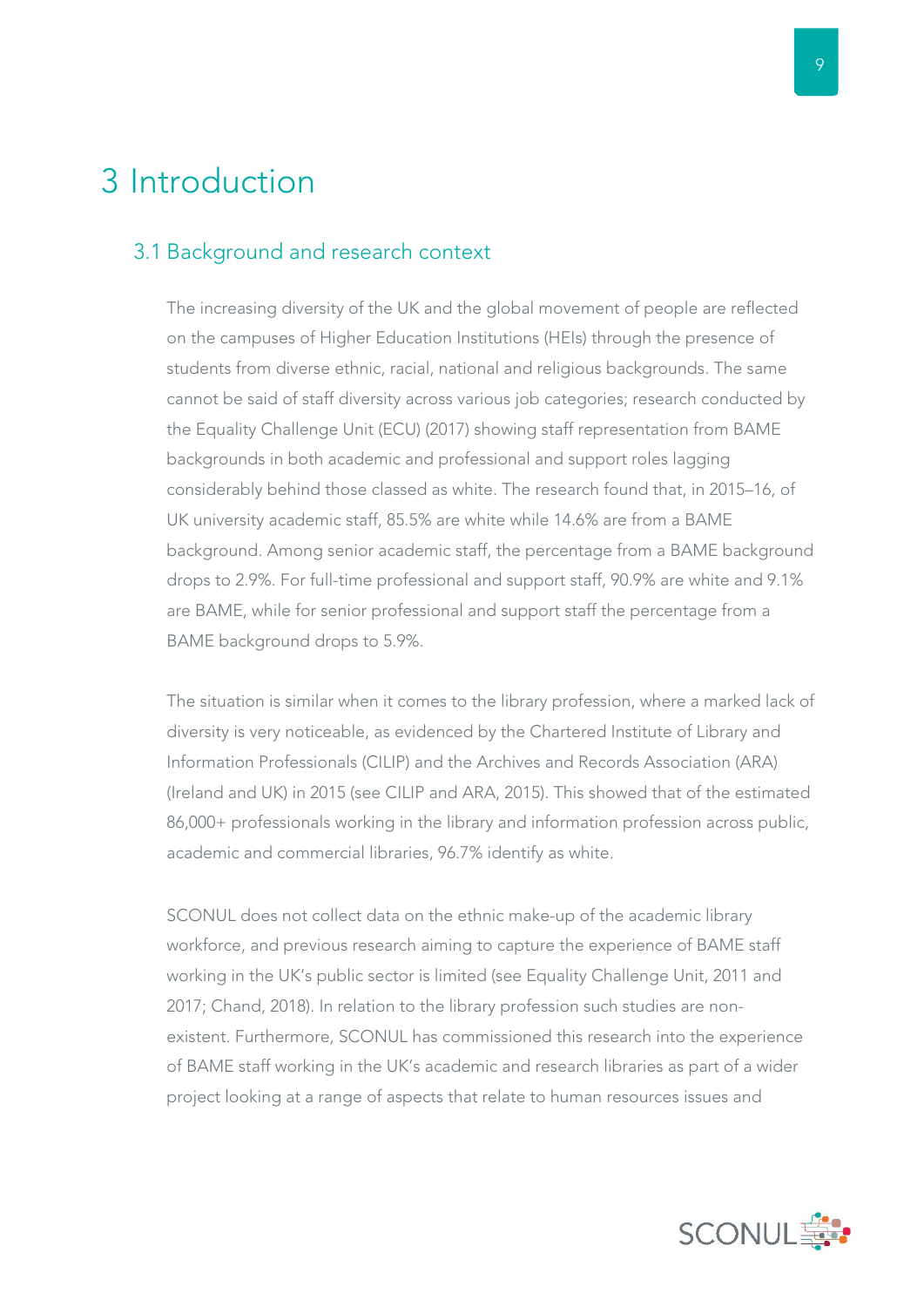# 3 Introduction

## 3.1 Background and research context

The increasing diversity of the UK and the global movement of people are reflected on the campuses of Higher Education Institutions (HEIs) through the presence of students from diverse ethnic, racial, national and religious backgrounds. The same cannot be said of staff diversity across various job categories; research conducted by the Equality Challenge Unit (ECU) (2017) showing staff representation from BAME backgrounds in both academic and professional and support roles lagging considerably behind those classed as white. The research found that, in 2015–16, of UK university academic staff, 85.5% are white while 14.6% are from a BAME background. Among senior academic staff, the percentage from a BAME background drops to 2.9%. For full-time professional and support staff, 90.9% are white and 9.1% are BAME, while for senior professional and support staff the percentage from a BAME background drops to 5.9%.

The situation is similar when it comes to the library profession, where a marked lack of diversity is very noticeable, as evidenced by the Chartered Institute of Library and Information Professionals (CILIP) and the Archives and Records Association (ARA) (Ireland and UK) in 2015 (see CILIP and ARA, 2015). This showed that of the estimated 86,000+ professionals working in the library and information profession across public, academic and commercial libraries, 96.7% identify as white.

SCONUL does not collect data on the ethnic make-up of the academic library workforce, and previous research aiming to capture the experience of BAME staff working in the UK's public sector is limited (see Equality Challenge Unit, 2011 and 2017; Chand, 2018). In relation to the library profession such studies are non-existent. Furthermore, SCONUL has commissioned this research into the experience of BAME staff working in the UK's academic and research libraries as part of a wider project looking at a range of aspects that relate to human resources issues and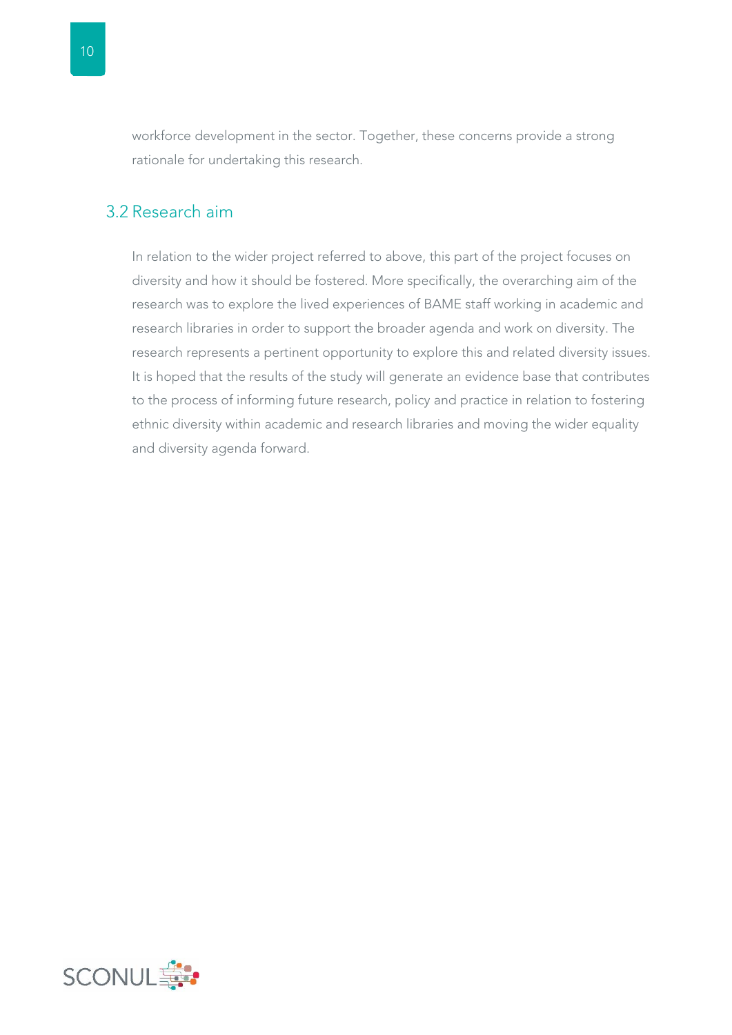workforce development in the sector. Together, these concerns provide a strong rationale for undertaking this research.

## 3.2 Research aim

In relation to the wider project referred to above, this part of the project focuses on diversity and how it should be fostered. More specifically, the overarching aim of the research was to explore the lived experiences of BAME staff working in academic and research libraries in order to support the broader agenda and work on diversity. The research represents a pertinent opportunity to explore this and related diversity issues. It is hoped that the results of the study will generate an evidence base that contributes to the process of informing future research, policy and practice in relation to fostering ethnic diversity within academic and research libraries and moving the wider equality and diversity agenda forward.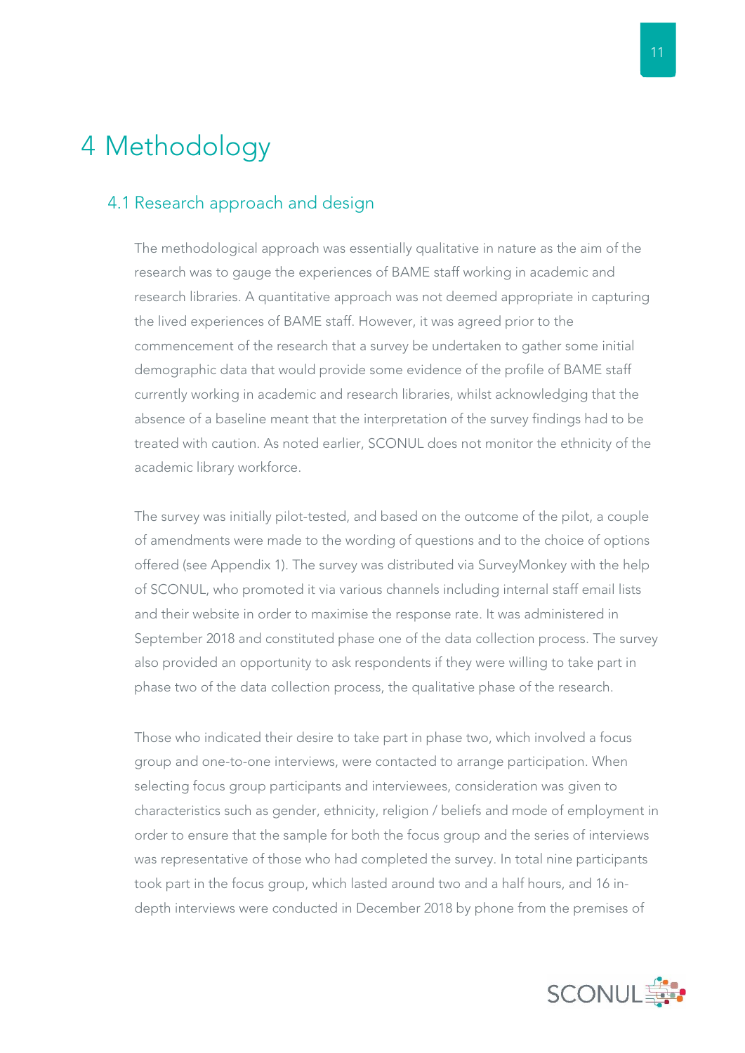# 4 Methodology

## 4.1 Research approach and design

The methodological approach was essentially qualitative in nature as the aim of the research was to gauge the experiences of BAME staff working in academic and research libraries. A quantitative approach was not deemed appropriate in capturing the lived experiences of BAME staff. However, it was agreed prior to the commencement of the research that a survey be undertaken to gather some initial demographic data that would provide some evidence of the profile of BAME staff currently working in academic and research libraries, whilst acknowledging that the absence of a baseline meant that the interpretation of the survey findings had to be treated with caution. As noted earlier, SCONUL does not monitor the ethnicity of the academic library workforce.

The survey was initially pilot-tested, and based on the outcome of the pilot, a couple of amendments were made to the wording of questions and to the choice of options offered (see Appendix 1). The survey was distributed via SurveyMonkey with the help of SCONUL, who promoted it via various channels including internal staff email lists and their website in order to maximise the response rate. It was administered in September 2018 and constituted phase one of the data collection process. The survey also provided an opportunity to ask respondents if they were willing to take part in phase two of the data collection process, the qualitative phase of the research.

Those who indicated their desire to take part in phase two, which involved a focus group and one-to-one interviews, were contacted to arrange participation. When selecting focus group participants and interviewees, consideration was given to characteristics such as gender, ethnicity, religion / beliefs and mode of employment in order to ensure that the sample for both the focus group and the series of interviews was representative of those who had completed the survey. In total nine participants took part in the focus group, which lasted around two and a half hours, and 16 in-depth interviews were conducted in December 2018 by phone from the premises of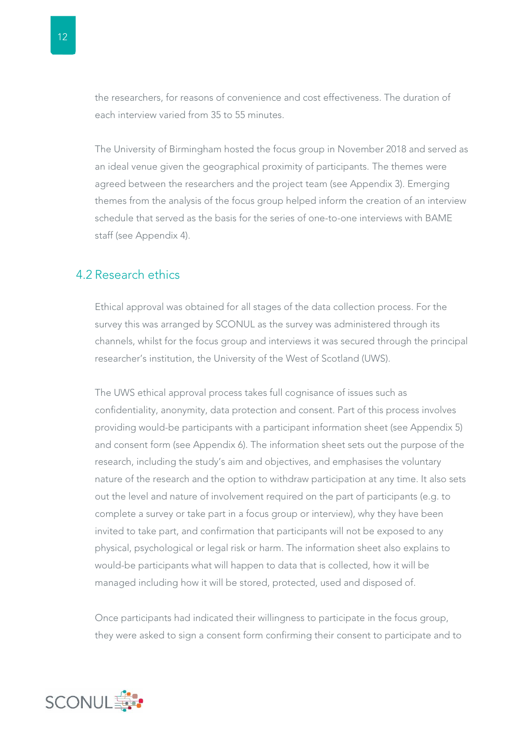the researchers, for reasons of convenience and cost effectiveness. The duration of each interview varied from 35 to 55 minutes.

The University of Birmingham hosted the focus group in November 2018 and served as an ideal venue given the geographical proximity of participants. The themes were agreed between the researchers and the project team (see Appendix 3). Emerging themes from the analysis of the focus group helped inform the creation of an interview schedule that served as the basis for the series of one-to-one interviews with BAME staff (see Appendix 4).

## 4.2 Research ethics

Ethical approval was obtained for all stages of the data collection process. For the survey this was arranged by SCONUL as the survey was administered through its channels, whilst for the focus group and interviews it was secured through the principal researcher's institution, the University of the West of Scotland (UWS).

The UWS ethical approval process takes full cognisance of issues such as confidentiality, anonymity, data protection and consent. Part of this process involves providing would-be participants with a participant information sheet (see Appendix 5) and consent form (see Appendix 6). The information sheet sets out the purpose of the research, including the study's aim and objectives, and emphasises the voluntary nature of the research and the option to withdraw participation at any time. It also sets out the level and nature of involvement required on the part of participants (e.g. to complete a survey or take part in a focus group or interview), why they have been invited to take part, and confirmation that participants will not be exposed to any physical, psychological or legal risk or harm. The information sheet also explains to would-be participants what will happen to data that is collected, how it will be managed including how it will be stored, protected, used and disposed of.

Once participants had indicated their willingness to participate in the focus group, they were asked to sign a consent form confirming their consent to participate and to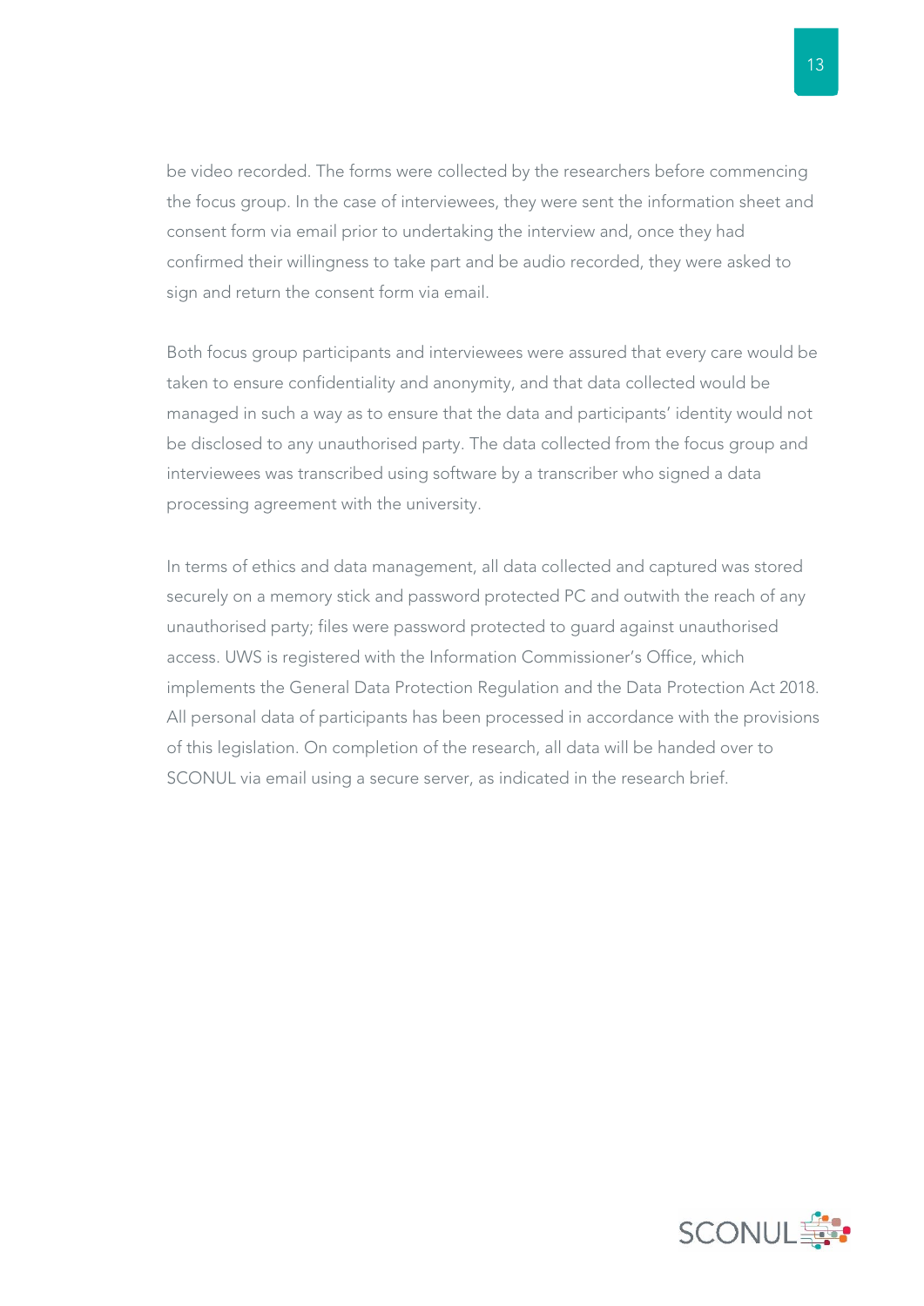be video recorded. The forms were collected by the researchers before commencing the focus group. In the case of interviewees, they were sent the information sheet and consent form via email prior to undertaking the interview and, once they had confirmed their willingness to take part and be audio recorded, they were asked to sign and return the consent form via email.

Both focus group participants and interviewees were assured that every care would be taken to ensure confidentiality and anonymity, and that data collected would be managed in such a way as to ensure that the data and participants' identity would not be disclosed to any unauthorised party. The data collected from the focus group and interviewees was transcribed using software by a transcriber who signed a data processing agreement with the university.

In terms of ethics and data management, all data collected and captured was stored securely on a memory stick and password protected PC and outwith the reach of any unauthorised party; files were password protected to guard against unauthorised access. UWS is registered with the Information Commissioner's Office, which implements the General Data Protection Regulation and the Data Protection Act 2018. All personal data of participants has been processed in accordance with the provisions of this legislation. On completion of the research, all data will be handed over to SCONUL via email using a secure server, as indicated in the research brief.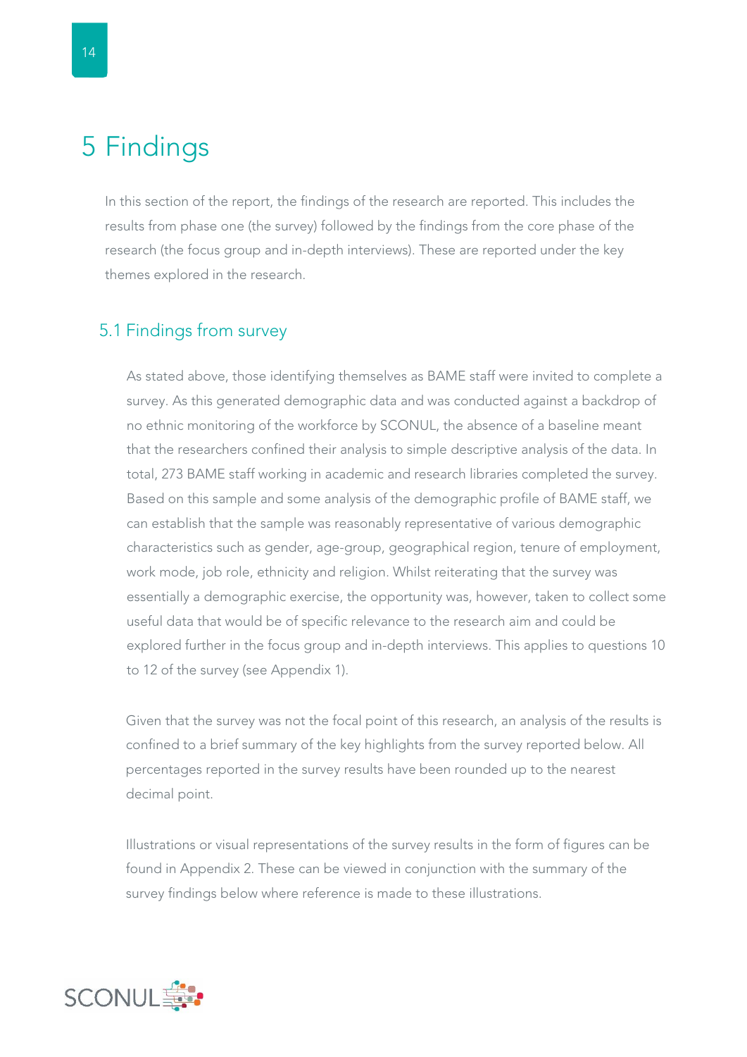# 5 Findings

In this section of the report, the findings of the research are reported. This includes the results from phase one (the survey) followed by the findings from the core phase of the research (the focus group and in-depth interviews). These are reported under the key themes explored in the research.

## 5.1 Findings from survey

As stated above, those identifying themselves as BAME staff were invited to complete a survey. As this generated demographic data and was conducted against a backdrop of no ethnic monitoring of the workforce by SCONUL, the absence of a baseline meant that the researchers confined their analysis to simple descriptive analysis of the data. In total, 273 BAME staff working in academic and research libraries completed the survey. Based on this sample and some analysis of the demographic profile of BAME staff, we can establish that the sample was reasonably representative of various demographic characteristics such as gender, age-group, geographical region, tenure of employment, work mode, job role, ethnicity and religion. Whilst reiterating that the survey was essentially a demographic exercise, the opportunity was, however, taken to collect some useful data that would be of specific relevance to the research aim and could be explored further in the focus group and in-depth interviews. This applies to questions 10 to 12 of the survey (see Appendix 1).

Given that the survey was not the focal point of this research, an analysis of the results is confined to a brief summary of the key highlights from the survey reported below. All percentages reported in the survey results have been rounded up to the nearest decimal point.

Illustrations or visual representations of the survey results in the form of figures can be found in Appendix 2. These can be viewed in conjunction with the summary of the survey findings below where reference is made to these illustrations.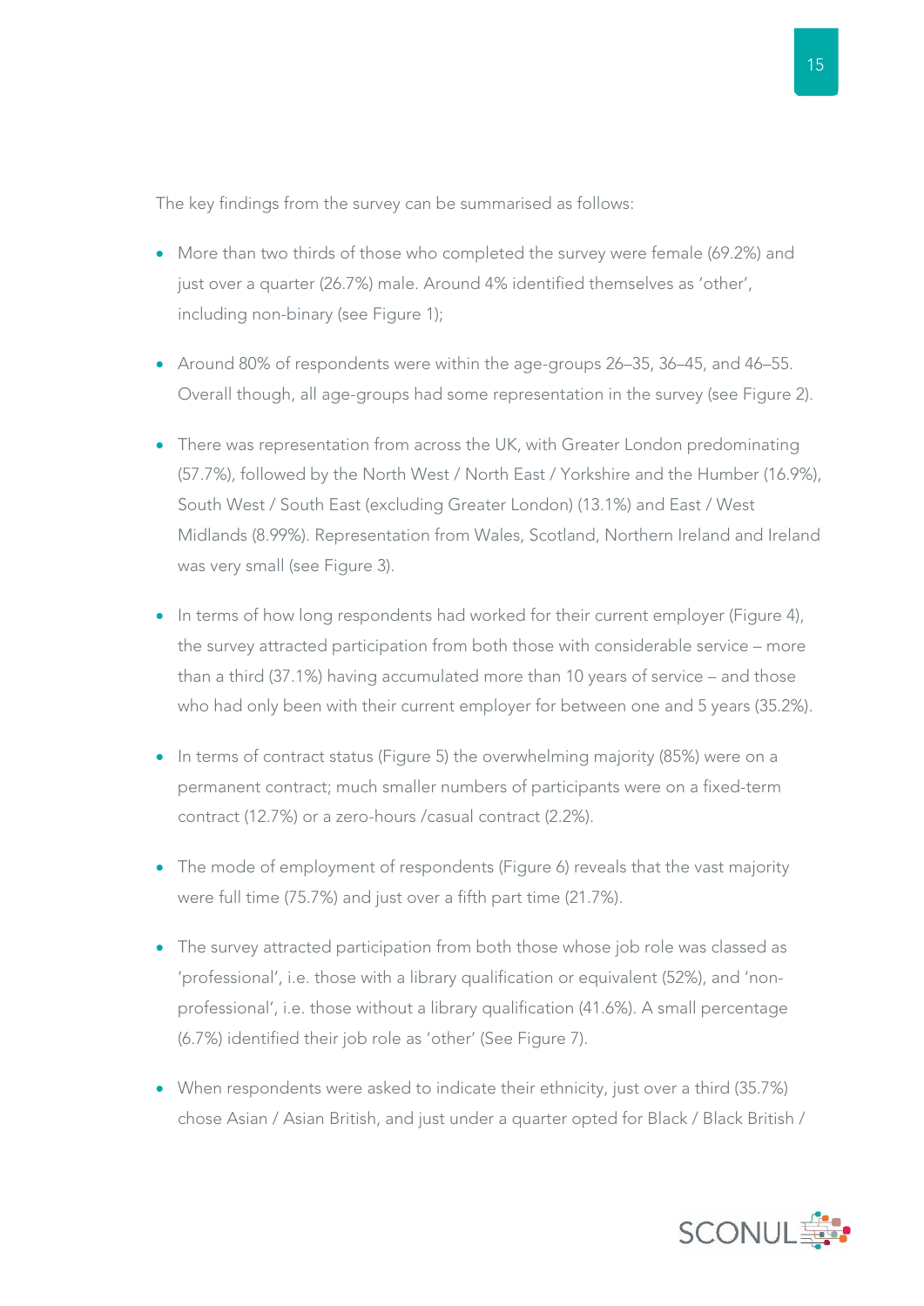The key findings from the survey can be summarised as follows:

- More than two thirds of those who completed the survey were female (69.2%) and just over a quarter (26.7%) male. Around 4% identified themselves as 'other', including non-binary (see Figure 1);
- Around 80% of respondents were within the age-groups 26–35, 36–45, and 46–55. Overall though, all age-groups had some representation in the survey (see Figure 2).
- There was representation from across the UK, with Greater London predominating (57.7%), followed by the North West / North East / Yorkshire and the Humber (16.9%), South West / South East (excluding Greater London) (13.1%) and East / West Midlands (8.99%). Representation from Wales, Scotland, Northern Ireland and Ireland was very small (see Figure 3).
- In terms of how long respondents had worked for their current employer (Figure 4), the survey attracted participation from both those with considerable service – more than a third (37.1%) having accumulated more than 10 years of service – and those who had only been with their current employer for between one and 5 years (35.2%).
- In terms of contract status (Figure 5) the overwhelming majority (85%) were on a permanent contract; much smaller numbers of participants were on a fixed-term contract (12.7%) or a zero-hours /casual contract (2.2%).
- The mode of employment of respondents (Figure 6) reveals that the vast majority were full time (75.7%) and just over a fifth part time (21.7%).
- The survey attracted participation from both those whose job role was classed as 'professional', i.e. those with a library qualification or equivalent (52%), and 'non-professional', i.e. those without a library qualification (41.6%). A small percentage (6.7%) identified their job role as 'other' (See Figure 7).
- When respondents were asked to indicate their ethnicity, just over a third (35.7%) chose Asian / Asian British, and just under a quarter opted for Black / Black British /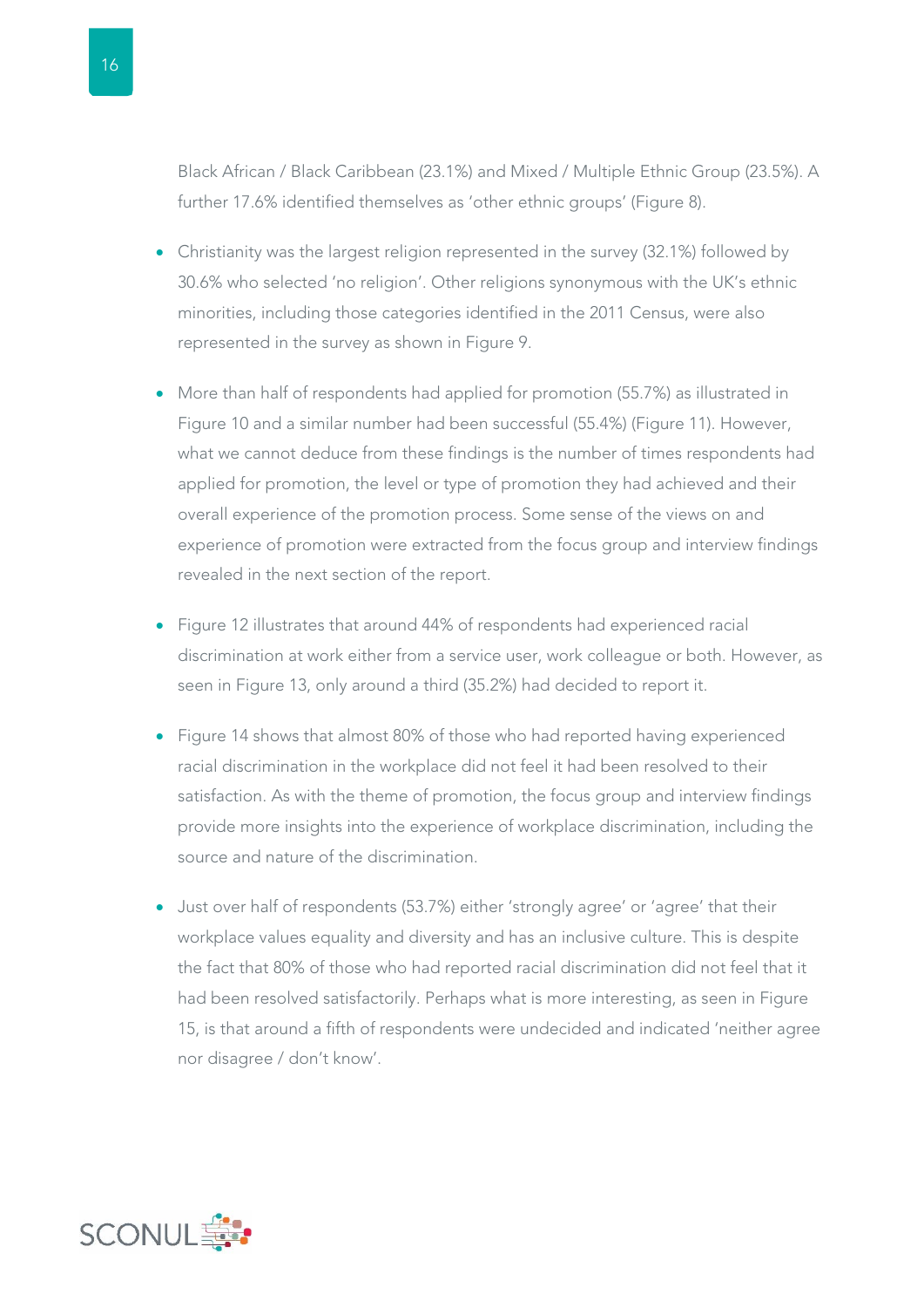Black African / Black Caribbean (23.1%) and Mixed / Multiple Ethnic Group (23.5%). A further 17.6% identified themselves as 'other ethnic groups' (Figure 8).

- Christianity was the largest religion represented in the survey (32.1%) followed by 30.6% who selected 'no religion'. Other religions synonymous with the UK's ethnic minorities, including those categories identified in the 2011 Census, were also represented in the survey as shown in Figure 9.

- More than half of respondents had applied for promotion (55.7%) as illustrated in Figure 10 and a similar number had been successful (55.4%) (Figure 11). However, what we cannot deduce from these findings is the number of times respondents had applied for promotion, the level or type of promotion they had achieved and their overall experience of the promotion process. Some sense of the views on and experience of promotion were extracted from the focus group and interview findings revealed in the next section of the report.

- Figure 12 illustrates that around 44% of respondents had experienced racial discrimination at work either from a service user, work colleague or both. However, as seen in Figure 13, only around a third (35.2%) had decided to report it.

- Figure 14 shows that almost 80% of those who had reported having experienced racial discrimination in the workplace did not feel it had been resolved to their satisfaction. As with the theme of promotion, the focus group and interview findings provide more insights into the experience of workplace discrimination, including the source and nature of the discrimination.

- Just over half of respondents (53.7%) either 'strongly agree' or 'agree' that their workplace values equality and diversity and has an inclusive culture. This is despite the fact that 80% of those who had reported racial discrimination did not feel that it had been resolved satisfactorily. Perhaps what is more interesting, as seen in Figure 15, is that around a fifth of respondents were undecided and indicated 'neither agree nor disagree / don't know'.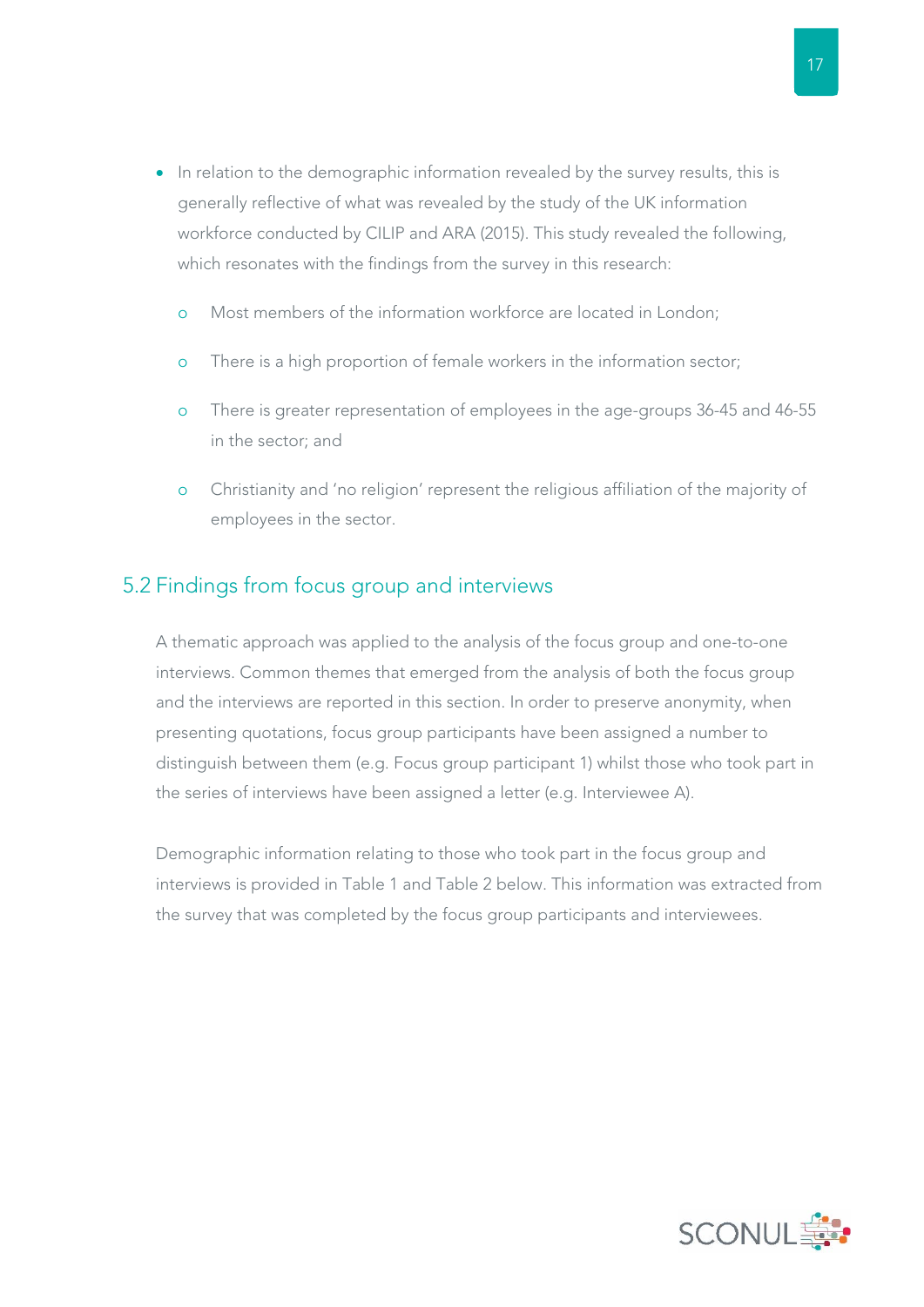- In relation to the demographic information revealed by the survey results, this is generally reflective of what was revealed by the study of the UK information workforce conducted by CILIP and ARA (2015). This study revealed the following, which resonates with the findings from the survey in this research:
    - Most members of the information workforce are located in London;
    - There is a high proportion of female workers in the information sector;
    - There is greater representation of employees in the age-groups 36-45 and 46-55 in the sector; and
    - Christianity and 'no religion' represent the religious affiliation of the majority of employees in the sector.

## 5.2 Findings from focus group and interviews

A thematic approach was applied to the analysis of the focus group and one-to-one interviews. Common themes that emerged from the analysis of both the focus group and the interviews are reported in this section. In order to preserve anonymity, when presenting quotations, focus group participants have been assigned a number to distinguish between them (e.g. Focus group participant 1) whilst those who took part in the series of interviews have been assigned a letter (e.g. Interviewee A).

Demographic information relating to those who took part in the focus group and interviews is provided in Table 1 and Table 2 below. This information was extracted from the survey that was completed by the focus group participants and interviewees.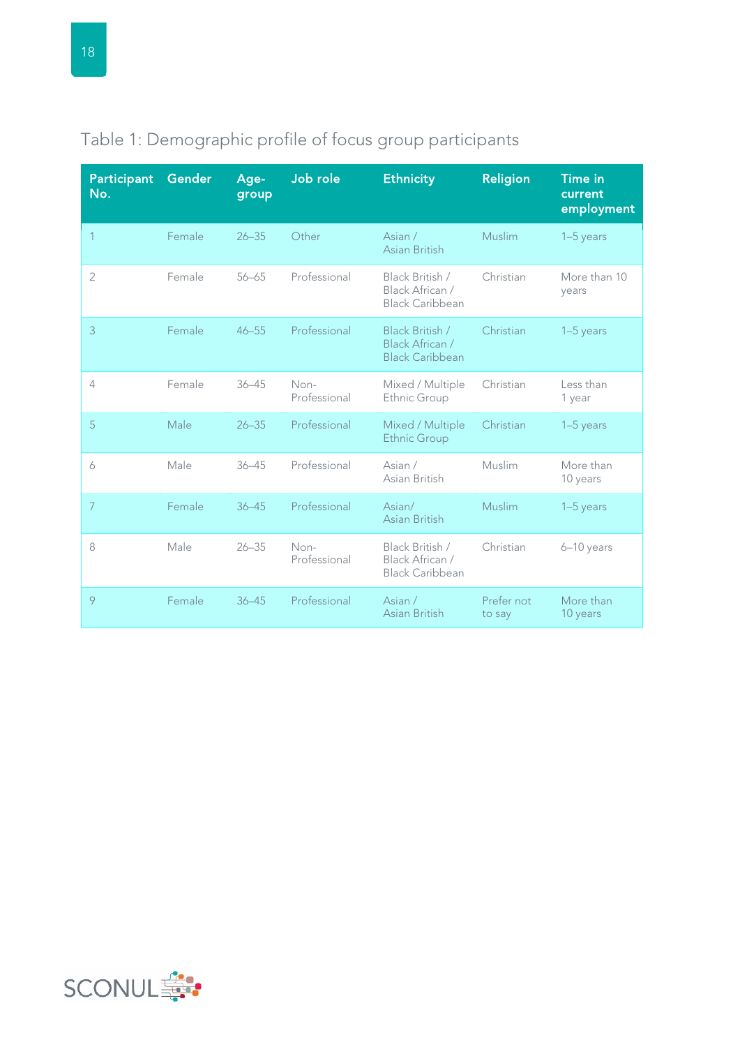Table 1: Demographic profile of focus group participants

| Participant No. | Gender | Age-group | Job role | Ethnicity | Religion | Time in current employment |
|---|---|---|---|---|---|---|
| 1 | Female | 26–35 | Other | Asian / Asian British | Muslim | 1–5 years |
| 2 | Female | 56–65 | Professional | Black British / Black African / Black Caribbean | Christian | More than 10 years |
| 3 | Female | 46–55 | Professional | Black British / Black African / Black Caribbean | Christian | 1–5 years |
| 4 | Female | 36–45 | Non-Professional | Mixed / Multiple Ethnic Group | Christian | Less than 1 year |
| 5 | Male | 26–35 | Professional | Mixed / Multiple Ethnic Group | Christian | 1–5 years |
| 6 | Male | 36–45 | Professional | Asian / Asian British | Muslim | More than 10 years |
| 7 | Female | 36–45 | Professional | Asian/ Asian British | Muslim | 1–5 years |
| 8 | Male | 26–35 | Non-Professional | Black British / Black African / Black Caribbean | Christian | 6–10 years |
| 9 | Female | 36–45 | Professional | Asian / Asian British | Prefer not to say | More than 10 years |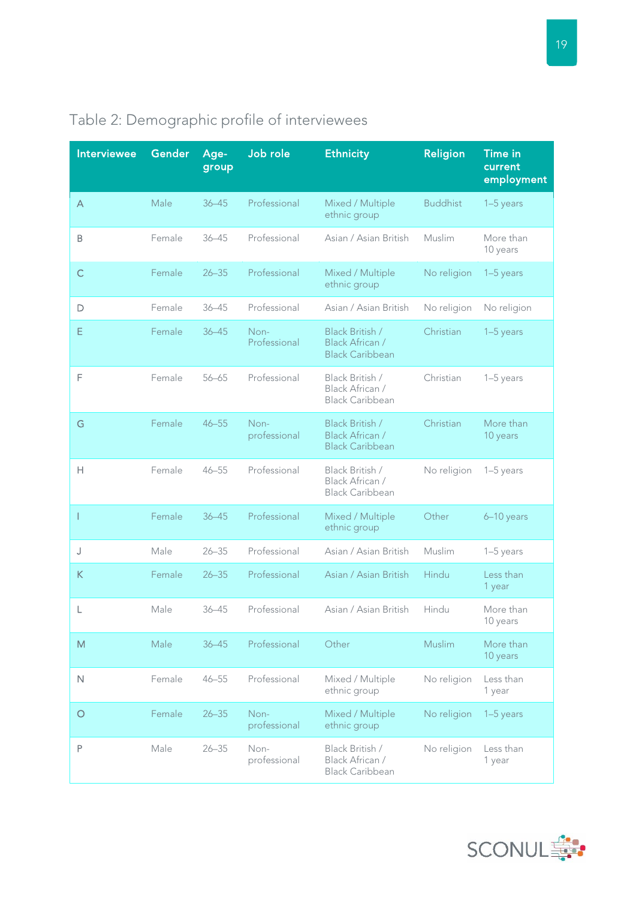Table 2: Demographic profile of interviewees

| Interviewee | Gender | Age-group | Job role | Ethnicity | Religion | Time in current employment |
|---|---|---|---|---|---|---|
| A | Male | 36–45 | Professional | Mixed / Multiple ethnic group | Buddhist | 1–5 years |
| B | Female | 36–45 | Professional | Asian / Asian British | Muslim | More than 10 years |
| C | Female | 26–35 | Professional | Mixed / Multiple ethnic group | No religion | 1–5 years |
| D | Female | 36–45 | Professional | Asian / Asian British | No religion | No religion |
| E | Female | 36–45 | Non-Professional | Black British / Black African / Black Caribbean | Christian | 1–5 years |
| F | Female | 56–65 | Professional | Black British / Black African / Black Caribbean | Christian | 1–5 years |
| G | Female | 46–55 | Non-professional | Black British / Black African / Black Caribbean | Christian | More than 10 years |
| H | Female | 46–55 | Professional | Black British / Black African / Black Caribbean | No religion | 1–5 years |
| I | Female | 36–45 | Professional | Mixed / Multiple ethnic group | Other | 6–10 years |
| J | Male | 26–35 | Professional | Asian / Asian British | Muslim | 1–5 years |
| K | Female | 26–35 | Professional | Asian / Asian British | Hindu | Less than 1 year |
| L | Male | 36–45 | Professional | Asian / Asian British | Hindu | More than 10 years |
| M | Male | 36–45 | Professional | Other | Muslim | More than 10 years |
| N | Female | 46–55 | Professional | Mixed / Multiple ethnic group | No religion | Less than 1 year |
| O | Female | 26–35 | Non-professional | Mixed / Multiple ethnic group | No religion | 1–5 years |
| P | Male | 26–35 | Non-professional | Black British / Black African / Black Caribbean | No religion | Less than 1 year |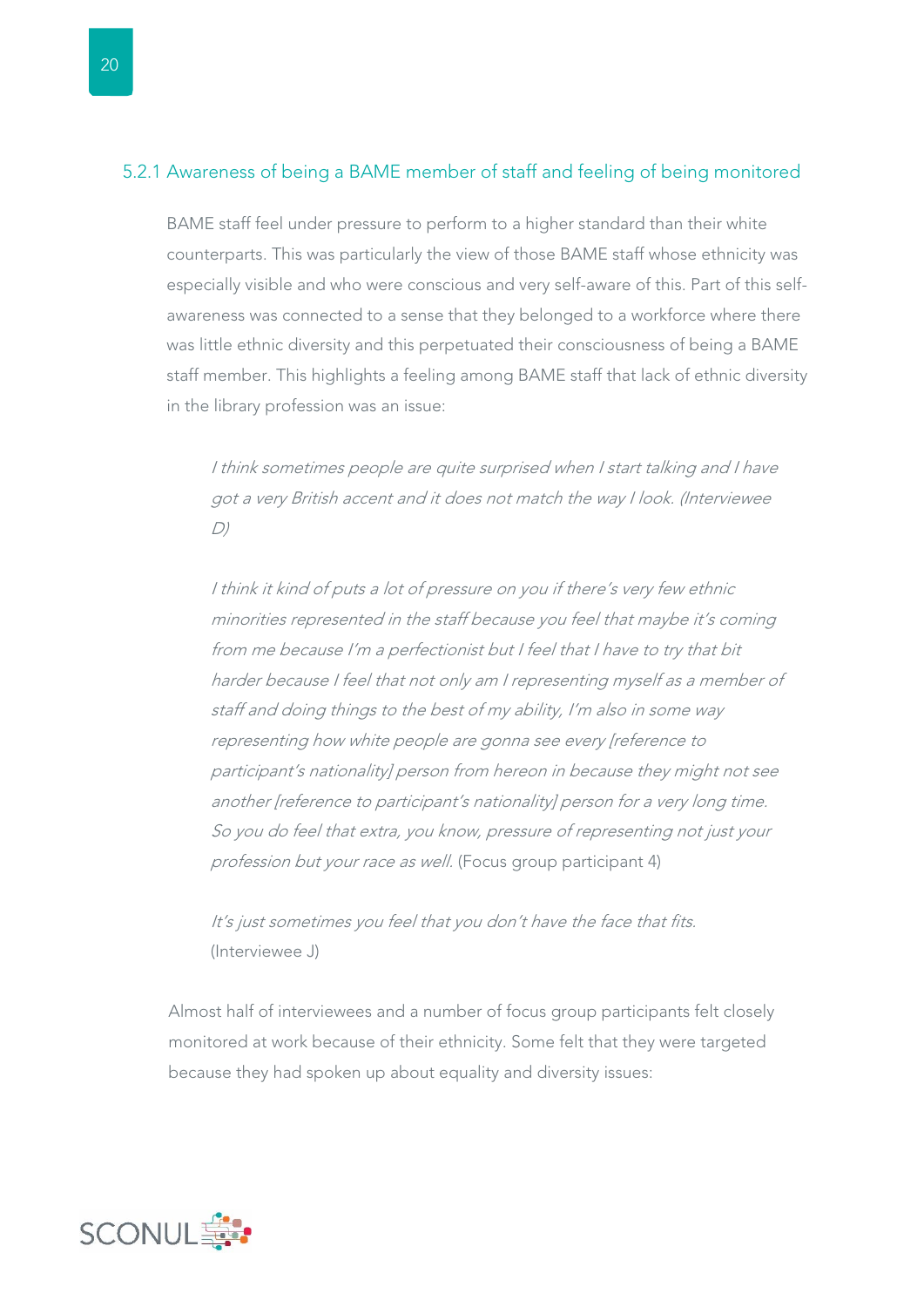### 5.2.1 Awareness of being a BAME member of staff and feeling of being monitored

BAME staff feel under pressure to perform to a higher standard than their white counterparts. This was particularly the view of those BAME staff whose ethnicity was especially visible and who were conscious and very self-aware of this. Part of this self-awareness was connected to a sense that they belonged to a workforce where there was little ethnic diversity and this perpetuated their consciousness of being a BAME staff member. This highlights a feeling among BAME staff that lack of ethnic diversity in the library profession was an issue:

> *I think sometimes people are quite surprised when I start talking and I have got a very British accent and it does not match the way I look. (Interviewee D)*

> *I think it kind of puts a lot of pressure on you if there's very few ethnic minorities represented in the staff because you feel that maybe it's coming from me because I'm a perfectionist but I feel that I have to try that bit harder because I feel that not only am I representing myself as a member of staff and doing things to the best of my ability, I'm also in some way representing how white people are gonna see every [reference to participant's nationality] person from hereon in because they might not see another [reference to participant's nationality] person for a very long time. So you do feel that extra, you know, pressure of representing not just your profession but your race as well.* (Focus group participant 4)

> *It's just sometimes you feel that you don't have the face that fits.* (Interviewee J)

Almost half of interviewees and a number of focus group participants felt closely monitored at work because of their ethnicity. Some felt that they were targeted because they had spoken up about equality and diversity issues: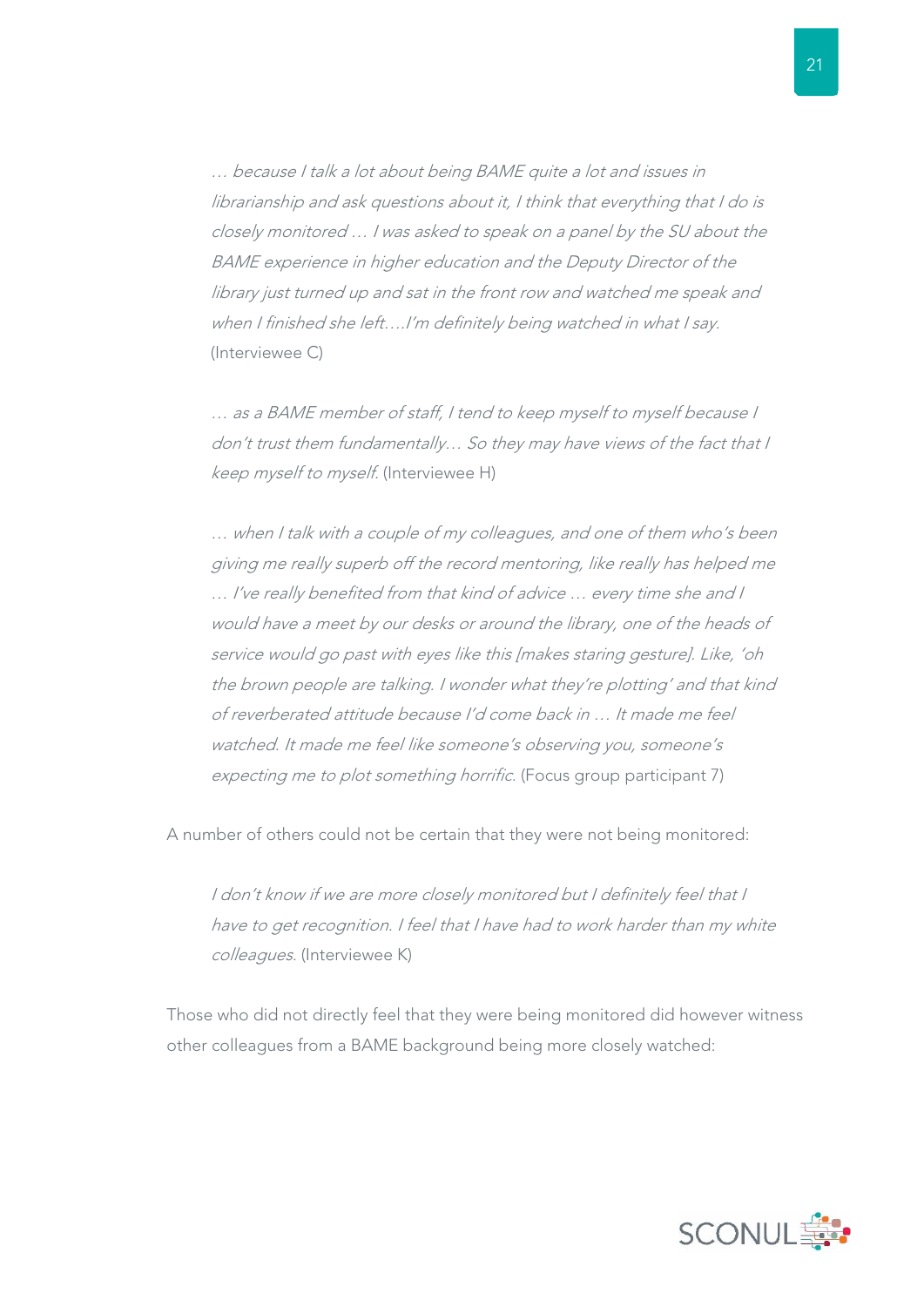> *… because I talk a lot about being BAME quite a lot and issues in librarianship and ask questions about it, I think that everything that I do is closely monitored … I was asked to speak on a panel by the SU about the BAME experience in higher education and the Deputy Director of the library just turned up and sat in the front row and watched me speak and when I finished she left….I'm definitely being watched in what I say.* (Interviewee C)

> *… as a BAME member of staff, I tend to keep myself to myself because I don't trust them fundamentally… So they may have views of the fact that I keep myself to myself.* (Interviewee H)

> *… when I talk with a couple of my colleagues, and one of them who's been giving me really superb off the record mentoring, like really has helped me … I've really benefited from that kind of advice … every time she and I would have a meet by our desks or around the library, one of the heads of service would go past with eyes like this [makes staring gesture]. Like, 'oh the brown people are talking. I wonder what they're plotting' and that kind of reverberated attitude because I'd come back in … It made me feel watched. It made me feel like someone's observing you, someone's expecting me to plot something horrific.* (Focus group participant 7)

A number of others could not be certain that they were not being monitored:

> *I don't know if we are more closely monitored but I definitely feel that I have to get recognition. I feel that I have had to work harder than my white colleagues.* (Interviewee K)

Those who did not directly feel that they were being monitored did however witness other colleagues from a BAME background being more closely watched: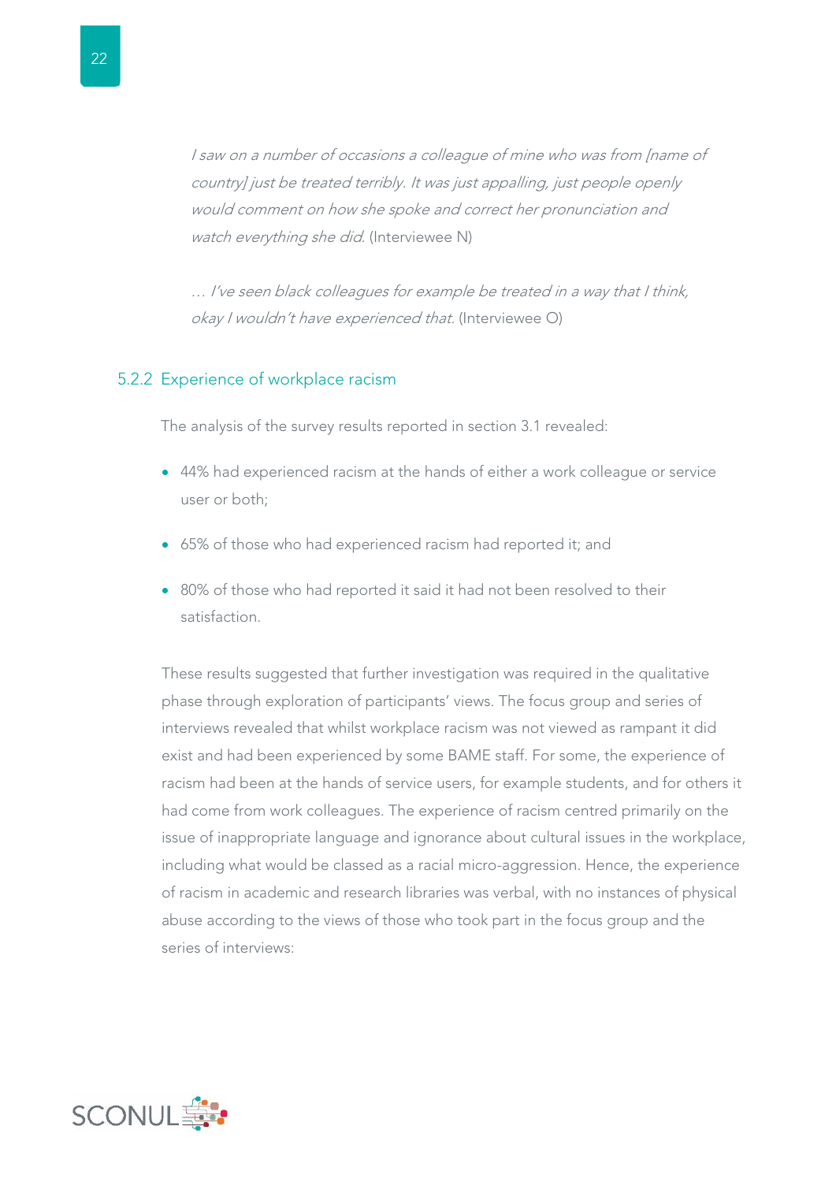*I saw on a number of occasions a colleague of mine who was from [name of country] just be treated terribly. It was just appalling, just people openly would comment on how she spoke and correct her pronunciation and watch everything she did.* (Interviewee N)

… *I've seen black colleagues for example be treated in a way that I think, okay I wouldn't have experienced that.* (Interviewee O)

### 5.2.2 Experience of workplace racism

The analysis of the survey results reported in section 3.1 revealed:

- 44% had experienced racism at the hands of either a work colleague or service user or both;
- 65% of those who had experienced racism had reported it; and
- 80% of those who had reported it said it had not been resolved to their satisfaction.

These results suggested that further investigation was required in the qualitative phase through exploration of participants' views. The focus group and series of interviews revealed that whilst workplace racism was not viewed as rampant it did exist and had been experienced by some BAME staff. For some, the experience of racism had been at the hands of service users, for example students, and for others it had come from work colleagues. The experience of racism centred primarily on the issue of inappropriate language and ignorance about cultural issues in the workplace, including what would be classed as a racial micro-aggression. Hence, the experience of racism in academic and research libraries was verbal, with no instances of physical abuse according to the views of those who took part in the focus group and the series of interviews: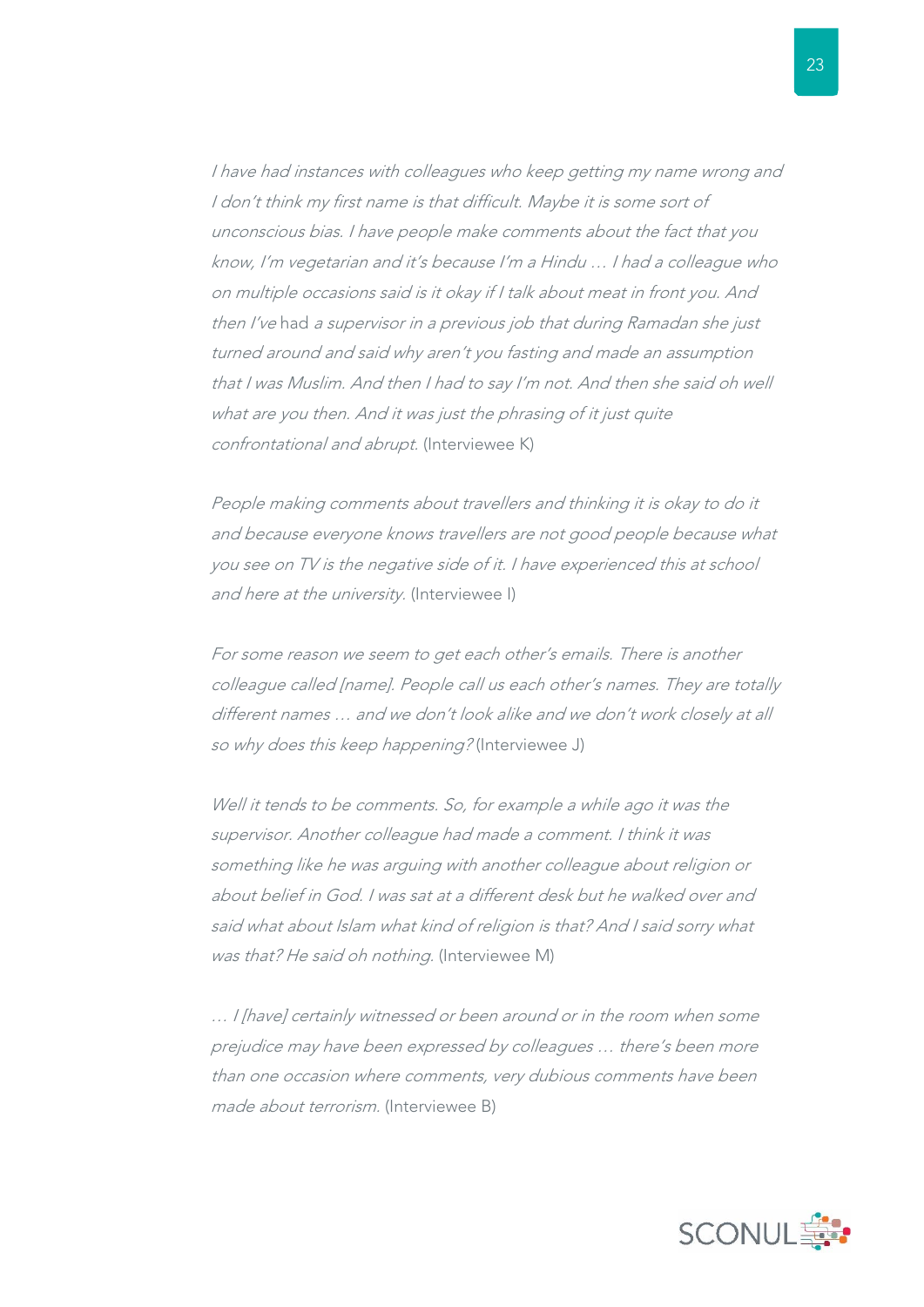*I have had instances with colleagues who keep getting my name wrong and I don't think my first name is that difficult. Maybe it is some sort of unconscious bias. I have people make comments about the fact that you know, I'm vegetarian and it's because I'm a Hindu … I had a colleague who on multiple occasions said is it okay if I talk about meat in front you. And then I've* had *a supervisor in a previous job that during Ramadan she just turned around and said why aren't you fasting and made an assumption that I was Muslim. And then I had to say I'm not. And then she said oh well what are you then. And it was just the phrasing of it just quite confrontational and abrupt.* (Interviewee K)

*People making comments about travellers and thinking it is okay to do it and because everyone knows travellers are not good people because what you see on TV is the negative side of it. I have experienced this at school and here at the university.* (Interviewee I)

*For some reason we seem to get each other's emails. There is another colleague called [name]. People call us each other's names. They are totally different names … and we don't look alike and we don't work closely at all so why does this keep happening?* (Interviewee J)

*Well it tends to be comments. So, for example a while ago it was the supervisor. Another colleague had made a comment. I think it was something like he was arguing with another colleague about religion or about belief in God. I was sat at a different desk but he walked over and said what about Islam what kind of religion is that? And I said sorry what was that? He said oh nothing.* (Interviewee M)

*… I [have] certainly witnessed or been around or in the room when some prejudice may have been expressed by colleagues … there's been more than one occasion where comments, very dubious comments have been made about terrorism.* (Interviewee B)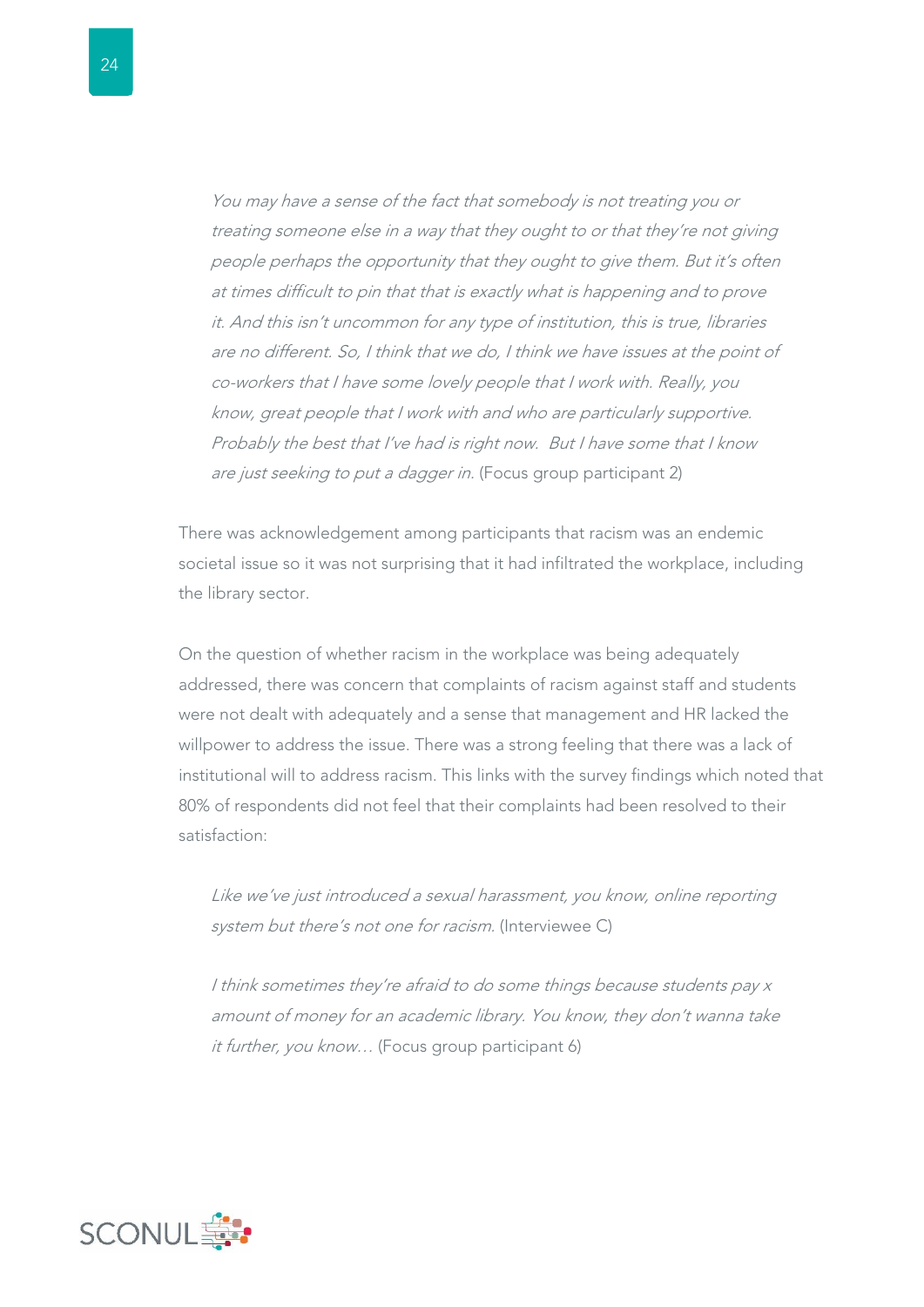> *You may have a sense of the fact that somebody is not treating you or treating someone else in a way that they ought to or that they're not giving people perhaps the opportunity that they ought to give them. But it's often at times difficult to pin that that is exactly what is happening and to prove it. And this isn't uncommon for any type of institution, this is true, libraries are no different. So, I think that we do, I think we have issues at the point of co-workers that I have some lovely people that I work with. Really, you know, great people that I work with and who are particularly supportive. Probably the best that I've had is right now. But I have some that I know are just seeking to put a dagger in.* (Focus group participant 2)

There was acknowledgement among participants that racism was an endemic societal issue so it was not surprising that it had infiltrated the workplace, including the library sector.

On the question of whether racism in the workplace was being adequately addressed, there was concern that complaints of racism against staff and students were not dealt with adequately and a sense that management and HR lacked the willpower to address the issue. There was a strong feeling that there was a lack of institutional will to address racism. This links with the survey findings which noted that 80% of respondents did not feel that their complaints had been resolved to their satisfaction:

> *Like we've just introduced a sexual harassment, you know, online reporting system but there's not one for racism.* (Interviewee C)

> *I think sometimes they're afraid to do some things because students pay x amount of money for an academic library. You know, they don't wanna take it further, you know…* (Focus group participant 6)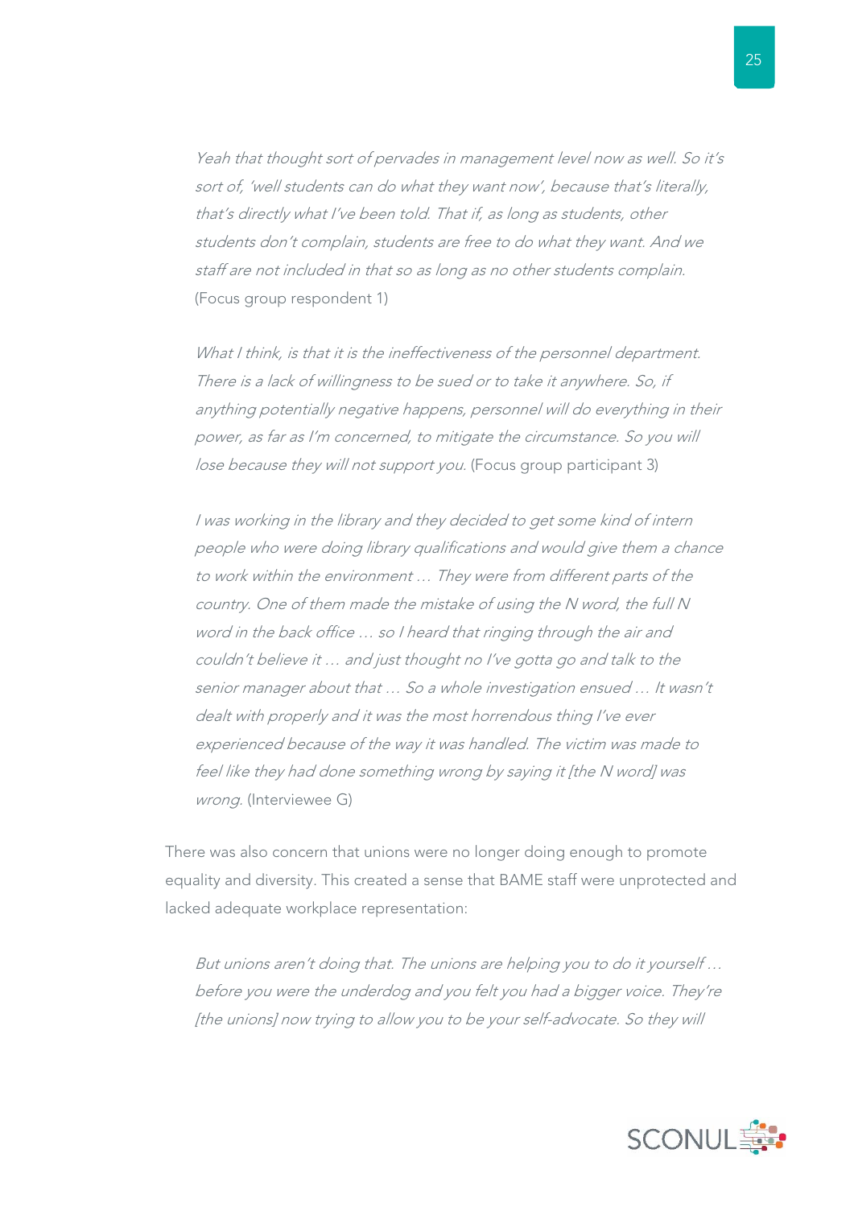> *Yeah that thought sort of pervades in management level now as well. So it's sort of, 'well students can do what they want now', because that's literally, that's directly what I've been told. That if, as long as students, other students don't complain, students are free to do what they want. And we staff are not included in that so as long as no other students complain.* (Focus group respondent 1)

> *What I think, is that it is the ineffectiveness of the personnel department. There is a lack of willingness to be sued or to take it anywhere. So, if anything potentially negative happens, personnel will do everything in their power, as far as I'm concerned, to mitigate the circumstance. So you will lose because they will not support you.* (Focus group participant 3)

> *I was working in the library and they decided to get some kind of intern people who were doing library qualifications and would give them a chance to work within the environment … They were from different parts of the country. One of them made the mistake of using the N word, the full N word in the back office … so I heard that ringing through the air and couldn't believe it … and just thought no I've gotta go and talk to the senior manager about that … So a whole investigation ensued … It wasn't dealt with properly and it was the most horrendous thing I've ever experienced because of the way it was handled. The victim was made to feel like they had done something wrong by saying it [the N word] was wrong.* (Interviewee G)

There was also concern that unions were no longer doing enough to promote equality and diversity. This created a sense that BAME staff were unprotected and lacked adequate workplace representation:

> *But unions aren't doing that. The unions are helping you to do it yourself … before you were the underdog and you felt you had a bigger voice. They're [the unions] now trying to allow you to be your self-advocate. So they will*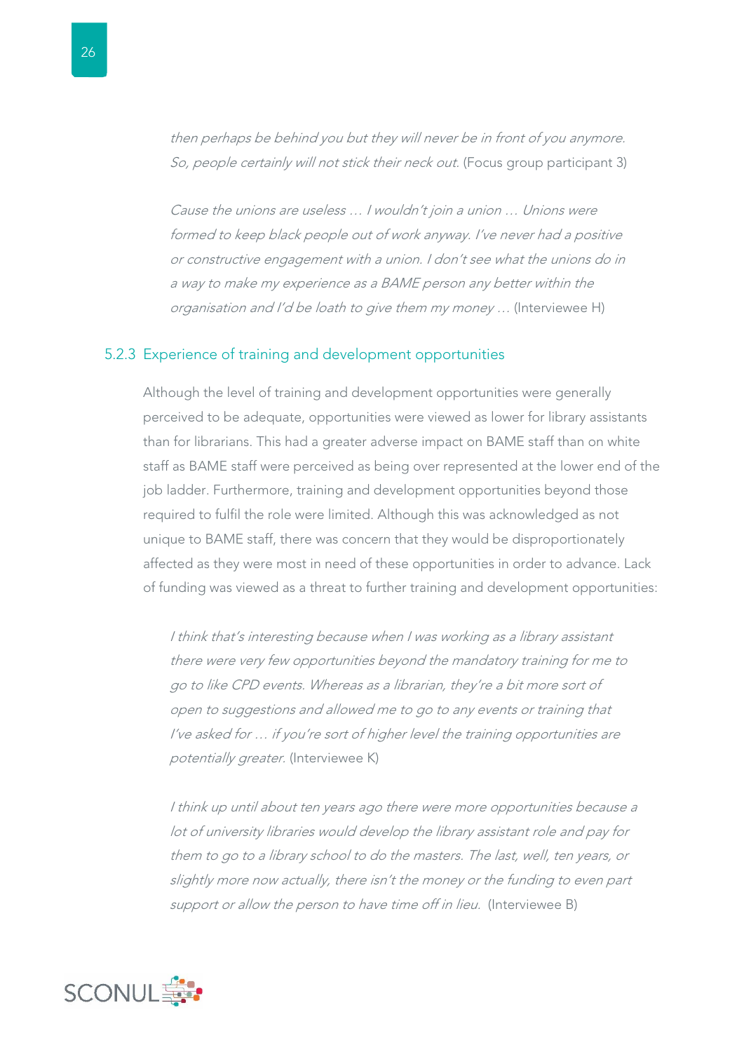*then perhaps be behind you but they will never be in front of you anymore. So, people certainly will not stick their neck out.* (Focus group participant 3)

*Cause the unions are useless … I wouldn't join a union … Unions were formed to keep black people out of work anyway. I've never had a positive or constructive engagement with a union. I don't see what the unions do in a way to make my experience as a BAME person any better within the organisation and I'd be loath to give them my money …* (Interviewee H)

### 5.2.3 Experience of training and development opportunities

Although the level of training and development opportunities were generally perceived to be adequate, opportunities were viewed as lower for library assistants than for librarians. This had a greater adverse impact on BAME staff than on white staff as BAME staff were perceived as being over represented at the lower end of the job ladder. Furthermore, training and development opportunities beyond those required to fulfil the role were limited. Although this was acknowledged as not unique to BAME staff, there was concern that they would be disproportionately affected as they were most in need of these opportunities in order to advance. Lack of funding was viewed as a threat to further training and development opportunities:

*I think that's interesting because when I was working as a library assistant there were very few opportunities beyond the mandatory training for me to go to like CPD events. Whereas as a librarian, they're a bit more sort of open to suggestions and allowed me to go to any events or training that I've asked for … if you're sort of higher level the training opportunities are potentially greater.* (Interviewee K)

*I think up until about ten years ago there were more opportunities because a lot of university libraries would develop the library assistant role and pay for them to go to a library school to do the masters. The last, well, ten years, or slightly more now actually, there isn't the money or the funding to even part support or allow the person to have time off in lieu.* (Interviewee B)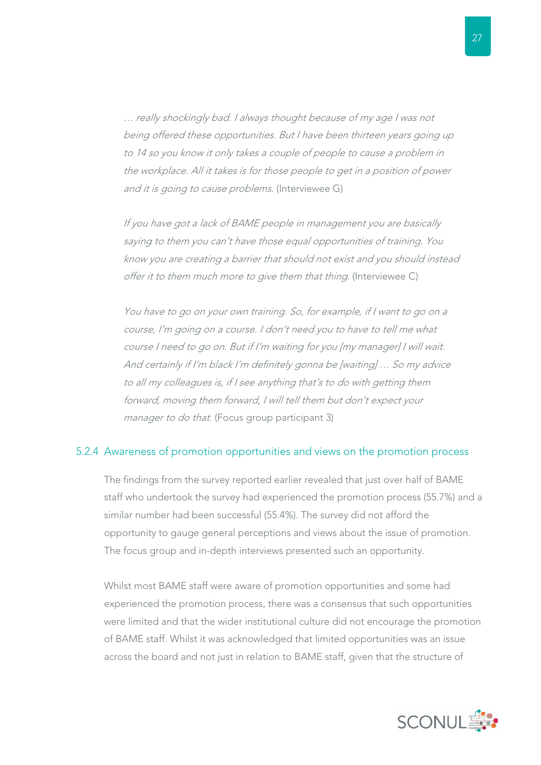*… really shockingly bad. I always thought because of my age I was not being offered these opportunities. But I have been thirteen years going up to 14 so you know it only takes a couple of people to cause a problem in the workplace. All it takes is for those people to get in a position of power and it is going to cause problems.* (Interviewee G)

*If you have got a lack of BAME people in management you are basically saying to them you can't have those equal opportunities of training. You know you are creating a barrier that should not exist and you should instead offer it to them much more to give them that thing.* (Interviewee C)

*You have to go on your own training. So, for example, if I want to go on a course, I'm going on a course. I don't need you to have to tell me what course I need to go on. But if I'm waiting for you [my manager] I will wait. And certainly if I'm black I'm definitely gonna be [waiting] … So my advice to all my colleagues is, if I see anything that's to do with getting them forward, moving them forward, I will tell them but don't expect your manager to do that.* (Focus group participant 3)

### 5.2.4 Awareness of promotion opportunities and views on the promotion process

The findings from the survey reported earlier revealed that just over half of BAME staff who undertook the survey had experienced the promotion process (55.7%) and a similar number had been successful (55.4%). The survey did not afford the opportunity to gauge general perceptions and views about the issue of promotion. The focus group and in-depth interviews presented such an opportunity.

Whilst most BAME staff were aware of promotion opportunities and some had experienced the promotion process, there was a consensus that such opportunities were limited and that the wider institutional culture did not encourage the promotion of BAME staff. Whilst it was acknowledged that limited opportunities was an issue across the board and not just in relation to BAME staff, given that the structure of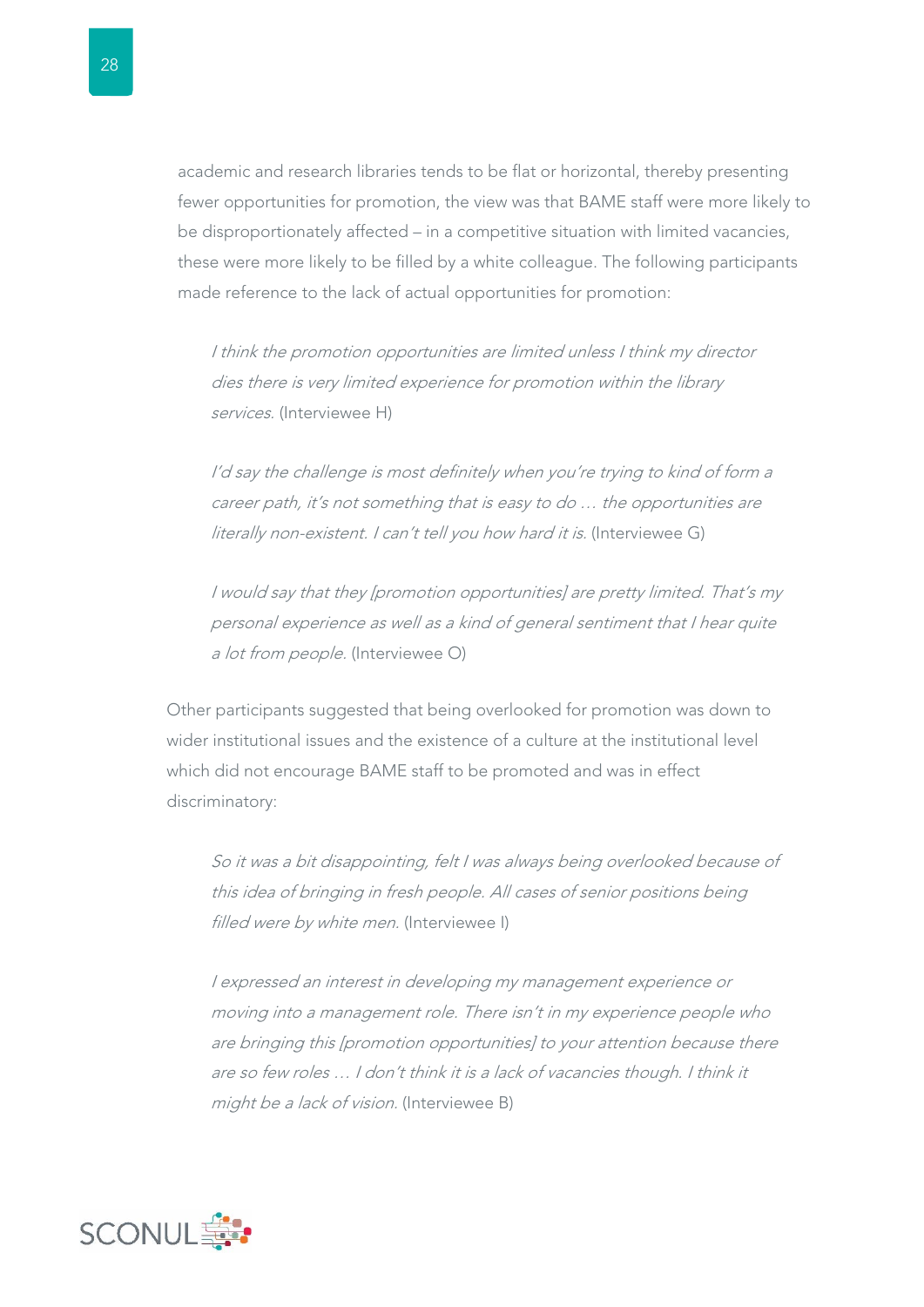academic and research libraries tends to be flat or horizontal, thereby presenting fewer opportunities for promotion, the view was that BAME staff were more likely to be disproportionately affected – in a competitive situation with limited vacancies, these were more likely to be filled by a white colleague. The following participants made reference to the lack of actual opportunities for promotion:

> *I think the promotion opportunities are limited unless I think my director dies there is very limited experience for promotion within the library services.* (Interviewee H)

> *I'd say the challenge is most definitely when you're trying to kind of form a career path, it's not something that is easy to do … the opportunities are literally non-existent. I can't tell you how hard it is.* (Interviewee G)

> *I would say that they [promotion opportunities] are pretty limited. That's my personal experience as well as a kind of general sentiment that I hear quite a lot from people.* (Interviewee O)

Other participants suggested that being overlooked for promotion was down to wider institutional issues and the existence of a culture at the institutional level which did not encourage BAME staff to be promoted and was in effect discriminatory:

> *So it was a bit disappointing, felt I was always being overlooked because of this idea of bringing in fresh people. All cases of senior positions being filled were by white men.* (Interviewee I)

> *I expressed an interest in developing my management experience or moving into a management role. There isn't in my experience people who are bringing this [promotion opportunities] to your attention because there are so few roles … I don't think it is a lack of vacancies though. I think it might be a lack of vision.* (Interviewee B)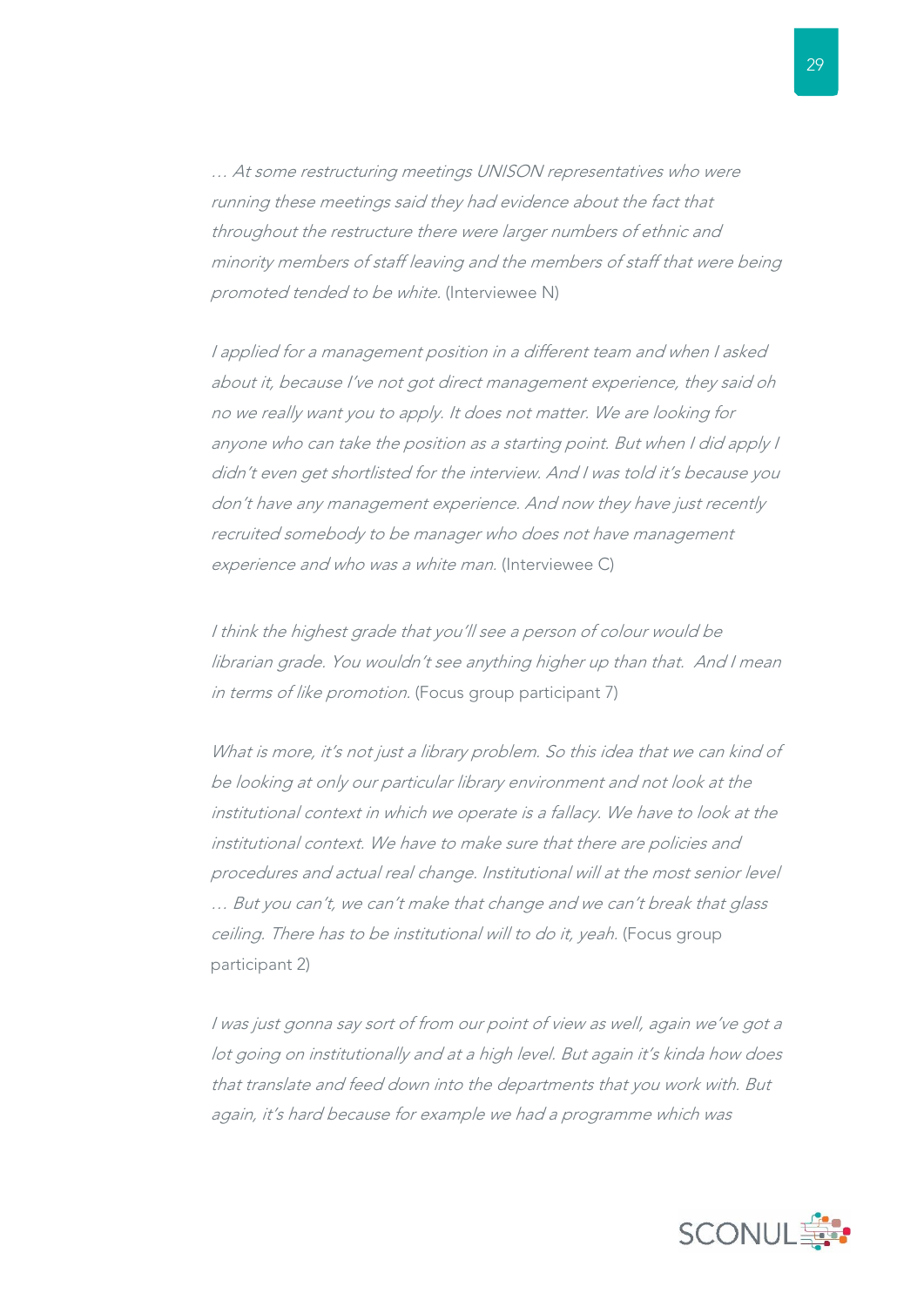*… At some restructuring meetings UNISON representatives who were running these meetings said they had evidence about the fact that throughout the restructure there were larger numbers of ethnic and minority members of staff leaving and the members of staff that were being promoted tended to be white.* (Interviewee N)

*I applied for a management position in a different team and when I asked about it, because I've not got direct management experience, they said oh no we really want you to apply. It does not matter. We are looking for anyone who can take the position as a starting point. But when I did apply I didn't even get shortlisted for the interview. And I was told it's because you don't have any management experience. And now they have just recently recruited somebody to be manager who does not have management experience and who was a white man.* (Interviewee C)

*I think the highest grade that you'll see a person of colour would be librarian grade. You wouldn't see anything higher up than that. And I mean in terms of like promotion.* (Focus group participant 7)

*What is more, it's not just a library problem. So this idea that we can kind of be looking at only our particular library environment and not look at the institutional context in which we operate is a fallacy. We have to look at the institutional context. We have to make sure that there are policies and procedures and actual real change. Institutional will at the most senior level … But you can't, we can't make that change and we can't break that glass ceiling. There has to be institutional will to do it, yeah.* (Focus group participant 2)

*I was just gonna say sort of from our point of view as well, again we've got a lot going on institutionally and at a high level. But again it's kinda how does that translate and feed down into the departments that you work with. But again, it's hard because for example we had a programme which was*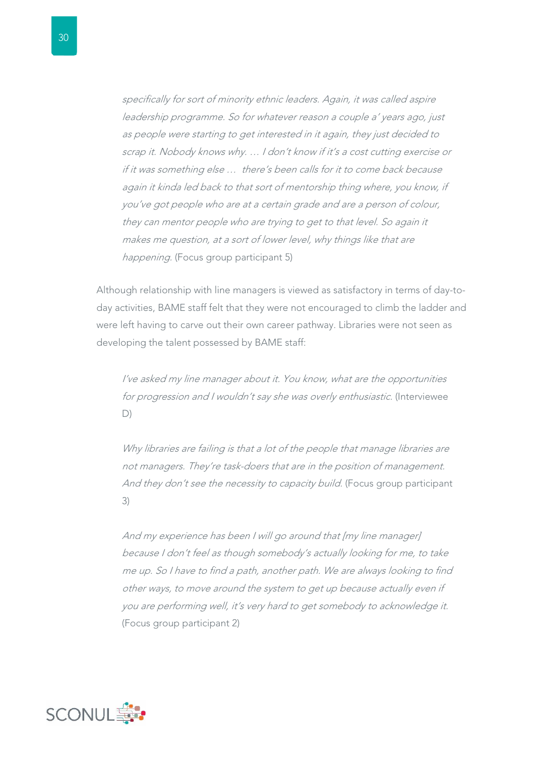> *specifically for sort of minority ethnic leaders. Again, it was called aspire leadership programme. So for whatever reason a couple a' years ago, just as people were starting to get interested in it again, they just decided to scrap it. Nobody knows why. … I don't know if it's a cost cutting exercise or if it was something else … there's been calls for it to come back because again it kinda led back to that sort of mentorship thing where, you know, if you've got people who are at a certain grade and are a person of colour, they can mentor people who are trying to get to that level. So again it makes me question, at a sort of lower level, why things like that are happening.* (Focus group participant 5)

Although relationship with line managers is viewed as satisfactory in terms of day-to-day activities, BAME staff felt that they were not encouraged to climb the ladder and were left having to carve out their own career pathway. Libraries were not seen as developing the talent possessed by BAME staff:

> *I've asked my line manager about it. You know, what are the opportunities for progression and I wouldn't say she was overly enthusiastic.* (Interviewee D)

> *Why libraries are failing is that a lot of the people that manage libraries are not managers. They're task-doers that are in the position of management. And they don't see the necessity to capacity build.* (Focus group participant 3)

> *And my experience has been I will go around that [my line manager] because I don't feel as though somebody's actually looking for me, to take me up. So I have to find a path, another path. We are always looking to find other ways, to move around the system to get up because actually even if you are performing well, it's very hard to get somebody to acknowledge it.* (Focus group participant 2)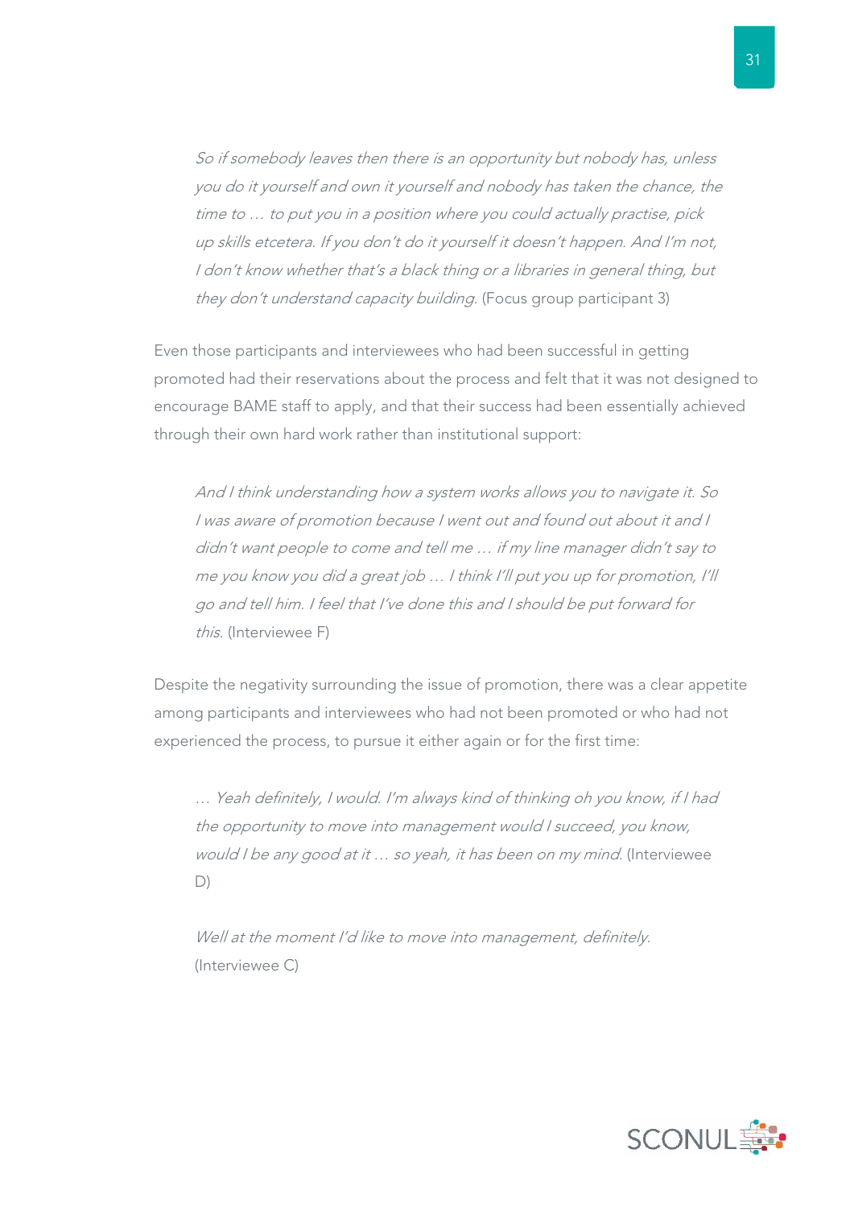> *So if somebody leaves then there is an opportunity but nobody has, unless you do it yourself and own it yourself and nobody has taken the chance, the time to … to put you in a position where you could actually practise, pick up skills etcetera. If you don't do it yourself it doesn't happen. And I'm not, I don't know whether that's a black thing or a libraries in general thing, but they don't understand capacity building.* (Focus group participant 3)

Even those participants and interviewees who had been successful in getting promoted had their reservations about the process and felt that it was not designed to encourage BAME staff to apply, and that their success had been essentially achieved through their own hard work rather than institutional support:

> *And I think understanding how a system works allows you to navigate it. So I was aware of promotion because I went out and found out about it and I didn't want people to come and tell me … if my line manager didn't say to me you know you did a great job … I think I'll put you up for promotion, I'll go and tell him. I feel that I've done this and I should be put forward for this.* (Interviewee F)

Despite the negativity surrounding the issue of promotion, there was a clear appetite among participants and interviewees who had not been promoted or who had not experienced the process, to pursue it either again or for the first time:

> *… Yeah definitely, I would. I'm always kind of thinking oh you know, if I had the opportunity to move into management would I succeed, you know, would I be any good at it … so yeah, it has been on my mind.* (Interviewee D)

> *Well at the moment I'd like to move into management, definitely.* (Interviewee C)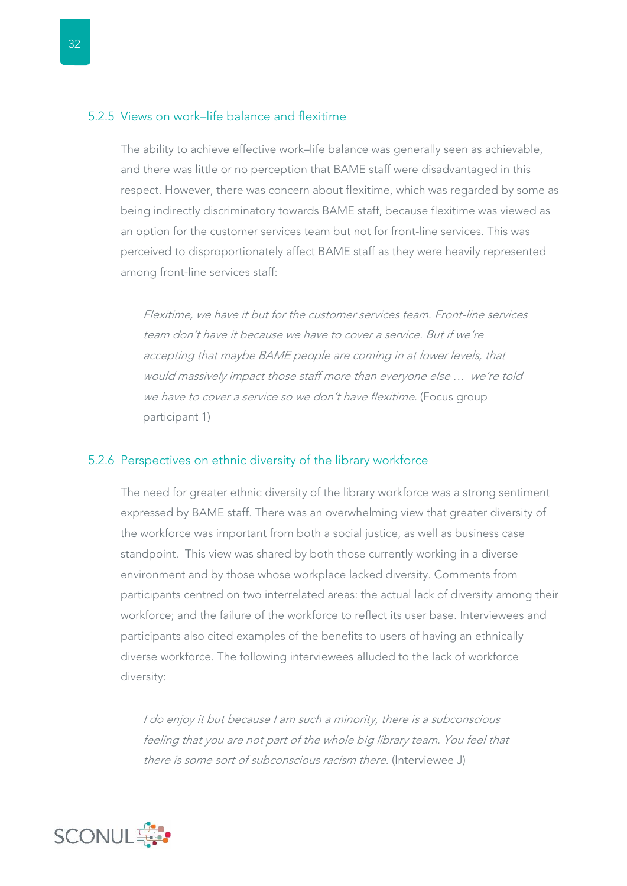### 5.2.5 Views on work–life balance and flexitime

The ability to achieve effective work–life balance was generally seen as achievable, and there was little or no perception that BAME staff were disadvantaged in this respect. However, there was concern about flexitime, which was regarded by some as being indirectly discriminatory towards BAME staff, because flexitime was viewed as an option for the customer services team but not for front-line services. This was perceived to disproportionately affect BAME staff as they were heavily represented among front-line services staff:

> *Flexitime, we have it but for the customer services team. Front-line services team don't have it because we have to cover a service. But if we're accepting that maybe BAME people are coming in at lower levels, that would massively impact those staff more than everyone else … we're told we have to cover a service so we don't have flexitime.* (Focus group participant 1)

### 5.2.6 Perspectives on ethnic diversity of the library workforce

The need for greater ethnic diversity of the library workforce was a strong sentiment expressed by BAME staff. There was an overwhelming view that greater diversity of the workforce was important from both a social justice, as well as business case standpoint. This view was shared by both those currently working in a diverse environment and by those whose workplace lacked diversity. Comments from participants centred on two interrelated areas: the actual lack of diversity among their workforce; and the failure of the workforce to reflect its user base. Interviewees and participants also cited examples of the benefits to users of having an ethnically diverse workforce. The following interviewees alluded to the lack of workforce diversity:

> *I do enjoy it but because I am such a minority, there is a subconscious feeling that you are not part of the whole big library team. You feel that there is some sort of subconscious racism there.* (Interviewee J)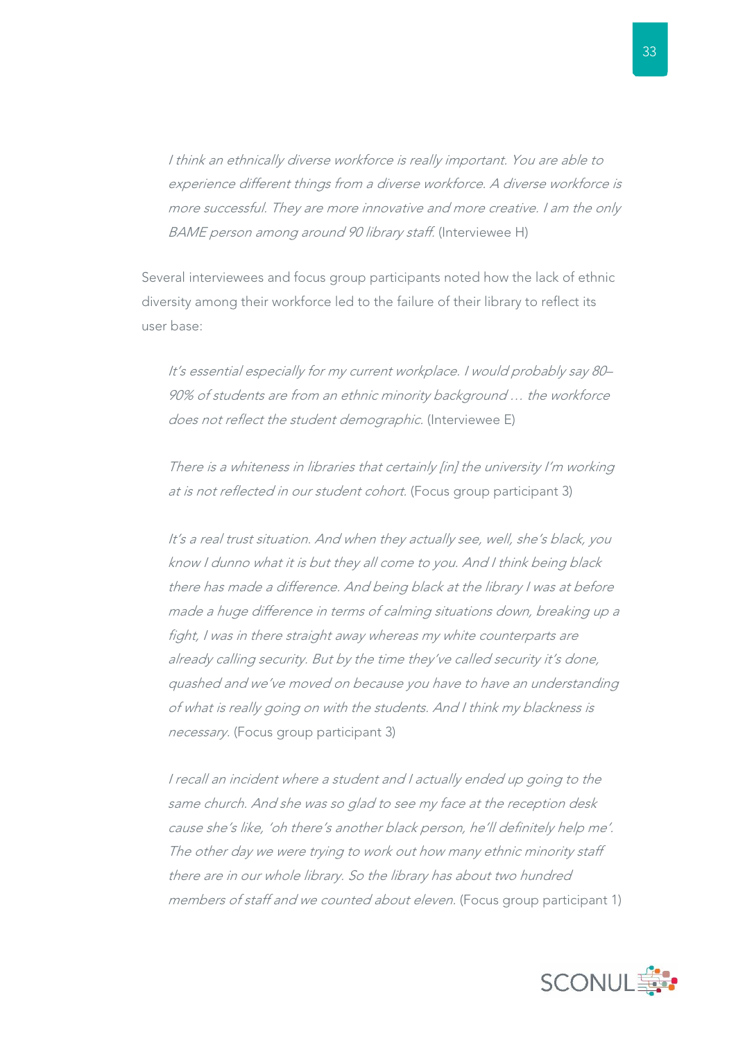> *I think an ethnically diverse workforce is really important. You are able to experience different things from a diverse workforce. A diverse workforce is more successful. They are more innovative and more creative. I am the only BAME person among around 90 library staff.* (Interviewee H)

Several interviewees and focus group participants noted how the lack of ethnic diversity among their workforce led to the failure of their library to reflect its user base:

> *It's essential especially for my current workplace. I would probably say 80–90% of students are from an ethnic minority background … the workforce does not reflect the student demographic.* (Interviewee E)

> *There is a whiteness in libraries that certainly [in] the university I'm working at is not reflected in our student cohort.* (Focus group participant 3)

> *It's a real trust situation. And when they actually see, well, she's black, you know I dunno what it is but they all come to you. And I think being black there has made a difference. And being black at the library I was at before made a huge difference in terms of calming situations down, breaking up a fight, I was in there straight away whereas my white counterparts are already calling security. But by the time they've called security it's done, quashed and we've moved on because you have to have an understanding of what is really going on with the students. And I think my blackness is necessary.* (Focus group participant 3)

> *I recall an incident where a student and I actually ended up going to the same church. And she was so glad to see my face at the reception desk cause she's like, 'oh there's another black person, he'll definitely help me'. The other day we were trying to work out how many ethnic minority staff there are in our whole library. So the library has about two hundred members of staff and we counted about eleven.* (Focus group participant 1)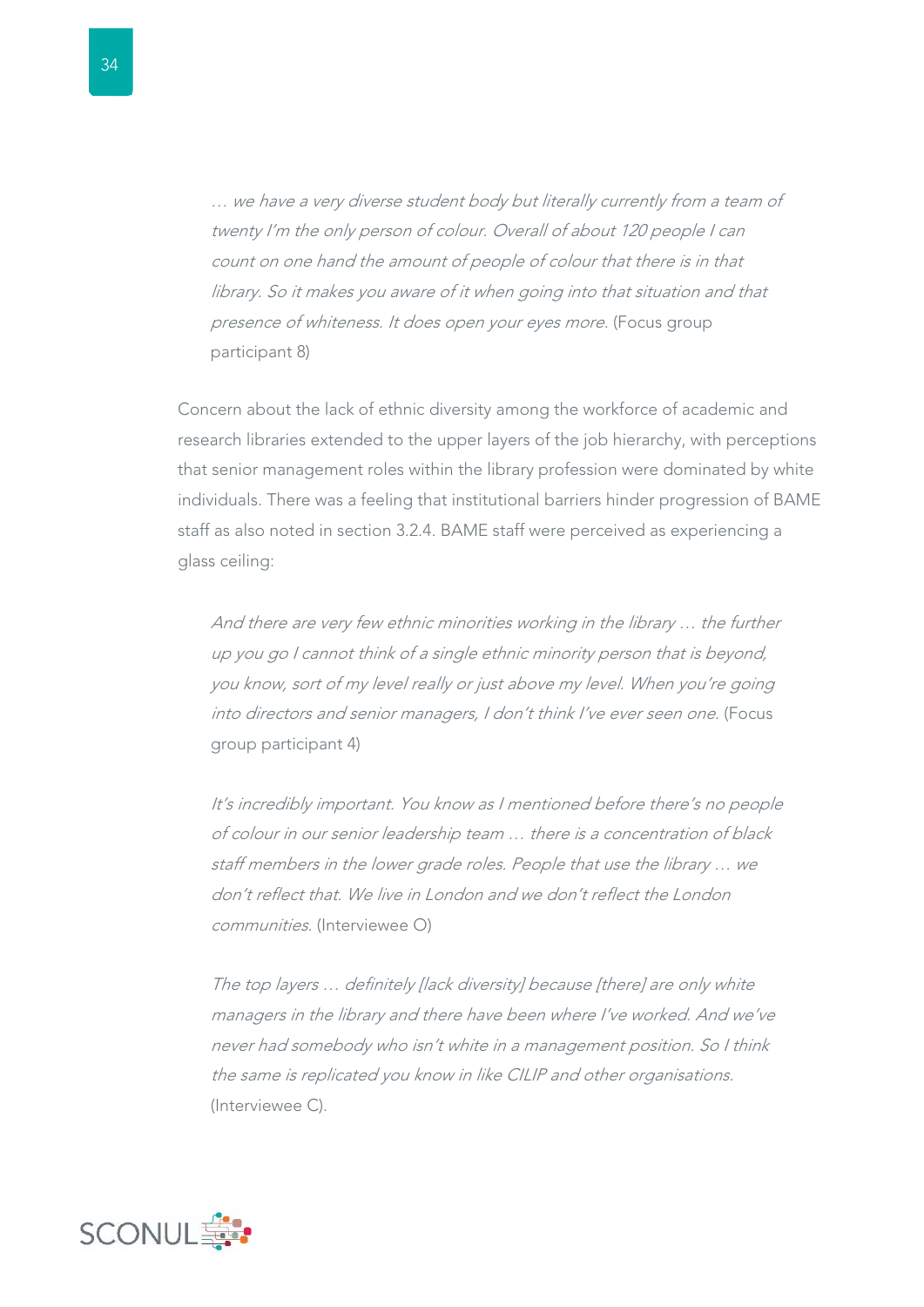> *… we have a very diverse student body but literally currently from a team of twenty I'm the only person of colour. Overall of about 120 people I can count on one hand the amount of people of colour that there is in that library. So it makes you aware of it when going into that situation and that presence of whiteness. It does open your eyes more.* (Focus group participant 8)

Concern about the lack of ethnic diversity among the workforce of academic and research libraries extended to the upper layers of the job hierarchy, with perceptions that senior management roles within the library profession were dominated by white individuals. There was a feeling that institutional barriers hinder progression of BAME staff as also noted in section 3.2.4. BAME staff were perceived as experiencing a glass ceiling:

> *And there are very few ethnic minorities working in the library … the further up you go I cannot think of a single ethnic minority person that is beyond, you know, sort of my level really or just above my level. When you're going into directors and senior managers, I don't think I've ever seen one.* (Focus group participant 4)

> *It's incredibly important. You know as I mentioned before there's no people of colour in our senior leadership team … there is a concentration of black staff members in the lower grade roles. People that use the library … we don't reflect that. We live in London and we don't reflect the London communities.* (Interviewee O)

> *The top layers … definitely [lack diversity] because [there] are only white managers in the library and there have been where I've worked. And we've never had somebody who isn't white in a management position. So I think the same is replicated you know in like CILIP and other organisations.* (Interviewee C).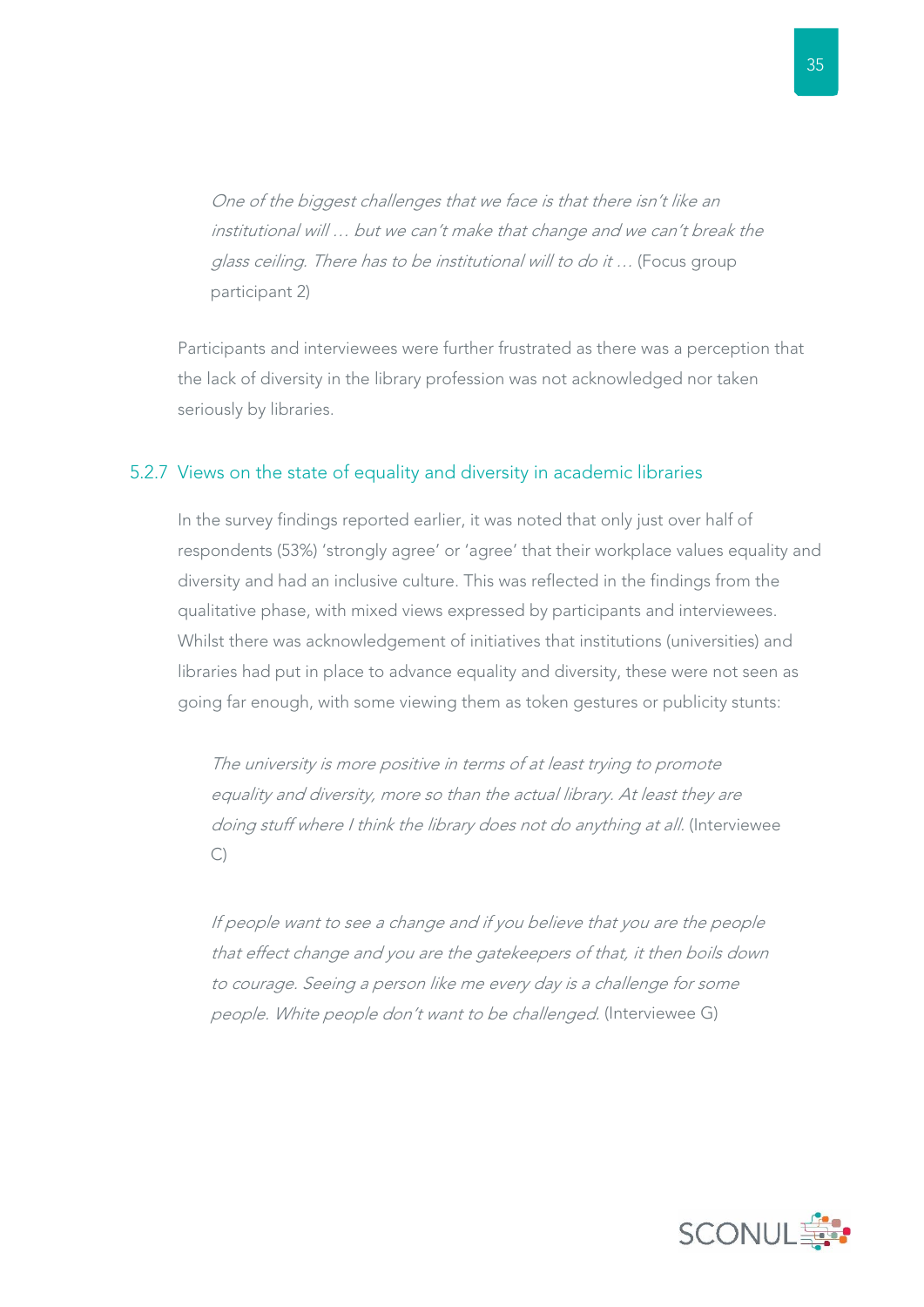> *One of the biggest challenges that we face is that there isn't like an institutional will … but we can't make that change and we can't break the glass ceiling. There has to be institutional will to do it …* (Focus group participant 2)

Participants and interviewees were further frustrated as there was a perception that the lack of diversity in the library profession was not acknowledged nor taken seriously by libraries.

### 5.2.7 Views on the state of equality and diversity in academic libraries

In the survey findings reported earlier, it was noted that only just over half of respondents (53%) 'strongly agree' or 'agree' that their workplace values equality and diversity and had an inclusive culture. This was reflected in the findings from the qualitative phase, with mixed views expressed by participants and interviewees. Whilst there was acknowledgement of initiatives that institutions (universities) and libraries had put in place to advance equality and diversity, these were not seen as going far enough, with some viewing them as token gestures or publicity stunts:

> *The university is more positive in terms of at least trying to promote equality and diversity, more so than the actual library. At least they are doing stuff where I think the library does not do anything at all.* (Interviewee C)

> *If people want to see a change and if you believe that you are the people that effect change and you are the gatekeepers of that, it then boils down to courage. Seeing a person like me every day is a challenge for some people. White people don't want to be challenged.* (Interviewee G)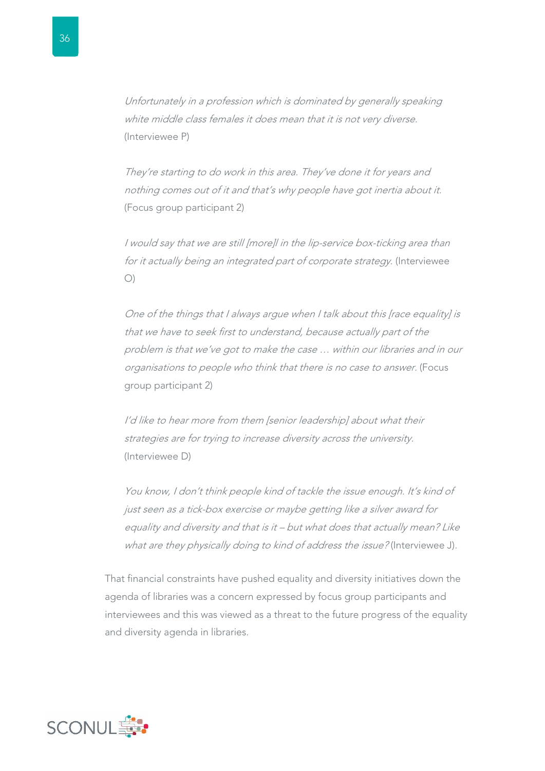*Unfortunately in a profession which is dominated by generally speaking white middle class females it does mean that it is not very diverse.* (Interviewee P)

*They're starting to do work in this area. They've done it for years and nothing comes out of it and that's why people have got inertia about it.* (Focus group participant 2)

*I would say that we are still [more]l in the lip-service box-ticking area than for it actually being an integrated part of corporate strategy.* (Interviewee O)

*One of the things that I always argue when I talk about this [race equality] is that we have to seek first to understand, because actually part of the problem is that we've got to make the case … within our libraries and in our organisations to people who think that there is no case to answer.* (Focus group participant 2)

*I'd like to hear more from them [senior leadership] about what their strategies are for trying to increase diversity across the university.* (Interviewee D)

*You know, I don't think people kind of tackle the issue enough. It's kind of just seen as a tick-box exercise or maybe getting like a silver award for equality and diversity and that is it – but what does that actually mean? Like what are they physically doing to kind of address the issue?* (Interviewee J).

That financial constraints have pushed equality and diversity initiatives down the agenda of libraries was a concern expressed by focus group participants and interviewees and this was viewed as a threat to the future progress of the equality and diversity agenda in libraries.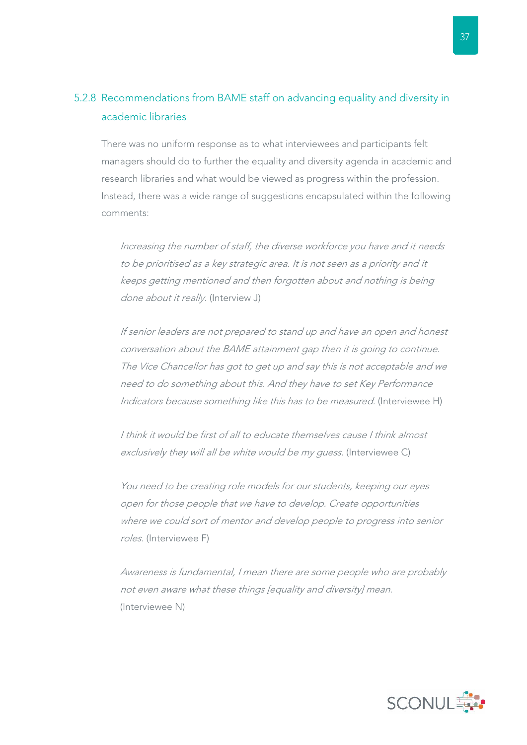### 5.2.8 Recommendations from BAME staff on advancing equality and diversity in academic libraries

There was no uniform response as to what interviewees and participants felt managers should do to further the equality and diversity agenda in academic and research libraries and what would be viewed as progress within the profession. Instead, there was a wide range of suggestions encapsulated within the following comments:

> *Increasing the number of staff, the diverse workforce you have and it needs to be prioritised as a key strategic area. It is not seen as a priority and it keeps getting mentioned and then forgotten about and nothing is being done about it really.* (Interview J)

> *If senior leaders are not prepared to stand up and have an open and honest conversation about the BAME attainment gap then it is going to continue. The Vice Chancellor has got to get up and say this is not acceptable and we need to do something about this. And they have to set Key Performance Indicators because something like this has to be measured.* (Interviewee H)

> *I think it would be first of all to educate themselves cause I think almost exclusively they will all be white would be my guess.* (Interviewee C)

> *You need to be creating role models for our students, keeping our eyes open for those people that we have to develop. Create opportunities where we could sort of mentor and develop people to progress into senior roles.* (Interviewee F)

> *Awareness is fundamental, I mean there are some people who are probably not even aware what these things [equality and diversity] mean.* (Interviewee N)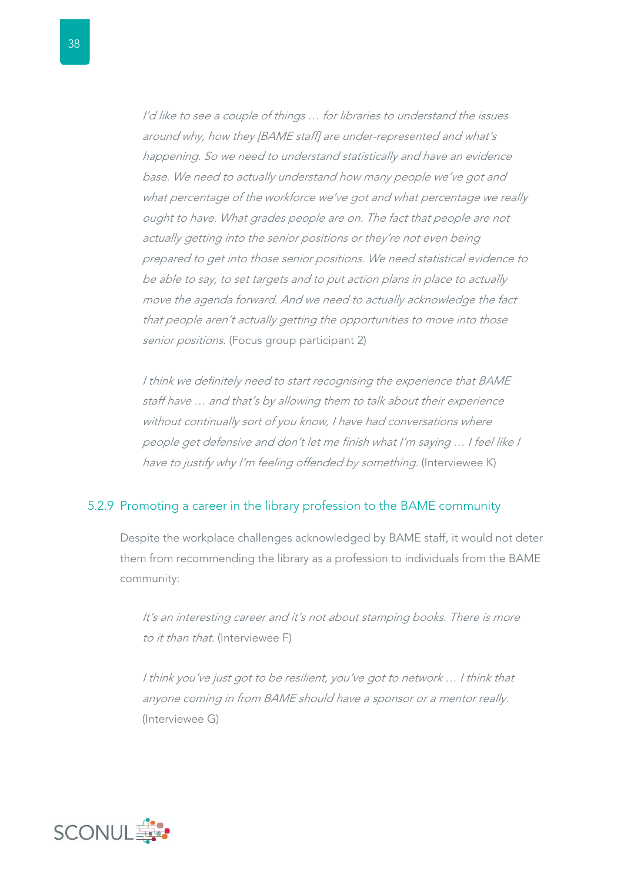*I'd like to see a couple of things … for libraries to understand the issues around why, how they [BAME staff] are under-represented and what's happening. So we need to understand statistically and have an evidence base. We need to actually understand how many people we've got and what percentage of the workforce we've got and what percentage we really ought to have. What grades people are on. The fact that people are not actually getting into the senior positions or they're not even being prepared to get into those senior positions. We need statistical evidence to be able to say, to set targets and to put action plans in place to actually move the agenda forward. And we need to actually acknowledge the fact that people aren't actually getting the opportunities to move into those senior positions.* (Focus group participant 2)

*I think we definitely need to start recognising the experience that BAME staff have … and that's by allowing them to talk about their experience without continually sort of you know, I have had conversations where people get defensive and don't let me finish what I'm saying … I feel like I have to justify why I'm feeling offended by something.* (Interviewee K)

### 5.2.9 Promoting a career in the library profession to the BAME community

Despite the workplace challenges acknowledged by BAME staff, it would not deter them from recommending the library as a profession to individuals from the BAME community:

*It's an interesting career and it's not about stamping books. There is more to it than that.* (Interviewee F)

*I think you've just got to be resilient, you've got to network … I think that anyone coming in from BAME should have a sponsor or a mentor really.* (Interviewee G)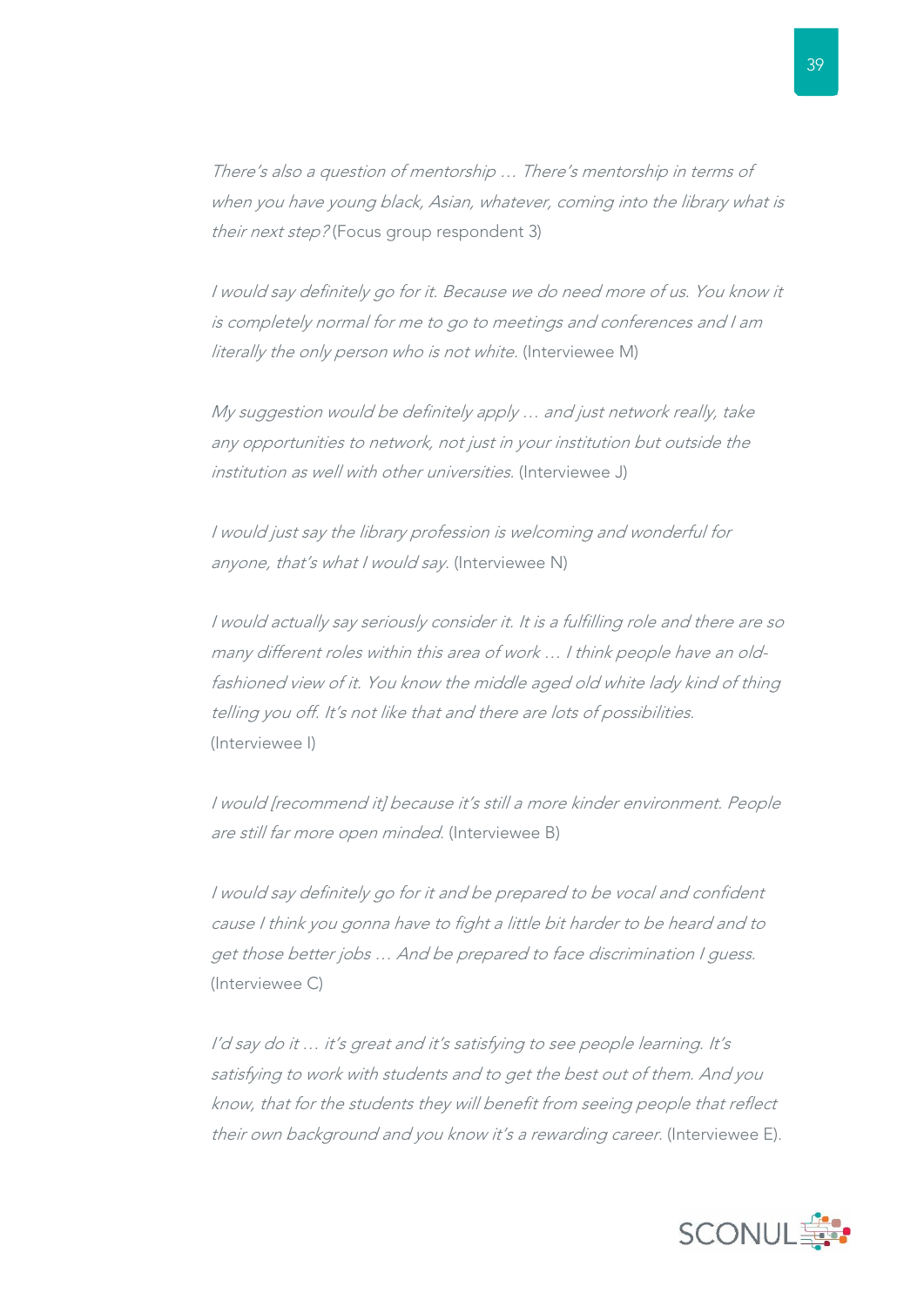*There's also a question of mentorship … There's mentorship in terms of when you have young black, Asian, whatever, coming into the library what is their next step?* (Focus group respondent 3)

*I would say definitely go for it. Because we do need more of us. You know it is completely normal for me to go to meetings and conferences and I am literally the only person who is not white.* (Interviewee M)

*My suggestion would be definitely apply … and just network really, take any opportunities to network, not just in your institution but outside the institution as well with other universities.* (Interviewee J)

*I would just say the library profession is welcoming and wonderful for anyone, that's what I would say.* (Interviewee N)

*I would actually say seriously consider it. It is a fulfilling role and there are so many different roles within this area of work … I think people have an old-fashioned view of it. You know the middle aged old white lady kind of thing telling you off. It's not like that and there are lots of possibilities.* (Interviewee I)

*I would [recommend it] because it's still a more kinder environment. People are still far more open minded.* (Interviewee B)

*I would say definitely go for it and be prepared to be vocal and confident cause I think you gonna have to fight a little bit harder to be heard and to get those better jobs … And be prepared to face discrimination I guess.* (Interviewee C)

*I'd say do it … it's great and it's satisfying to see people learning. It's satisfying to work with students and to get the best out of them. And you know, that for the students they will benefit from seeing people that reflect their own background and you know it's a rewarding career.* (Interviewee E).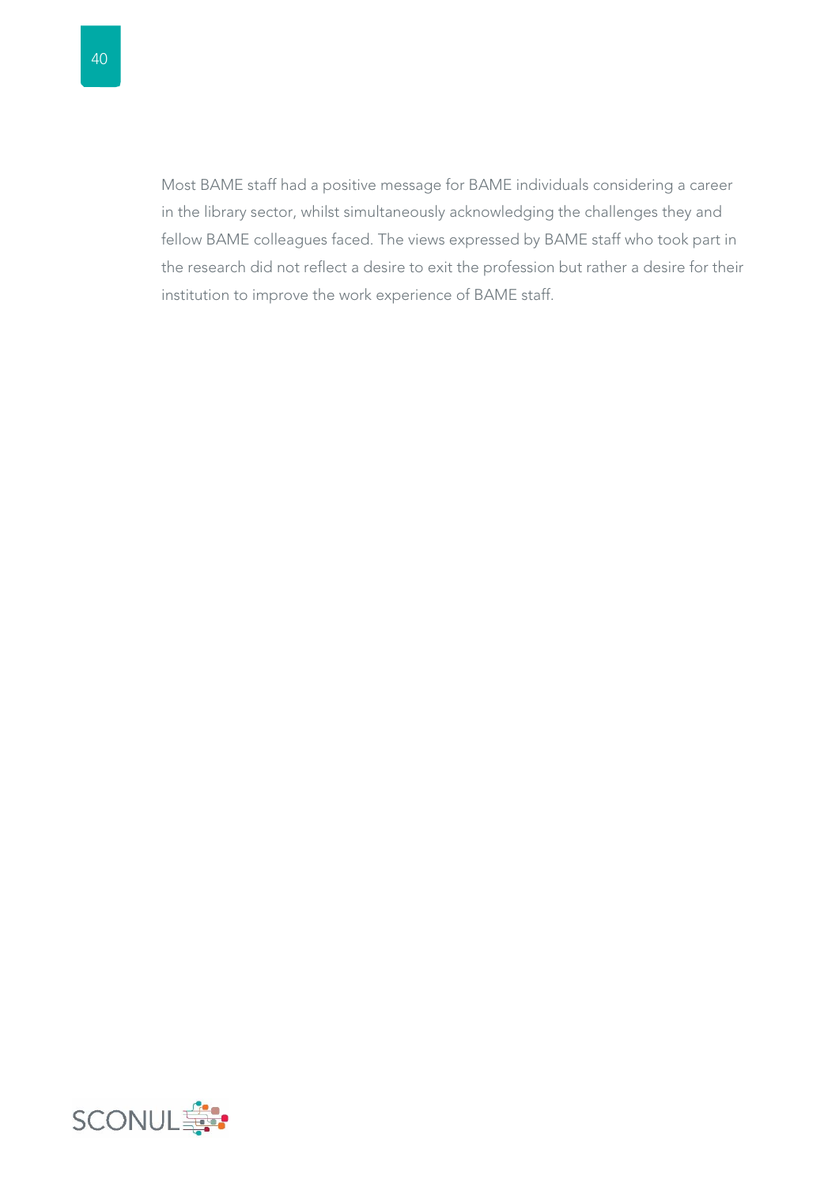Most BAME staff had a positive message for BAME individuals considering a career in the library sector, whilst simultaneously acknowledging the challenges they and fellow BAME colleagues faced. The views expressed by BAME staff who took part in the research did not reflect a desire to exit the profession but rather a desire for their institution to improve the work experience of BAME staff.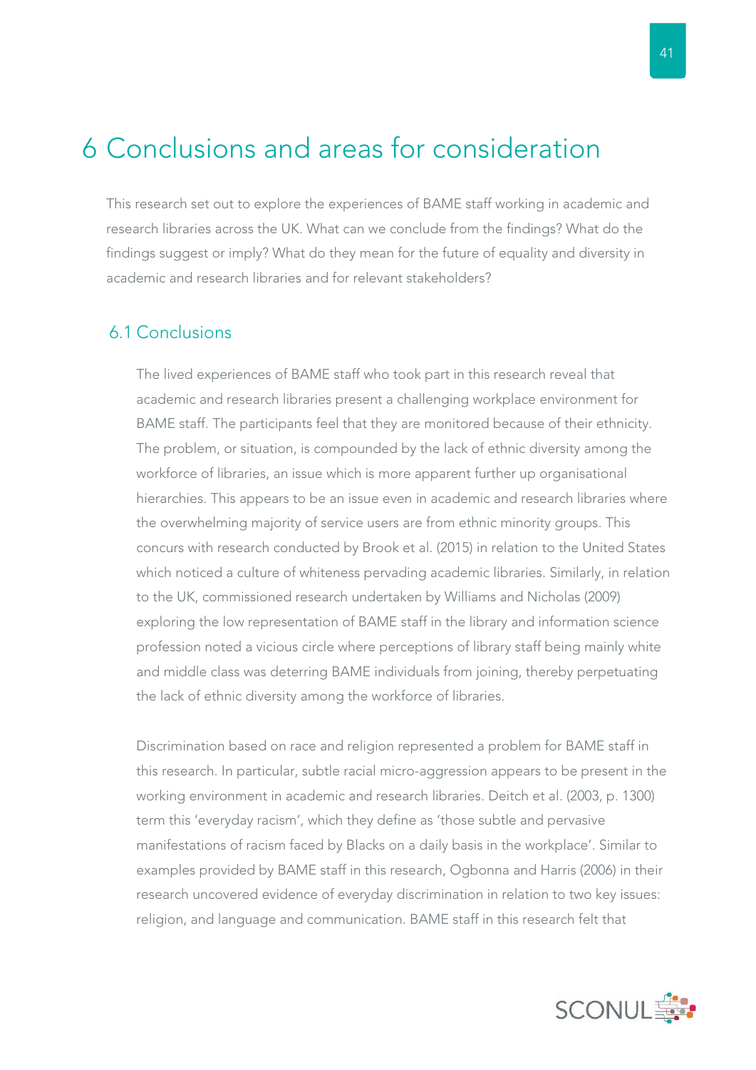# 6 Conclusions and areas for consideration

This research set out to explore the experiences of BAME staff working in academic and research libraries across the UK. What can we conclude from the findings? What do the findings suggest or imply? What do they mean for the future of equality and diversity in academic and research libraries and for relevant stakeholders?

## 6.1 Conclusions

The lived experiences of BAME staff who took part in this research reveal that academic and research libraries present a challenging workplace environment for BAME staff. The participants feel that they are monitored because of their ethnicity. The problem, or situation, is compounded by the lack of ethnic diversity among the workforce of libraries, an issue which is more apparent further up organisational hierarchies. This appears to be an issue even in academic and research libraries where the overwhelming majority of service users are from ethnic minority groups. This concurs with research conducted by Brook et al. (2015) in relation to the United States which noticed a culture of whiteness pervading academic libraries. Similarly, in relation to the UK, commissioned research undertaken by Williams and Nicholas (2009) exploring the low representation of BAME staff in the library and information science profession noted a vicious circle where perceptions of library staff being mainly white and middle class was deterring BAME individuals from joining, thereby perpetuating the lack of ethnic diversity among the workforce of libraries.

Discrimination based on race and religion represented a problem for BAME staff in this research. In particular, subtle racial micro-aggression appears to be present in the working environment in academic and research libraries. Deitch et al. (2003, p. 1300) term this 'everyday racism', which they define as 'those subtle and pervasive manifestations of racism faced by Blacks on a daily basis in the workplace'. Similar to examples provided by BAME staff in this research, Ogbonna and Harris (2006) in their research uncovered evidence of everyday discrimination in relation to two key issues: religion, and language and communication. BAME staff in this research felt that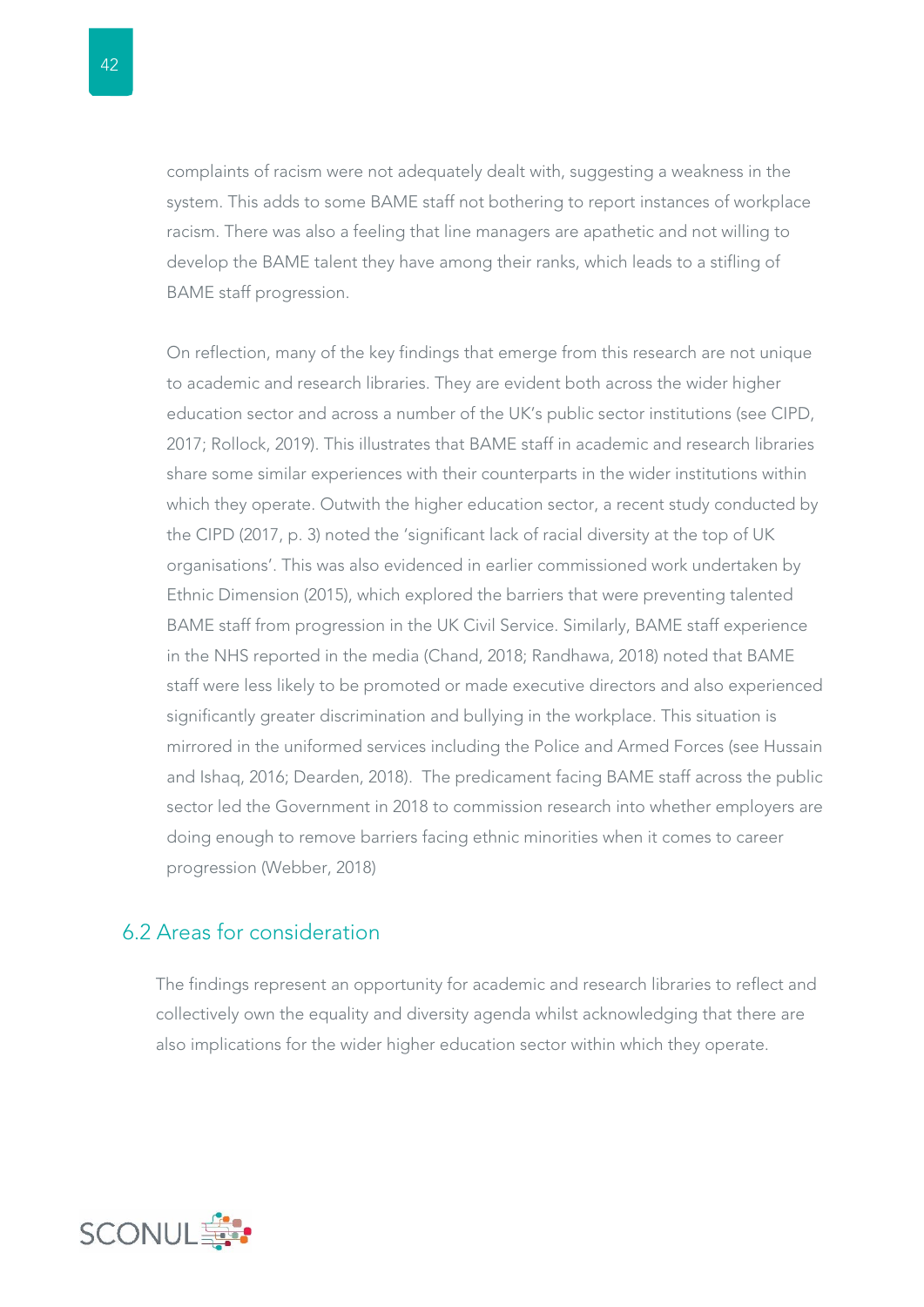complaints of racism were not adequately dealt with, suggesting a weakness in the system. This adds to some BAME staff not bothering to report instances of workplace racism. There was also a feeling that line managers are apathetic and not willing to develop the BAME talent they have among their ranks, which leads to a stifling of BAME staff progression.

On reflection, many of the key findings that emerge from this research are not unique to academic and research libraries. They are evident both across the wider higher education sector and across a number of the UK's public sector institutions (see CIPD, 2017; Rollock, 2019). This illustrates that BAME staff in academic and research libraries share some similar experiences with their counterparts in the wider institutions within which they operate. Outwith the higher education sector, a recent study conducted by the CIPD (2017, p. 3) noted the 'significant lack of racial diversity at the top of UK organisations'. This was also evidenced in earlier commissioned work undertaken by Ethnic Dimension (2015), which explored the barriers that were preventing talented BAME staff from progression in the UK Civil Service. Similarly, BAME staff experience in the NHS reported in the media (Chand, 2018; Randhawa, 2018) noted that BAME staff were less likely to be promoted or made executive directors and also experienced significantly greater discrimination and bullying in the workplace. This situation is mirrored in the uniformed services including the Police and Armed Forces (see Hussain and Ishaq, 2016; Dearden, 2018). The predicament facing BAME staff across the public sector led the Government in 2018 to commission research into whether employers are doing enough to remove barriers facing ethnic minorities when it comes to career progression (Webber, 2018)

## 6.2 Areas for consideration

The findings represent an opportunity for academic and research libraries to reflect and collectively own the equality and diversity agenda whilst acknowledging that there are also implications for the wider higher education sector within which they operate.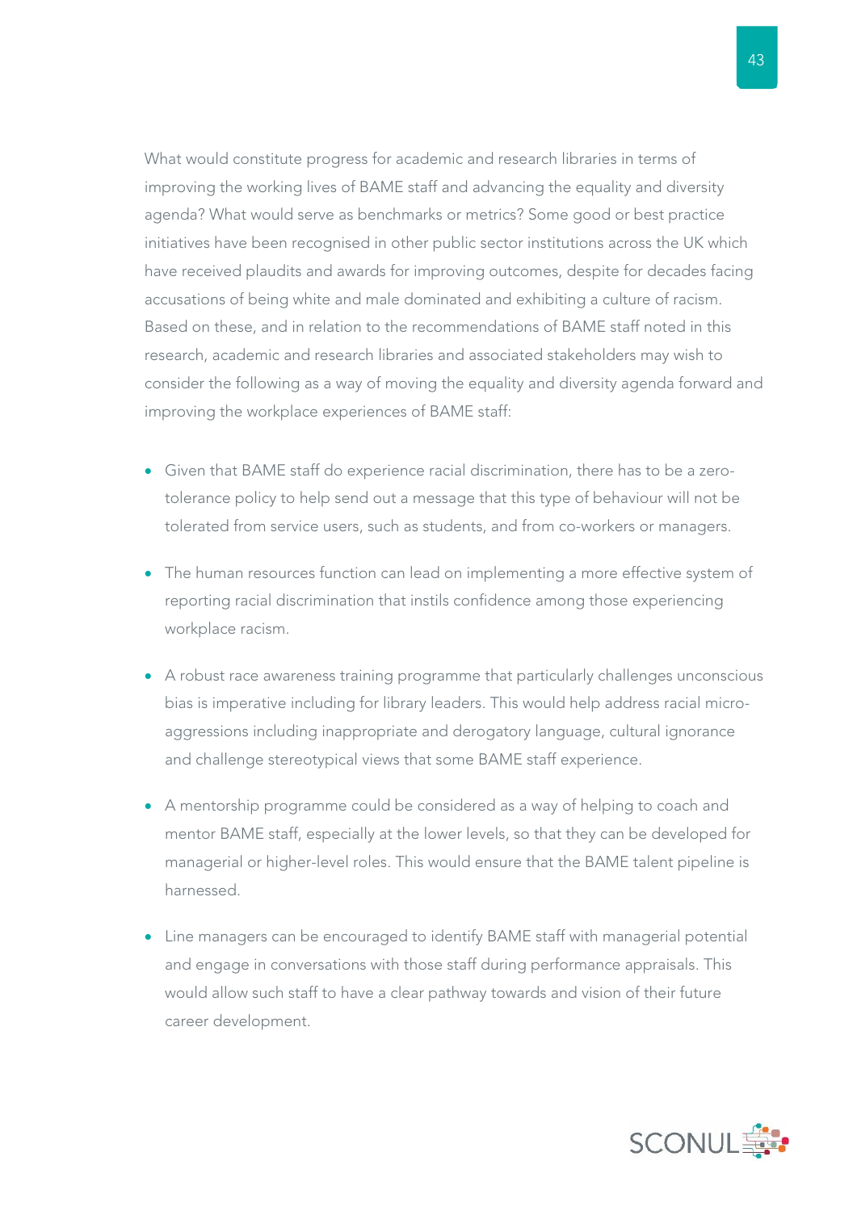What would constitute progress for academic and research libraries in terms of improving the working lives of BAME staff and advancing the equality and diversity agenda? What would serve as benchmarks or metrics? Some good or best practice initiatives have been recognised in other public sector institutions across the UK which have received plaudits and awards for improving outcomes, despite for decades facing accusations of being white and male dominated and exhibiting a culture of racism. Based on these, and in relation to the recommendations of BAME staff noted in this research, academic and research libraries and associated stakeholders may wish to consider the following as a way of moving the equality and diversity agenda forward and improving the workplace experiences of BAME staff:

- Given that BAME staff do experience racial discrimination, there has to be a zero-tolerance policy to help send out a message that this type of behaviour will not be tolerated from service users, such as students, and from co-workers or managers.
- The human resources function can lead on implementing a more effective system of reporting racial discrimination that instils confidence among those experiencing workplace racism.
- A robust race awareness training programme that particularly challenges unconscious bias is imperative including for library leaders. This would help address racial micro-aggressions including inappropriate and derogatory language, cultural ignorance and challenge stereotypical views that some BAME staff experience.
- A mentorship programme could be considered as a way of helping to coach and mentor BAME staff, especially at the lower levels, so that they can be developed for managerial or higher-level roles. This would ensure that the BAME talent pipeline is harnessed.
- Line managers can be encouraged to identify BAME staff with managerial potential and engage in conversations with those staff during performance appraisals. This would allow such staff to have a clear pathway towards and vision of their future career development.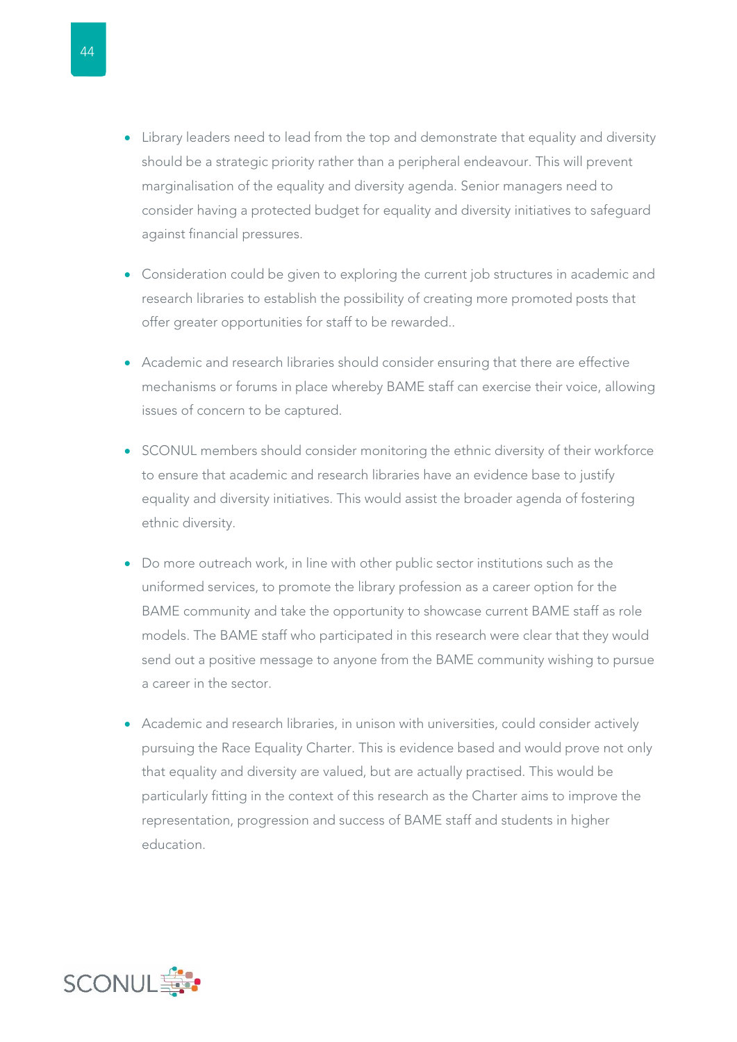- Library leaders need to lead from the top and demonstrate that equality and diversity should be a strategic priority rather than a peripheral endeavour. This will prevent marginalisation of the equality and diversity agenda. Senior managers need to consider having a protected budget for equality and diversity initiatives to safeguard against financial pressures.

- Consideration could be given to exploring the current job structures in academic and research libraries to establish the possibility of creating more promoted posts that offer greater opportunities for staff to be rewarded..

- Academic and research libraries should consider ensuring that there are effective mechanisms or forums in place whereby BAME staff can exercise their voice, allowing issues of concern to be captured.

- SCONUL members should consider monitoring the ethnic diversity of their workforce to ensure that academic and research libraries have an evidence base to justify equality and diversity initiatives. This would assist the broader agenda of fostering ethnic diversity.

- Do more outreach work, in line with other public sector institutions such as the uniformed services, to promote the library profession as a career option for the BAME community and take the opportunity to showcase current BAME staff as role models. The BAME staff who participated in this research were clear that they would send out a positive message to anyone from the BAME community wishing to pursue a career in the sector.

- Academic and research libraries, in unison with universities, could consider actively pursuing the Race Equality Charter. This is evidence based and would prove not only that equality and diversity are valued, but are actually practised. This would be particularly fitting in the context of this research as the Charter aims to improve the representation, progression and success of BAME staff and students in higher education.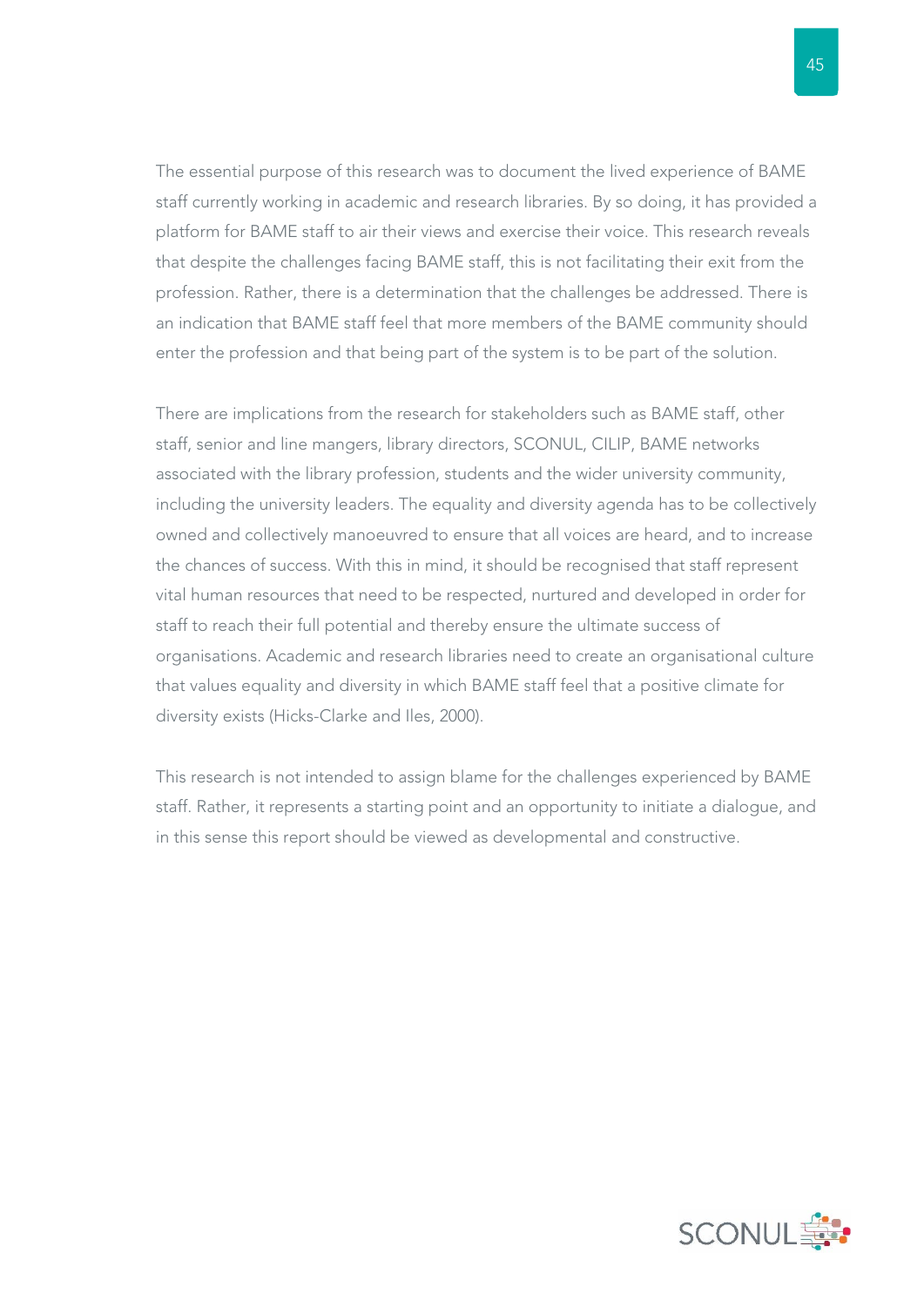The essential purpose of this research was to document the lived experience of BAME staff currently working in academic and research libraries. By so doing, it has provided a platform for BAME staff to air their views and exercise their voice. This research reveals that despite the challenges facing BAME staff, this is not facilitating their exit from the profession. Rather, there is a determination that the challenges be addressed. There is an indication that BAME staff feel that more members of the BAME community should enter the profession and that being part of the system is to be part of the solution.

There are implications from the research for stakeholders such as BAME staff, other staff, senior and line mangers, library directors, SCONUL, CILIP, BAME networks associated with the library profession, students and the wider university community, including the university leaders. The equality and diversity agenda has to be collectively owned and collectively manoeuvred to ensure that all voices are heard, and to increase the chances of success. With this in mind, it should be recognised that staff represent vital human resources that need to be respected, nurtured and developed in order for staff to reach their full potential and thereby ensure the ultimate success of organisations. Academic and research libraries need to create an organisational culture that values equality and diversity in which BAME staff feel that a positive climate for diversity exists (Hicks-Clarke and Iles, 2000).

This research is not intended to assign blame for the challenges experienced by BAME staff. Rather, it represents a starting point and an opportunity to initiate a dialogue, and in this sense this report should be viewed as developmental and constructive.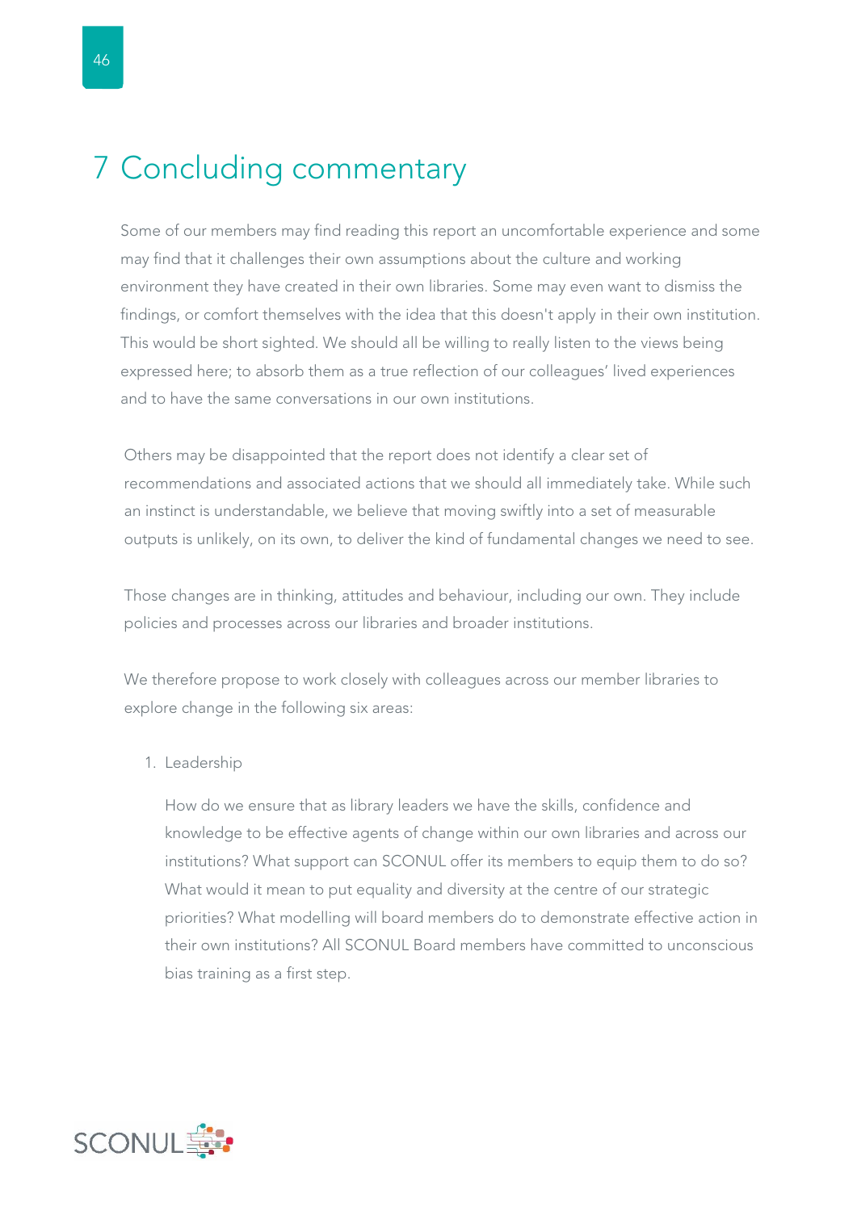# 7 Concluding commentary

Some of our members may find reading this report an uncomfortable experience and some may find that it challenges their own assumptions about the culture and working environment they have created in their own libraries. Some may even want to dismiss the findings, or comfort themselves with the idea that this doesn't apply in their own institution. This would be short sighted. We should all be willing to really listen to the views being expressed here; to absorb them as a true reflection of our colleagues' lived experiences and to have the same conversations in our own institutions.

Others may be disappointed that the report does not identify a clear set of recommendations and associated actions that we should all immediately take. While such an instinct is understandable, we believe that moving swiftly into a set of measurable outputs is unlikely, on its own, to deliver the kind of fundamental changes we need to see.

Those changes are in thinking, attitudes and behaviour, including our own. They include policies and processes across our libraries and broader institutions.

We therefore propose to work closely with colleagues across our member libraries to explore change in the following six areas:

1. Leadership

   How do we ensure that as library leaders we have the skills, confidence and knowledge to be effective agents of change within our own libraries and across our institutions? What support can SCONUL offer its members to equip them to do so? What would it mean to put equality and diversity at the centre of our strategic priorities? What modelling will board members do to demonstrate effective action in their own institutions? All SCONUL Board members have committed to unconscious bias training as a first step.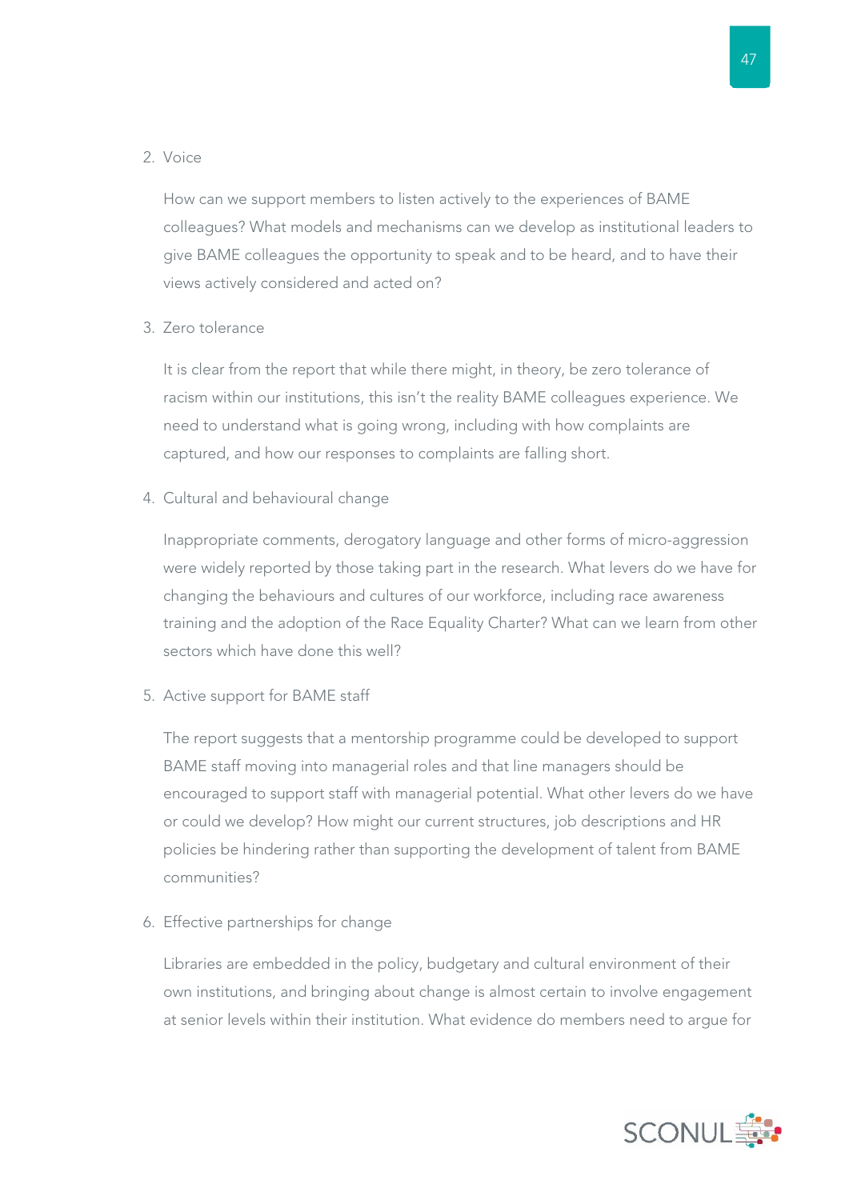2. Voice

   How can we support members to listen actively to the experiences of BAME colleagues? What models and mechanisms can we develop as institutional leaders to give BAME colleagues the opportunity to speak and to be heard, and to have their views actively considered and acted on?

3. Zero tolerance

   It is clear from the report that while there might, in theory, be zero tolerance of racism within our institutions, this isn't the reality BAME colleagues experience. We need to understand what is going wrong, including with how complaints are captured, and how our responses to complaints are falling short.

4. Cultural and behavioural change

   Inappropriate comments, derogatory language and other forms of micro-aggression were widely reported by those taking part in the research. What levers do we have for changing the behaviours and cultures of our workforce, including race awareness training and the adoption of the Race Equality Charter? What can we learn from other sectors which have done this well?

5. Active support for BAME staff

   The report suggests that a mentorship programme could be developed to support BAME staff moving into managerial roles and that line managers should be encouraged to support staff with managerial potential. What other levers do we have or could we develop? How might our current structures, job descriptions and HR policies be hindering rather than supporting the development of talent from BAME communities?

6. Effective partnerships for change

   Libraries are embedded in the policy, budgetary and cultural environment of their own institutions, and bringing about change is almost certain to involve engagement at senior levels within their institution. What evidence do members need to argue for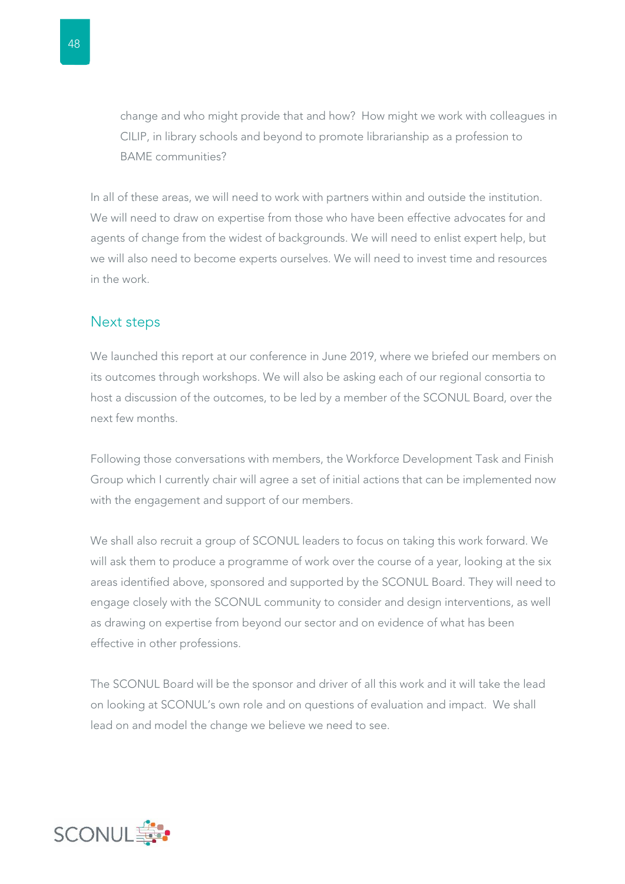change and who might provide that and how? How might we work with colleagues in CILIP, in library schools and beyond to promote librarianship as a profession to BAME communities?

In all of these areas, we will need to work with partners within and outside the institution. We will need to draw on expertise from those who have been effective advocates for and agents of change from the widest of backgrounds. We will need to enlist expert help, but we will also need to become experts ourselves. We will need to invest time and resources in the work.

## Next steps

We launched this report at our conference in June 2019, where we briefed our members on its outcomes through workshops. We will also be asking each of our regional consortia to host a discussion of the outcomes, to be led by a member of the SCONUL Board, over the next few months.

Following those conversations with members, the Workforce Development Task and Finish Group which I currently chair will agree a set of initial actions that can be implemented now with the engagement and support of our members.

We shall also recruit a group of SCONUL leaders to focus on taking this work forward. We will ask them to produce a programme of work over the course of a year, looking at the six areas identified above, sponsored and supported by the SCONUL Board. They will need to engage closely with the SCONUL community to consider and design interventions, as well as drawing on expertise from beyond our sector and on evidence of what has been effective in other professions.

The SCONUL Board will be the sponsor and driver of all this work and it will take the lead on looking at SCONUL's own role and on questions of evaluation and impact. We shall lead on and model the change we believe we need to see.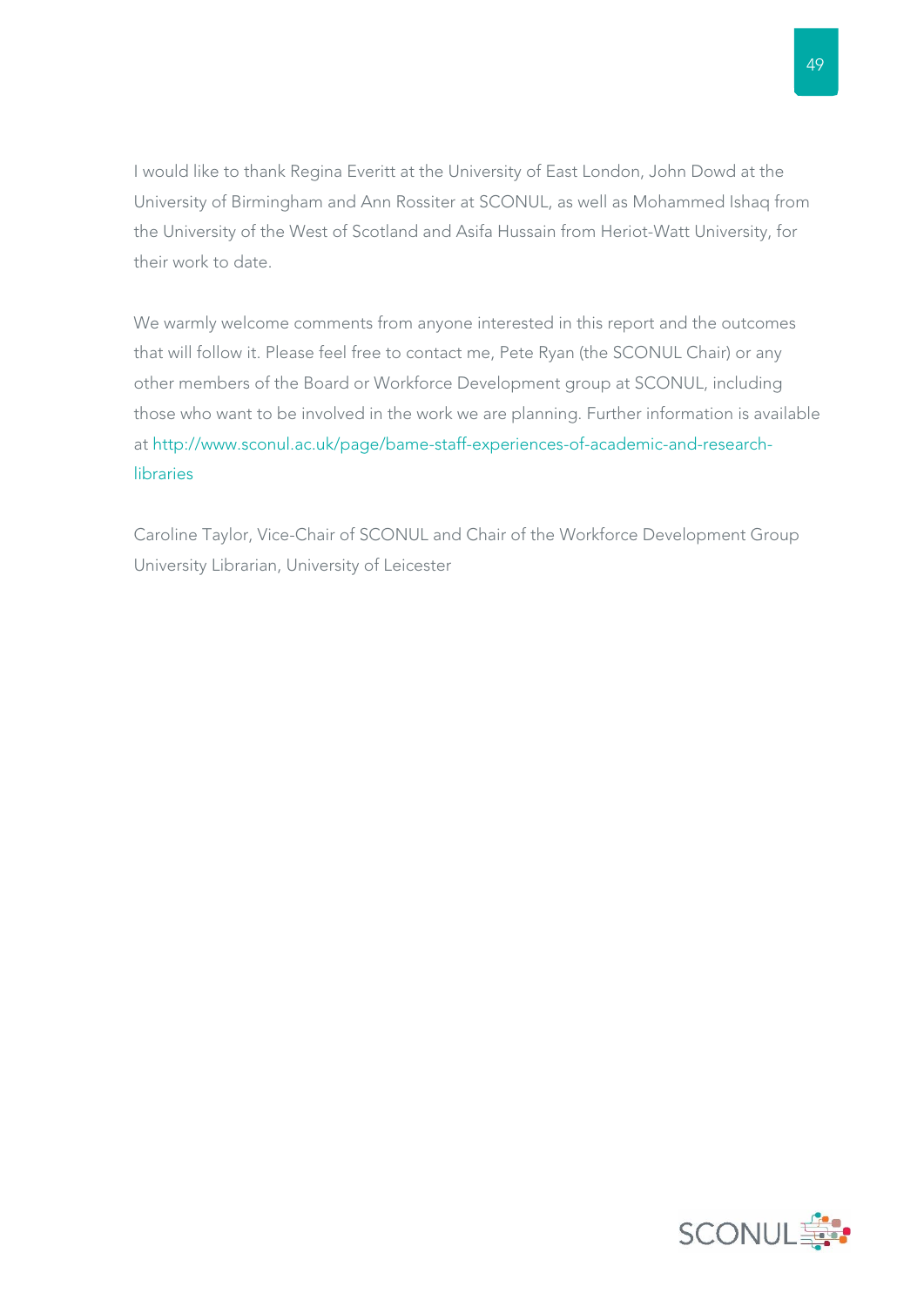I would like to thank Regina Everitt at the University of East London, John Dowd at the University of Birmingham and Ann Rossiter at SCONUL, as well as Mohammed Ishaq from the University of the West of Scotland and Asifa Hussain from Heriot-Watt University, for their work to date.

We warmly welcome comments from anyone interested in this report and the outcomes that will follow it. Please feel free to contact me, Pete Ryan (the SCONUL Chair) or any other members of the Board or Workforce Development group at SCONUL, including those who want to be involved in the work we are planning. Further information is available at http://www.sconul.ac.uk/page/bame-staff-experiences-of-academic-and-research-libraries

Caroline Taylor, Vice-Chair of SCONUL and Chair of the Workforce Development Group
University Librarian, University of Leicester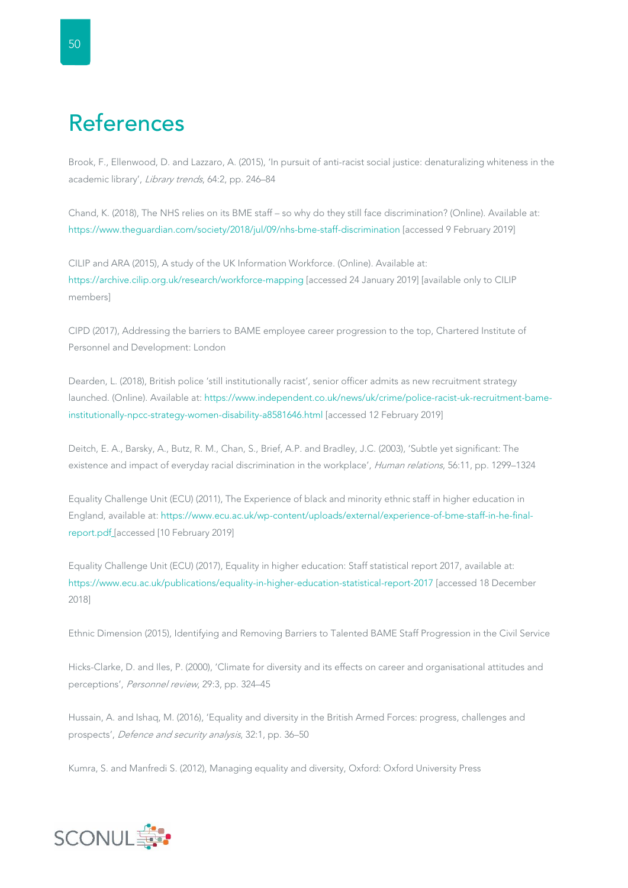# References

Brook, F., Ellenwood, D. and Lazzaro, A. (2015), 'In pursuit of anti-racist social justice: denaturalizing whiteness in the academic library', *Library trends*, 64:2, pp. 246–84

Chand, K. (2018), The NHS relies on its BME staff – so why do they still face discrimination? (Online). Available at: https://www.theguardian.com/society/2018/jul/09/nhs-bme-staff-discrimination [accessed 9 February 2019]

CILIP and ARA (2015), A study of the UK Information Workforce. (Online). Available at: https://archive.cilip.org.uk/research/workforce-mapping [accessed 24 January 2019] [available only to CILIP members]

CIPD (2017), Addressing the barriers to BAME employee career progression to the top, Chartered Institute of Personnel and Development: London

Dearden, L. (2018), British police 'still institutionally racist', senior officer admits as new recruitment strategy launched. (Online). Available at: https://www.independent.co.uk/news/uk/crime/police-racist-uk-recruitment-bame-institutionally-npcc-strategy-women-disability-a8581646.html [accessed 12 February 2019]

Deitch, E. A., Barsky, A., Butz, R. M., Chan, S., Brief, A.P. and Bradley, J.C. (2003), 'Subtle yet significant: The existence and impact of everyday racial discrimination in the workplace', *Human relations*, 56:11, pp. 1299–1324

Equality Challenge Unit (ECU) (2011), The Experience of black and minority ethnic staff in higher education in England, available at: https://www.ecu.ac.uk/wp-content/uploads/external/experience-of-bme-staff-in-he-final-report.pdf [accessed [10 February 2019]

Equality Challenge Unit (ECU) (2017), Equality in higher education: Staff statistical report 2017, available at: https://www.ecu.ac.uk/publications/equality-in-higher-education-statistical-report-2017 [accessed 18 December 2018]

Ethnic Dimension (2015), Identifying and Removing Barriers to Talented BAME Staff Progression in the Civil Service

Hicks-Clarke, D. and Iles, P. (2000), 'Climate for diversity and its effects on career and organisational attitudes and perceptions', *Personnel review*, 29:3, pp. 324–45

Hussain, A. and Ishaq, M. (2016), 'Equality and diversity in the British Armed Forces: progress, challenges and prospects', *Defence and security analysis*, 32:1, pp. 36–50

Kumra, S. and Manfredi S. (2012), Managing equality and diversity, Oxford: Oxford University Press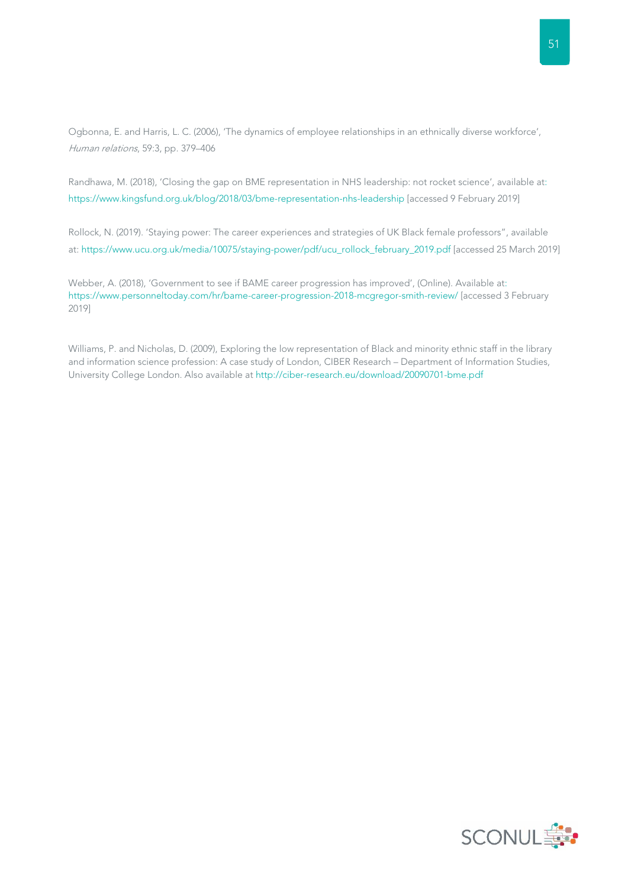Ogbonna, E. and Harris, L. C. (2006), 'The dynamics of employee relationships in an ethnically diverse workforce', *Human relations*, 59:3, pp. 379–406

Randhawa, M. (2018), 'Closing the gap on BME representation in NHS leadership: not rocket science', available at: https://www.kingsfund.org.uk/blog/2018/03/bme-representation-nhs-leadership [accessed 9 February 2019]

Rollock, N. (2019). 'Staying power: The career experiences and strategies of UK Black female professors", available at: https://www.ucu.org.uk/media/10075/staying-power/pdf/ucu_rollock_february_2019.pdf [accessed 25 March 2019]

Webber, A. (2018), 'Government to see if BAME career progression has improved', (Online). Available at: https://www.personneltoday.com/hr/bame-career-progression-2018-mcgregor-smith-review/ [accessed 3 February 2019]

Williams, P. and Nicholas, D. (2009), Exploring the low representation of Black and minority ethnic staff in the library and information science profession: A case study of London, CIBER Research – Department of Information Studies, University College London. Also available at http://ciber-research.eu/download/20090701-bme.pdf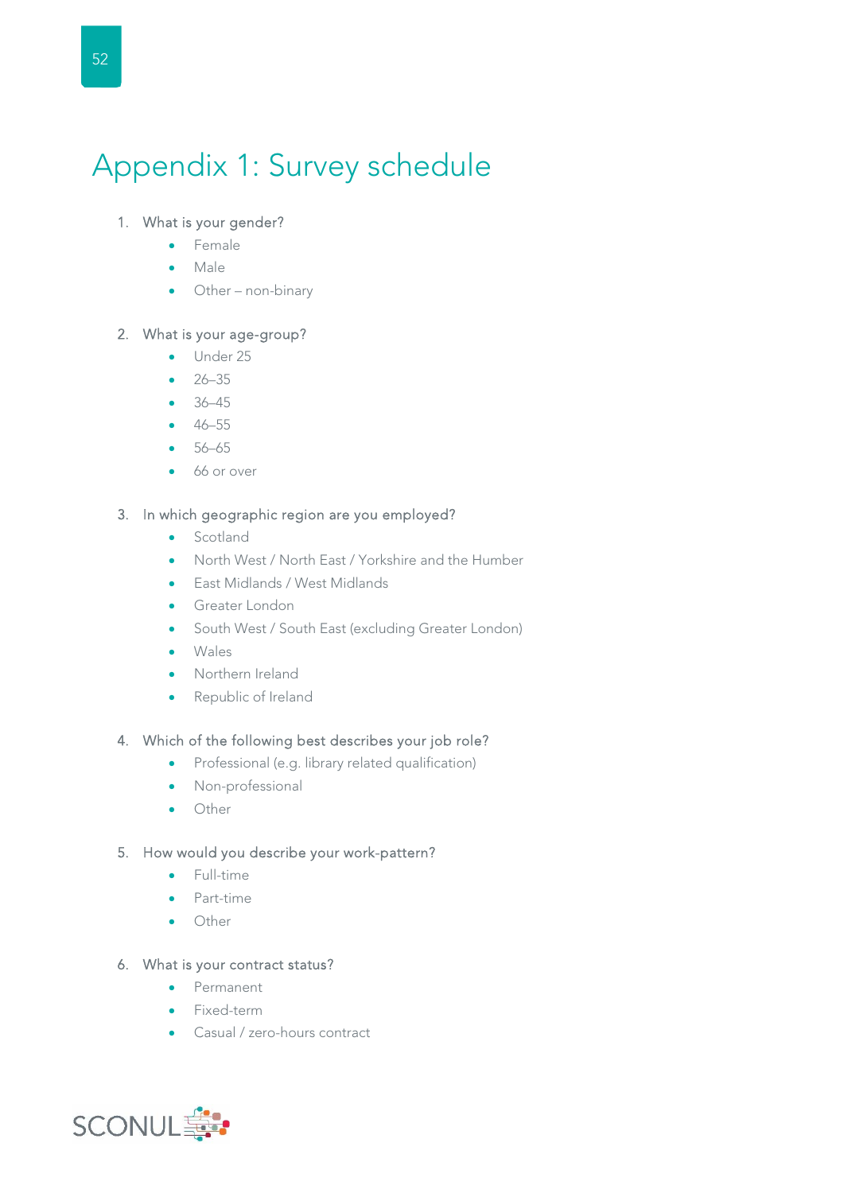# Appendix 1: Survey schedule

1. What is your gender?
    - Female
    - Male
    - Other – non-binary

2. What is your age-group?
    - Under 25
    - 26–35
    - 36–45
    - 46–55
    - 56–65
    - 66 or over

3. In which geographic region are you employed?
    - Scotland
    - North West / North East / Yorkshire and the Humber
    - East Midlands / West Midlands
    - Greater London
    - South West / South East (excluding Greater London)
    - Wales
    - Northern Ireland
    - Republic of Ireland

4. Which of the following best describes your job role?
    - Professional (e.g. library related qualification)
    - Non-professional
    - Other

5. How would you describe your work-pattern?
    - Full-time
    - Part-time
    - Other

6. What is your contract status?
    - Permanent
    - Fixed-term
    - Casual / zero-hours contract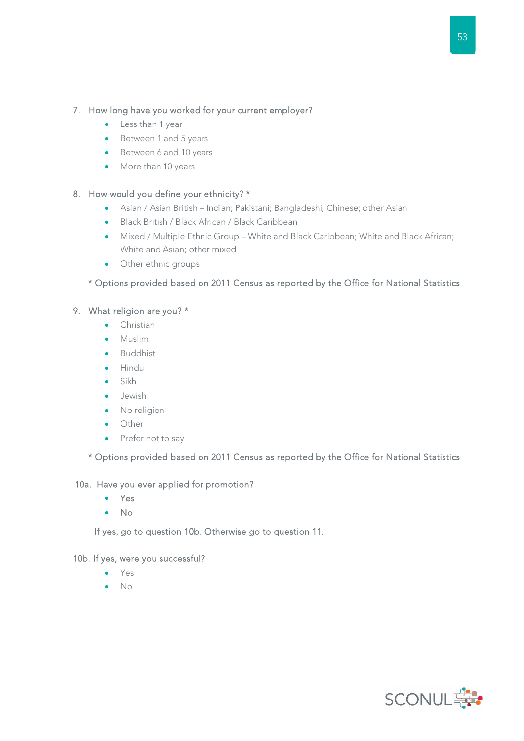7. How long have you worked for your current employer?
    - Less than 1 year
    - Between 1 and 5 years
    - Between 6 and 10 years
    - More than 10 years

8. How would you define your ethnicity? *
    - Asian / Asian British – Indian; Pakistani; Bangladeshi; Chinese; other Asian
    - Black British / Black African / Black Caribbean
    - Mixed / Multiple Ethnic Group – White and Black Caribbean; White and Black African; White and Asian; other mixed
    - Other ethnic groups

   * Options provided based on 2011 Census as reported by the Office for National Statistics

9. What religion are you? *
    - Christian
    - Muslim
    - Buddhist
    - Hindu
    - Sikh
    - Jewish
    - No religion
    - Other
    - Prefer not to say

   * Options provided based on 2011 Census as reported by the Office for National Statistics

10a. Have you ever applied for promotion?
    - Yes
    - No

   If yes, go to question 10b. Otherwise go to question 11.

10b. If yes, were you successful?
    - Yes
    - No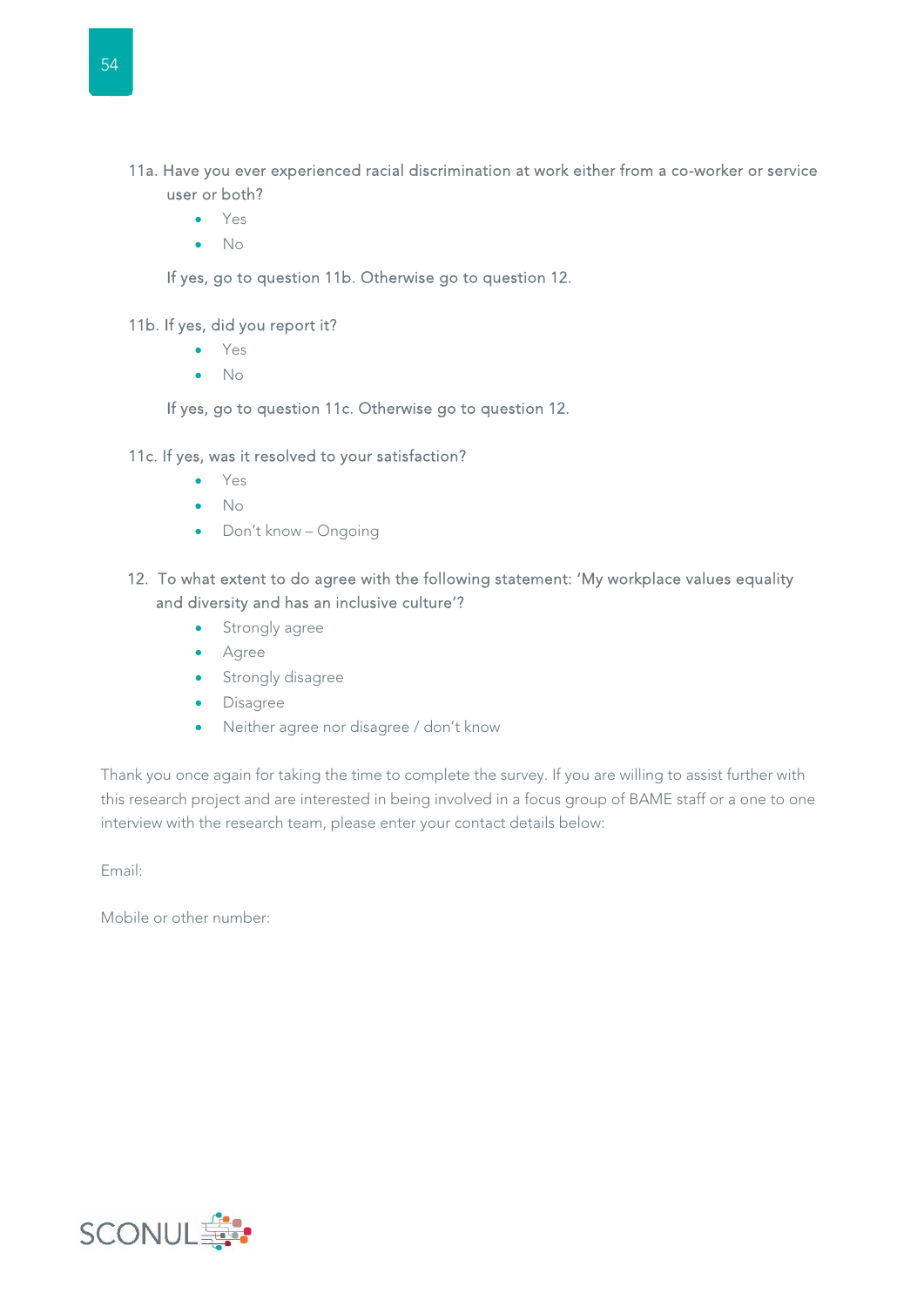11a. Have you ever experienced racial discrimination at work either from a co-worker or service user or both?

- Yes
- No

If yes, go to question 11b. Otherwise go to question 12.

11b. If yes, did you report it?

- Yes
- No

If yes, go to question 11c. Otherwise go to question 12.

11c. If yes, was it resolved to your satisfaction?

- Yes
- No
- Don't know – Ongoing

12. To what extent to do agree with the following statement: 'My workplace values equality and diversity and has an inclusive culture'?

- Strongly agree
- Agree
- Strongly disagree
- Disagree
- Neither agree nor disagree / don't know

Thank you once again for taking the time to complete the survey. If you are willing to assist further with this research project and are interested in being involved in a focus group of BAME staff or a one to one interview with the research team, please enter your contact details below:

Email:

Mobile or other number: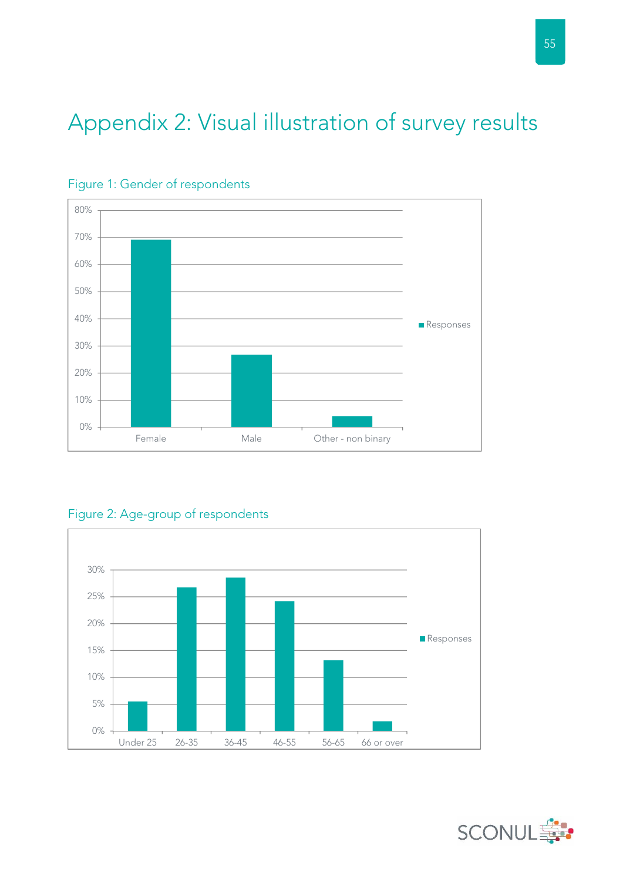# Appendix 2: Visual illustration of survey results

Figure 1: Gender of respondents

Figure 2: Age-group of respondents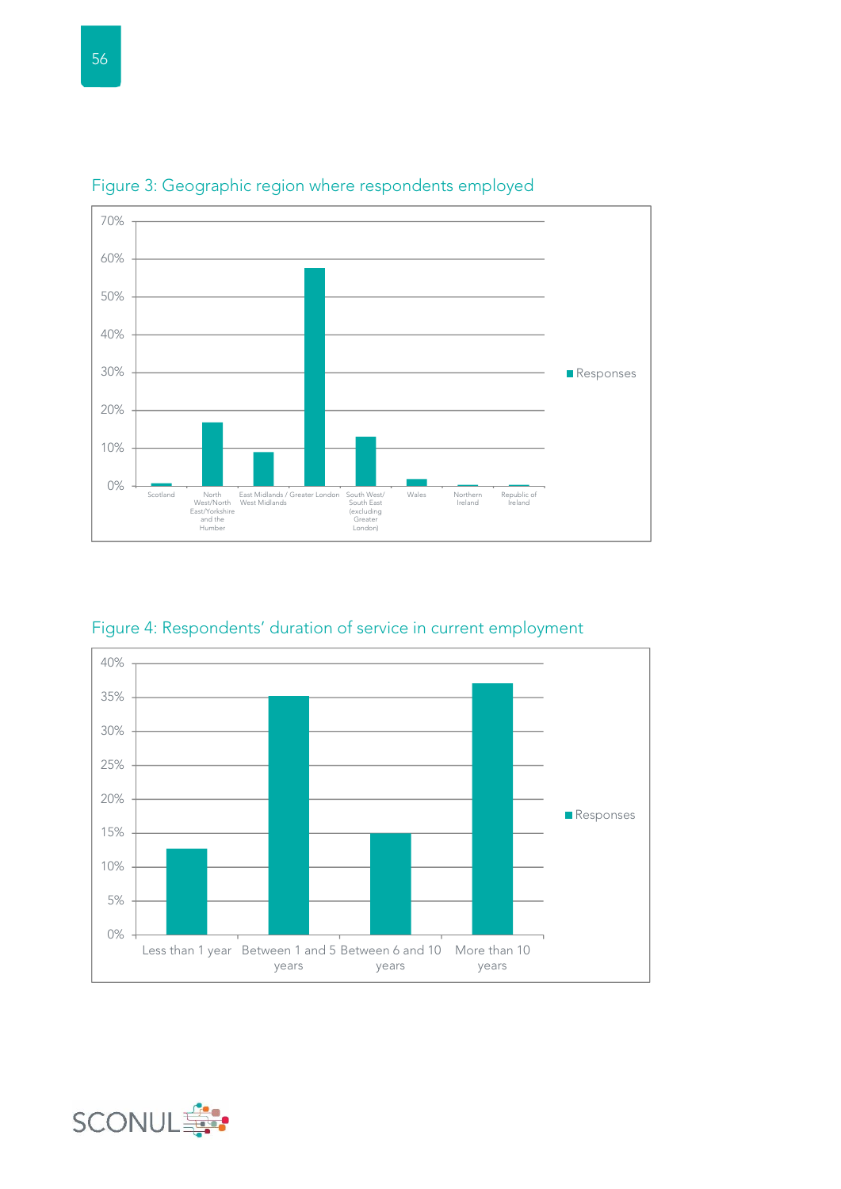Figure 3: Geographic region where respondents employed

Figure 4: Respondents' duration of service in current employment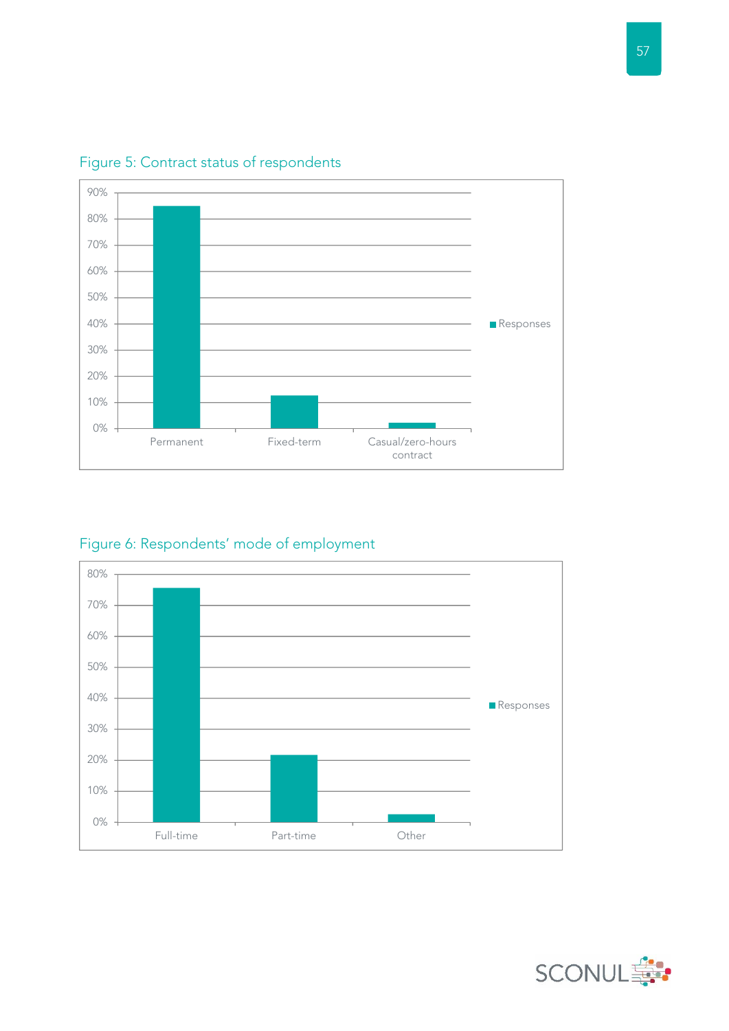Figure 5: Contract status of respondents

Figure 6: Respondents' mode of employment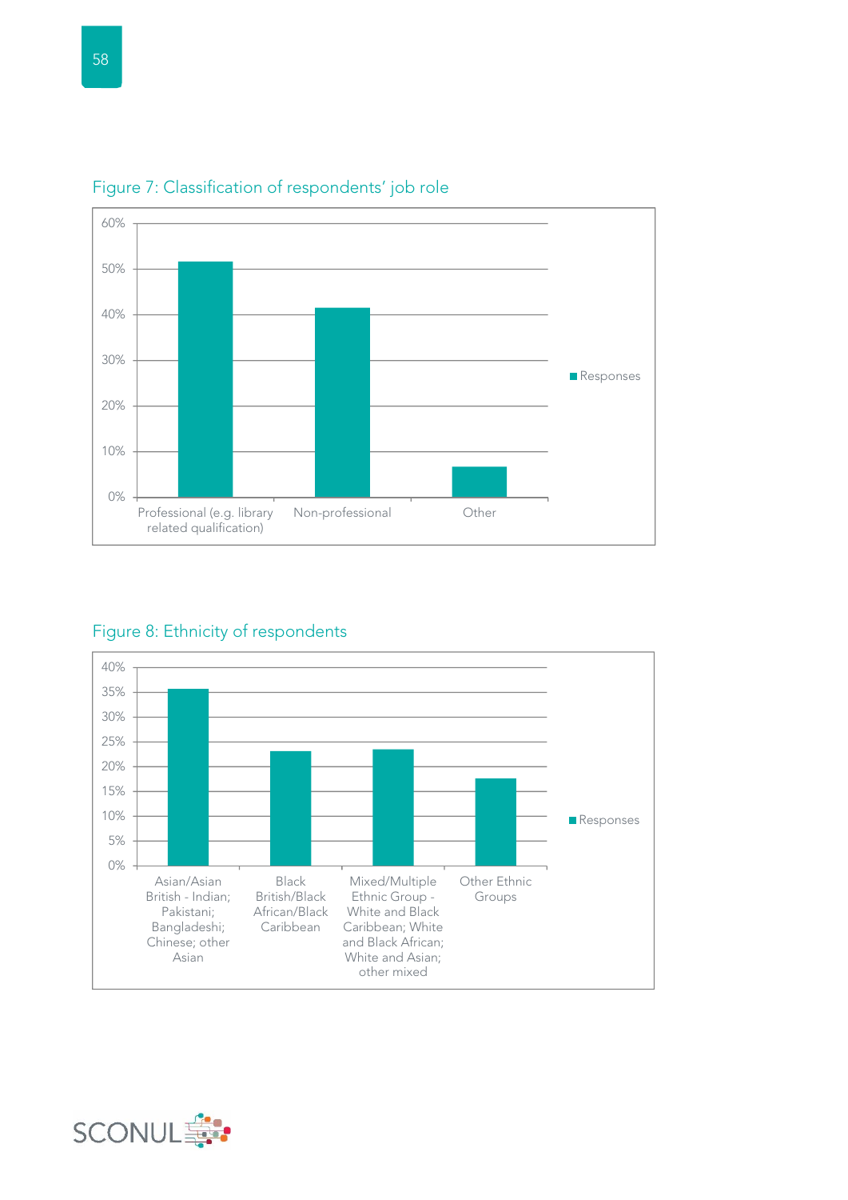Figure 7: Classification of respondents' job role

Figure 8: Ethnicity of respondents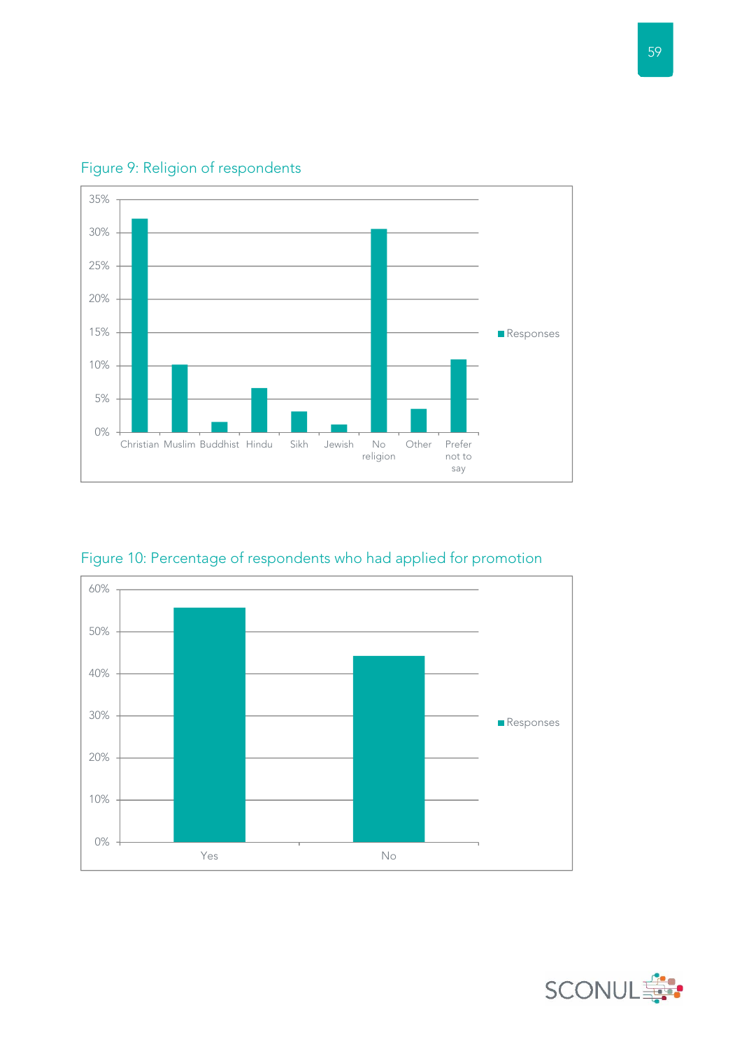Figure 9: Religion of respondents

Figure 10: Percentage of respondents who had applied for promotion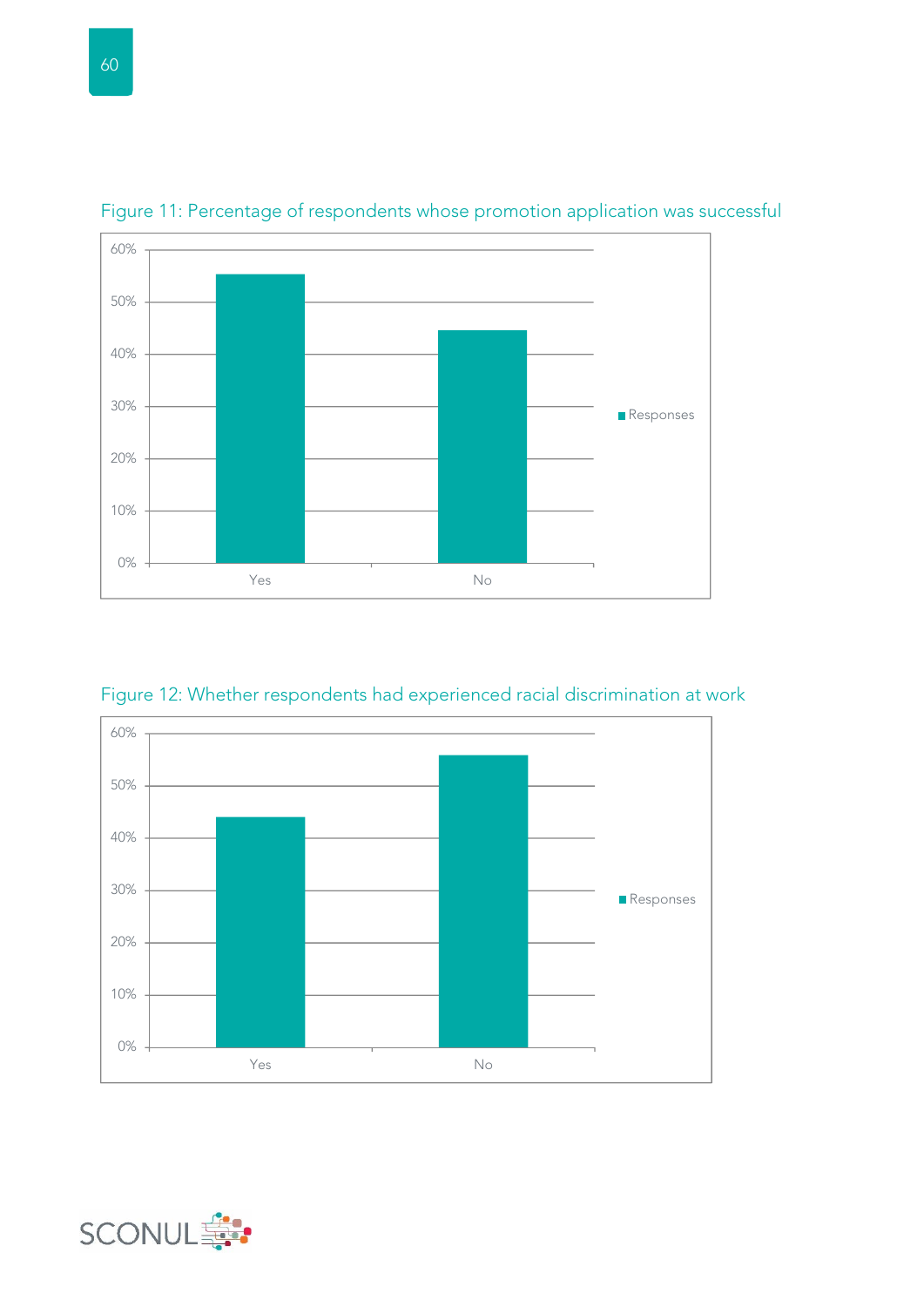Figure 11: Percentage of respondents whose promotion application was successful

Figure 12: Whether respondents had experienced racial discrimination at work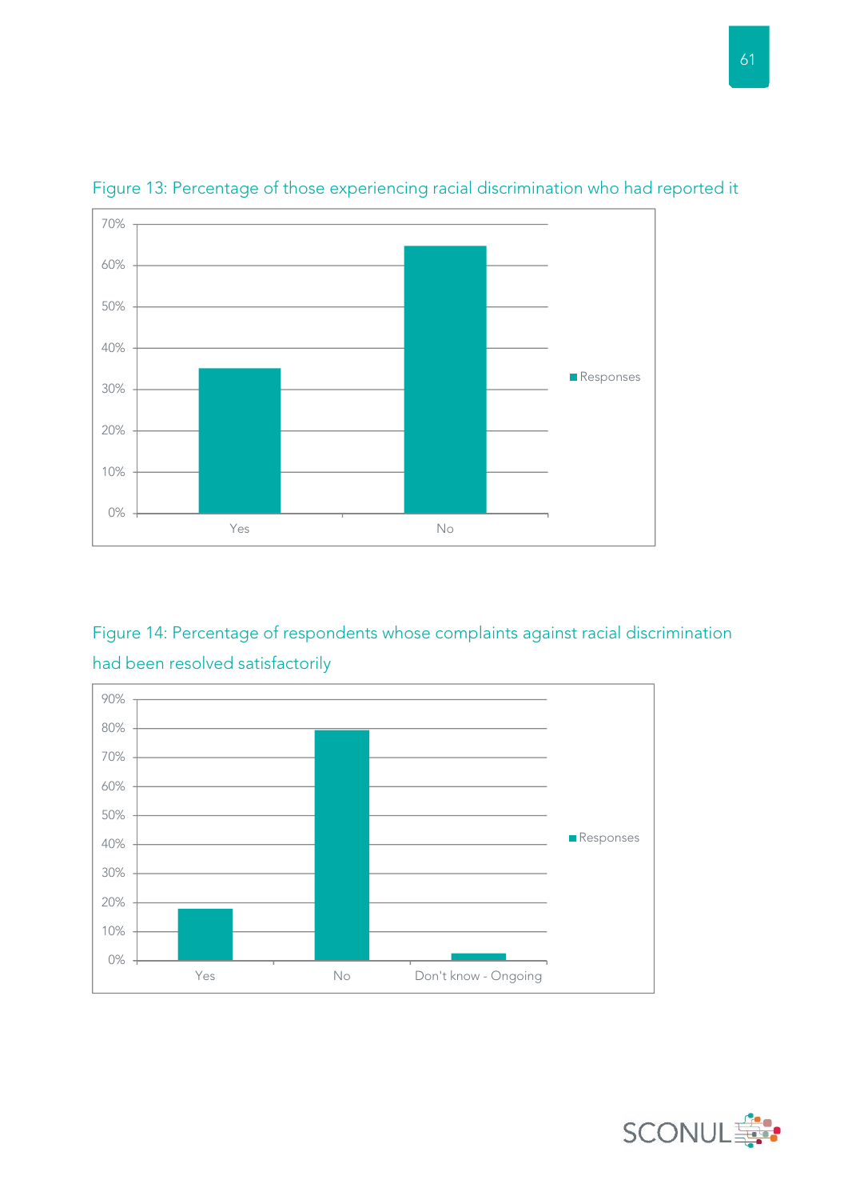Figure 13: Percentage of those experiencing racial discrimination who had reported it

Figure 14: Percentage of respondents whose complaints against racial discrimination had been resolved satisfactorily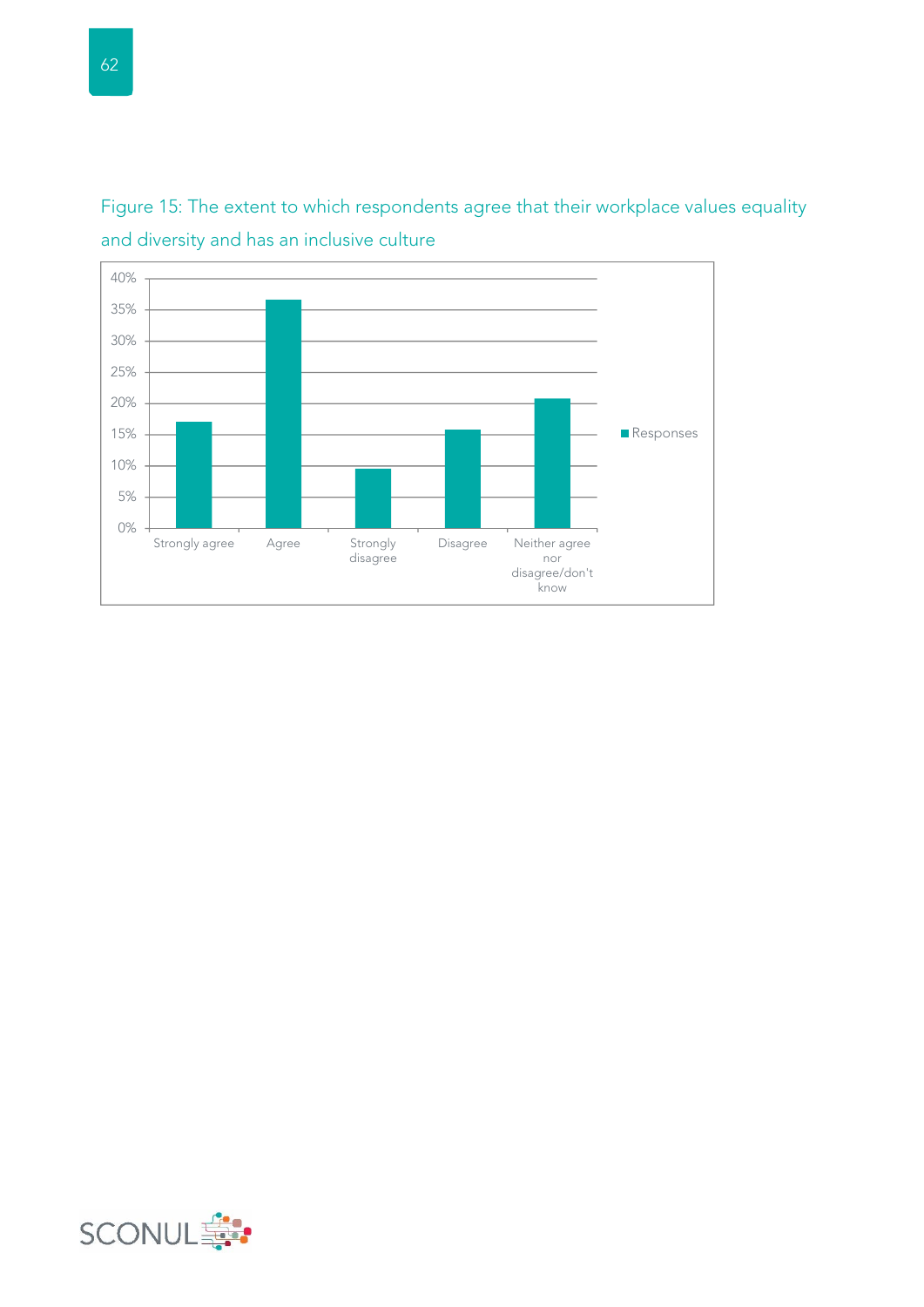Figure 15: The extent to which respondents agree that their workplace values equality and diversity and has an inclusive culture

| | Responses |
|---|---|
| Strongly agree | ~17% |
| Agree | ~36.5% |
| Strongly disagree | ~9.5% |
| Disagree | ~16% |
| Neither agree nor disagree/don't know | ~21% |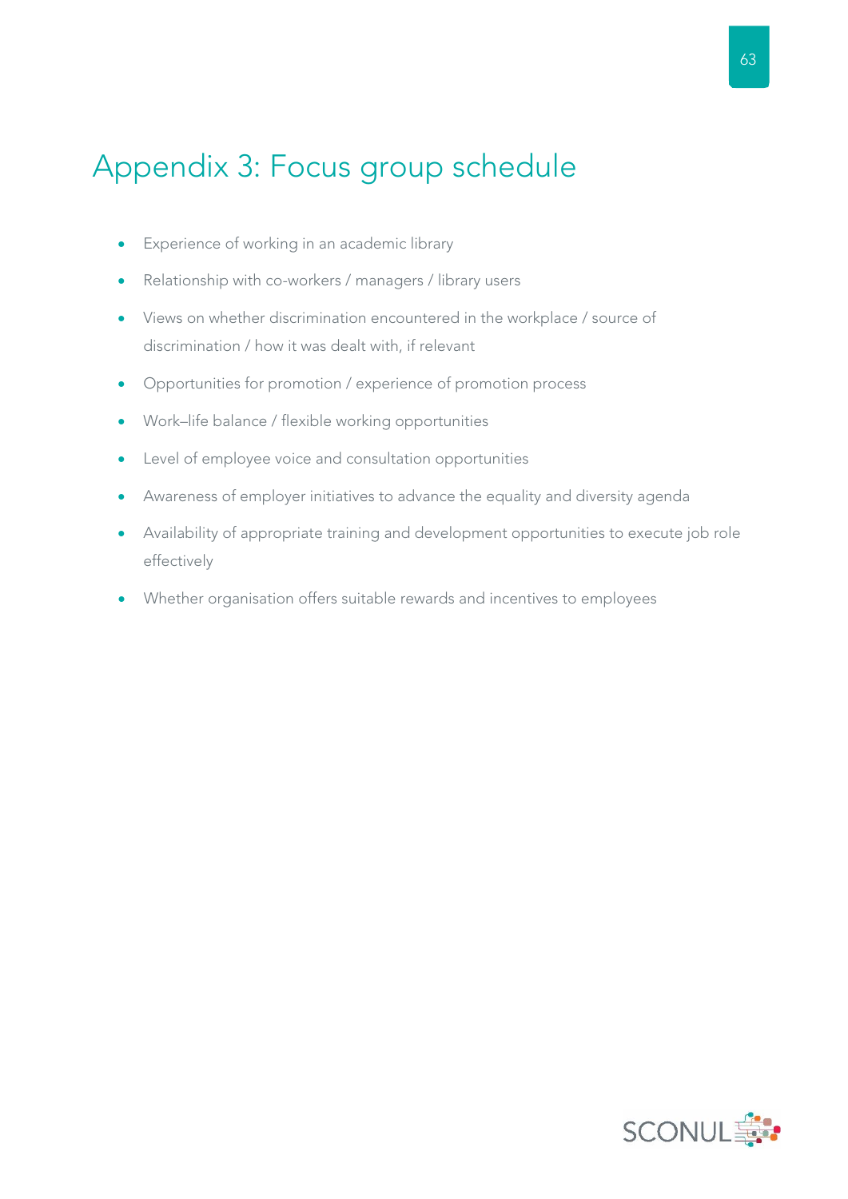# Appendix 3: Focus group schedule

- Experience of working in an academic library
- Relationship with co-workers / managers / library users
- Views on whether discrimination encountered in the workplace / source of discrimination / how it was dealt with, if relevant
- Opportunities for promotion / experience of promotion process
- Work–life balance / flexible working opportunities
- Level of employee voice and consultation opportunities
- Awareness of employer initiatives to advance the equality and diversity agenda
- Availability of appropriate training and development opportunities to execute job role effectively
- Whether organisation offers suitable rewards and incentives to employees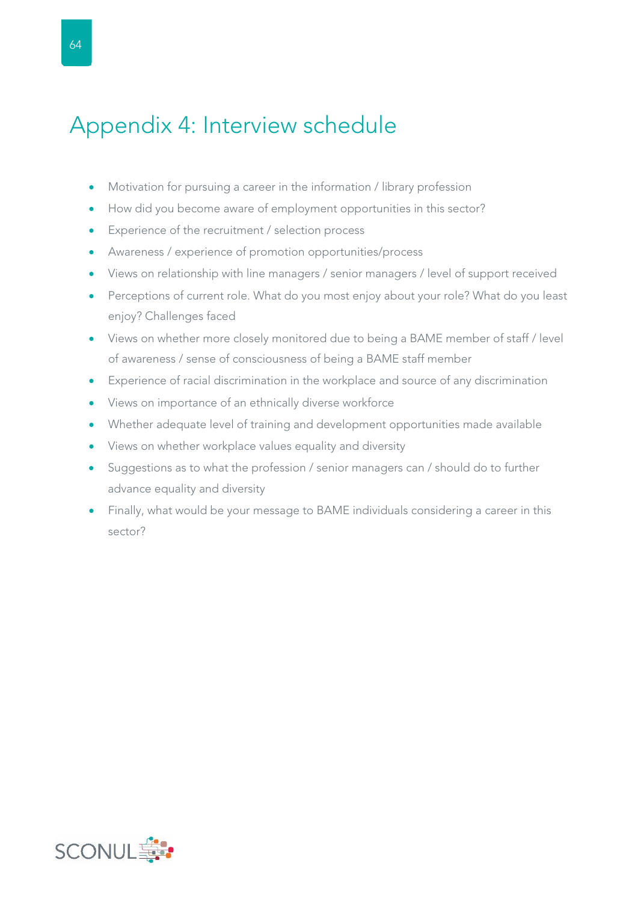# Appendix 4: Interview schedule

- Motivation for pursuing a career in the information / library profession
- How did you become aware of employment opportunities in this sector?
- Experience of the recruitment / selection process
- Awareness / experience of promotion opportunities/process
- Views on relationship with line managers / senior managers / level of support received
- Perceptions of current role. What do you most enjoy about your role? What do you least enjoy? Challenges faced
- Views on whether more closely monitored due to being a BAME member of staff / level of awareness / sense of consciousness of being a BAME staff member
- Experience of racial discrimination in the workplace and source of any discrimination
- Views on importance of an ethnically diverse workforce
- Whether adequate level of training and development opportunities made available
- Views on whether workplace values equality and diversity
- Suggestions as to what the profession / senior managers can / should do to further advance equality and diversity
- Finally, what would be your message to BAME individuals considering a career in this sector?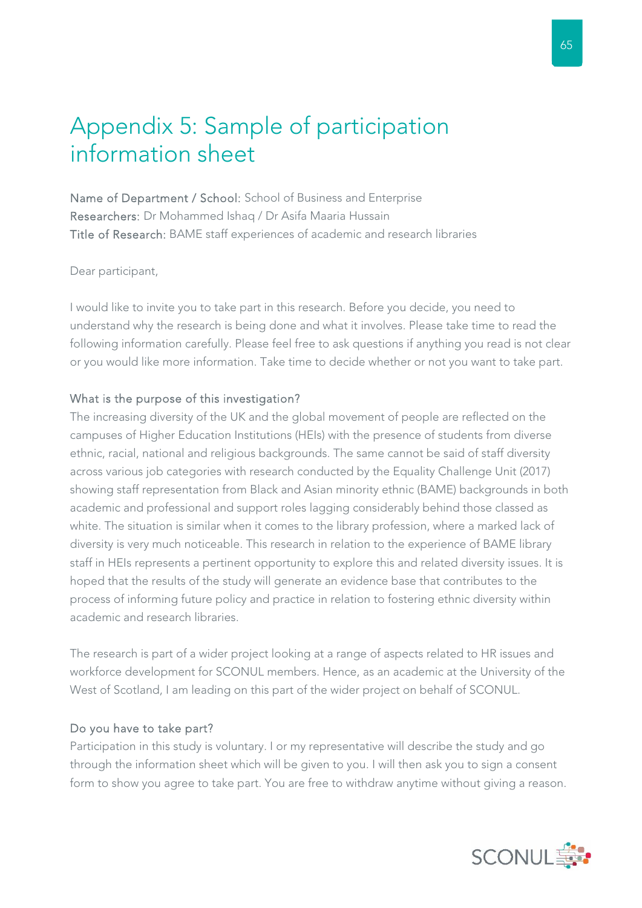# Appendix 5: Sample of participation information sheet

Name of Department / School: School of Business and Enterprise
Researchers: Dr Mohammed Ishaq / Dr Asifa Maaria Hussain
Title of Research: BAME staff experiences of academic and research libraries

Dear participant,

I would like to invite you to take part in this research. Before you decide, you need to understand why the research is being done and what it involves. Please take time to read the following information carefully. Please feel free to ask questions if anything you read is not clear or you would like more information. Take time to decide whether or not you want to take part.

### What is the purpose of this investigation?

The increasing diversity of the UK and the global movement of people are reflected on the campuses of Higher Education Institutions (HEIs) with the presence of students from diverse ethnic, racial, national and religious backgrounds. The same cannot be said of staff diversity across various job categories with research conducted by the Equality Challenge Unit (2017) showing staff representation from Black and Asian minority ethnic (BAME) backgrounds in both academic and professional and support roles lagging considerably behind those classed as white. The situation is similar when it comes to the library profession, where a marked lack of diversity is very much noticeable. This research in relation to the experience of BAME library staff in HEIs represents a pertinent opportunity to explore this and related diversity issues. It is hoped that the results of the study will generate an evidence base that contributes to the process of informing future policy and practice in relation to fostering ethnic diversity within academic and research libraries.

The research is part of a wider project looking at a range of aspects related to HR issues and workforce development for SCONUL members. Hence, as an academic at the University of the West of Scotland, I am leading on this part of the wider project on behalf of SCONUL.

### Do you have to take part?

Participation in this study is voluntary. I or my representative will describe the study and go through the information sheet which will be given to you. I will then ask you to sign a consent form to show you agree to take part. You are free to withdraw anytime without giving a reason.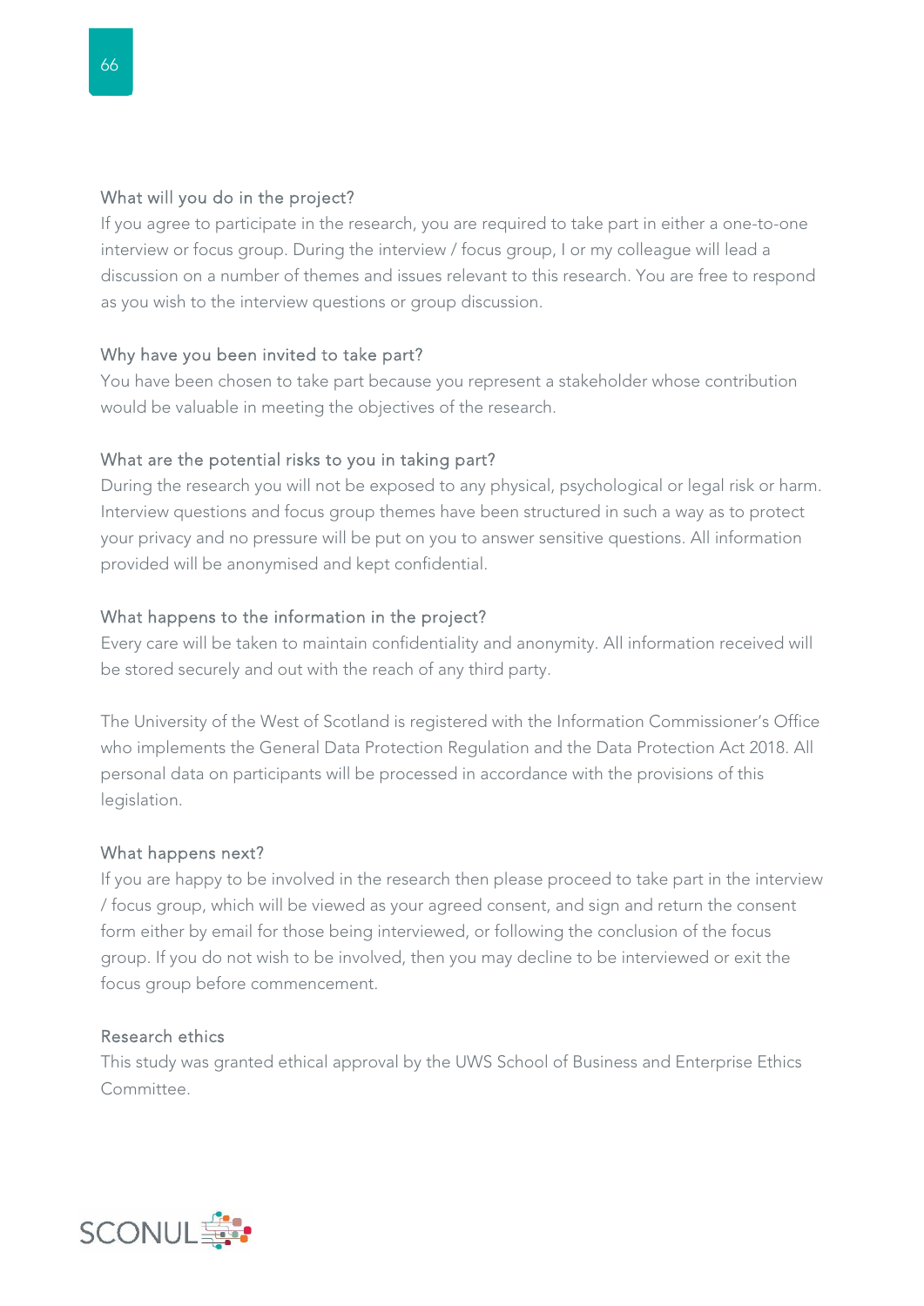### What will you do in the project?

If you agree to participate in the research, you are required to take part in either a one-to-one interview or focus group. During the interview / focus group, I or my colleague will lead a discussion on a number of themes and issues relevant to this research. You are free to respond as you wish to the interview questions or group discussion.

### Why have you been invited to take part?

You have been chosen to take part because you represent a stakeholder whose contribution would be valuable in meeting the objectives of the research.

### What are the potential risks to you in taking part?

During the research you will not be exposed to any physical, psychological or legal risk or harm. Interview questions and focus group themes have been structured in such a way as to protect your privacy and no pressure will be put on you to answer sensitive questions. All information provided will be anonymised and kept confidential.

### What happens to the information in the project?

Every care will be taken to maintain confidentiality and anonymity. All information received will be stored securely and out with the reach of any third party.

The University of the West of Scotland is registered with the Information Commissioner's Office who implements the General Data Protection Regulation and the Data Protection Act 2018. All personal data on participants will be processed in accordance with the provisions of this legislation.

### What happens next?

If you are happy to be involved in the research then please proceed to take part in the interview / focus group, which will be viewed as your agreed consent, and sign and return the consent form either by email for those being interviewed, or following the conclusion of the focus group. If you do not wish to be involved, then you may decline to be interviewed or exit the focus group before commencement.

### Research ethics

This study was granted ethical approval by the UWS School of Business and Enterprise Ethics Committee.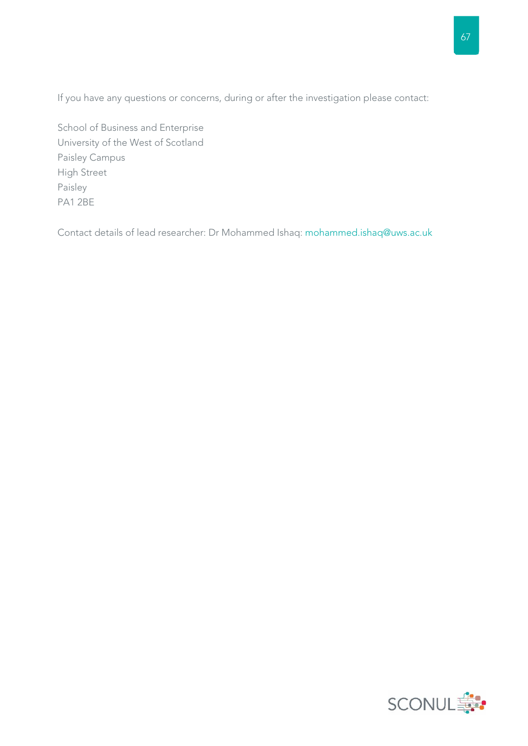If you have any questions or concerns, during or after the investigation please contact:

School of Business and Enterprise  
University of the West of Scotland  
Paisley Campus  
High Street  
Paisley  
PA1 2BE

Contact details of lead researcher: Dr Mohammed Ishaq: mohammed.ishaq@uws.ac.uk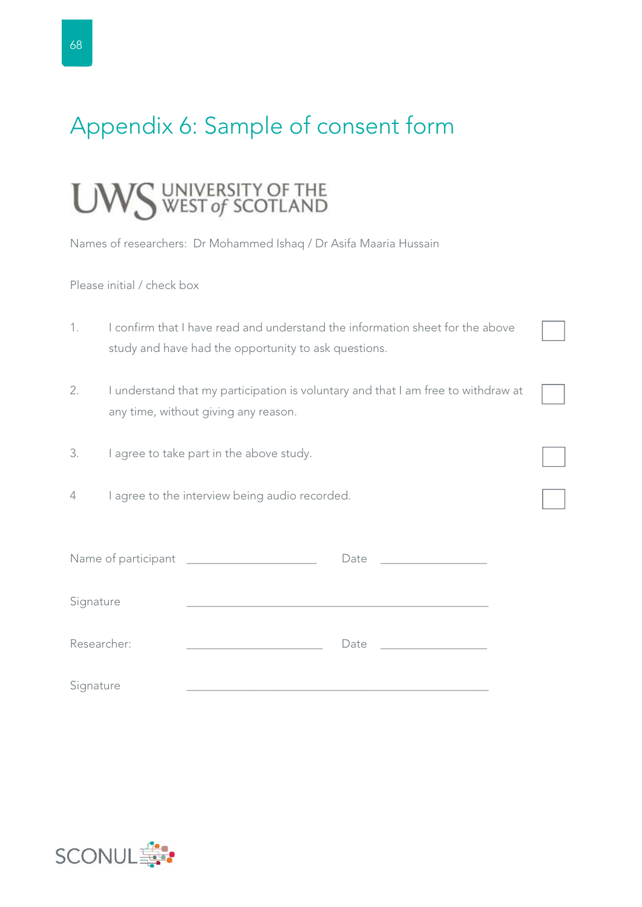# Appendix 6: Sample of consent form

UWS UNIVERSITY OF THE WEST of SCOTLAND

Names of researchers: Dr Mohammed Ishaq / Dr Asifa Maaria Hussain

Please initial / check box

1. I confirm that I have read and understand the information sheet for the above study and have had the opportunity to ask questions. ☐

2. I understand that my participation is voluntary and that I am free to withdraw at any time, without giving any reason. ☐

3. I agree to take part in the above study. ☐

4 I agree to the interview being audio recorded. ☐

Name of participant \_\_\_\_\_\_\_\_\_\_\_\_\_\_\_\_\_\_\_\_ Date \_\_\_\_\_\_\_\_\_\_\_\_\_\_\_\_

Signature \_\_\_\_\_\_\_\_\_\_\_\_\_\_\_\_\_\_\_\_\_\_\_\_\_\_\_\_\_\_\_\_\_\_\_\_\_\_\_\_\_\_\_\_

Researcher: \_\_\_\_\_\_\_\_\_\_\_\_\_\_\_\_\_\_\_\_ Date \_\_\_\_\_\_\_\_\_\_\_\_\_\_\_\_

Signature \_\_\_\_\_\_\_\_\_\_\_\_\_\_\_\_\_\_\_\_\_\_\_\_\_\_\_\_\_\_\_\_\_\_\_\_\_\_\_\_\_\_\_\_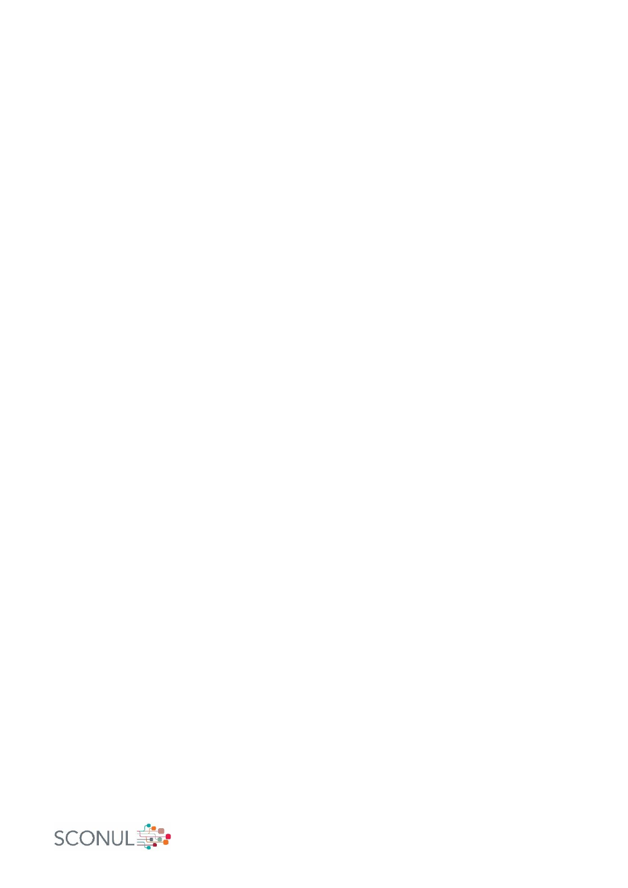SCONUL